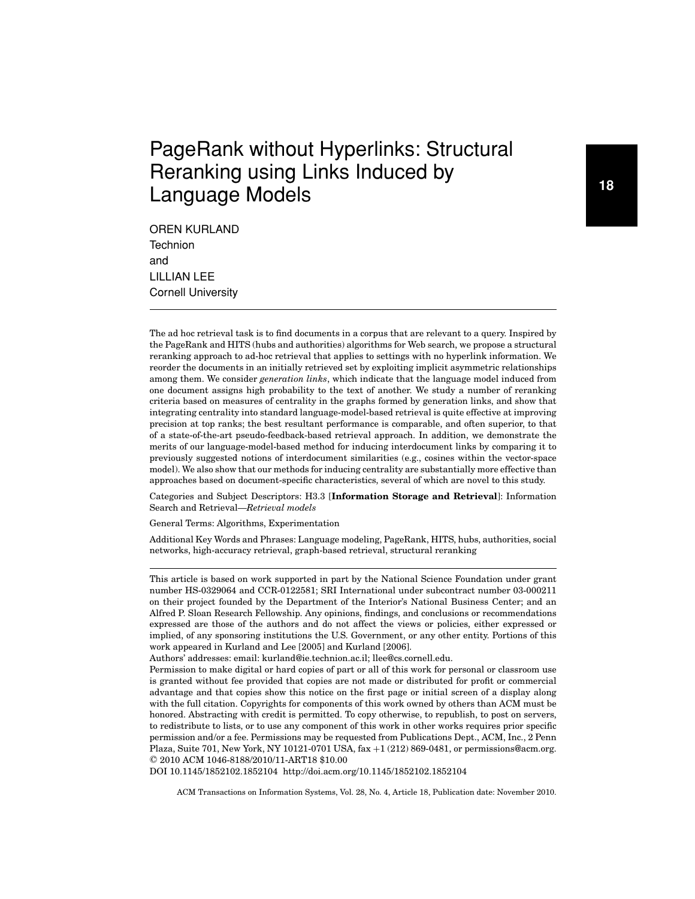# PageRank without Hyperlinks: Structural Reranking using Links Induced by Language Models

OREN KURLAND
Technion
and
LILLIAN LEE
Cornell University

---

The ad hoc retrieval task is to find documents in a corpus that are relevant to a query. Inspired by the PageRank and HITS (hubs and authorities) algorithms for Web search, we propose a structural reranking approach to ad-hoc retrieval that applies to settings with no hyperlink information. We reorder the documents in an initially retrieved set by exploiting implicit asymmetric relationships among them. We consider *generation links*, which indicate that the language model induced from one document assigns high probability to the text of another. We study a number of reranking criteria based on measures of centrality in the graphs formed by generation links, and show that integrating centrality into standard language-model-based retrieval is quite effective at improving precision at top ranks; the best resultant performance is comparable, and often superior, to that of a state-of-the-art pseudo-feedback-based retrieval approach. In addition, we demonstrate the merits of our language-model-based method for inducing interdocument links by comparing it to previously suggested notions of interdocument similarities (e.g., cosines within the vector-space model). We also show that our methods for inducing centrality are substantially more effective than approaches based on document-specific characteristics, several of which are novel to this study.

Categories and Subject Descriptors: H3.3 [**Information Storage and Retrieval**]: Information Search and Retrieval—*Retrieval models*

General Terms: Algorithms, Experimentation

Additional Key Words and Phrases: Language modeling, PageRank, HITS, hubs, authorities, social networks, high-accuracy retrieval, graph-based retrieval, structural reranking

---

This article is based on work supported in part by the National Science Foundation under grant number HS-0329064 and CCR-0122581; SRI International under subcontract number 03-000211 on their project founded by the Department of the Interior's National Business Center; and an Alfred P. Sloan Research Fellowship. Any opinions, findings, and conclusions or recommendations expressed are those of the authors and do not affect the views or policies, either expressed or implied, of any sponsoring institutions the U.S. Government, or any other entity. Portions of this work appeared in Kurland and Lee [2005] and Kurland [2006].

Authors' addresses: email: kurland@ie.technion.ac.il; llee@cs.cornell.edu.

Permission to make digital or hard copies of part or all of this work for personal or classroom use is granted without fee provided that copies are not made or distributed for profit or commercial advantage and that copies show this notice on the first page or initial screen of a display along with the full citation. Copyrights for components of this work owned by others than ACM must be honored. Abstracting with credit is permitted. To copy otherwise, to republish, to post on servers, to redistribute to lists, or to use any component of this work in other works requires prior specific permission and/or a fee. Permissions may be requested from Publications Dept., ACM, Inc., 2 Penn Plaza, Suite 701, New York, NY 10121-0701 USA, fax +1 (212) 869-0481, or permissions@acm.org.
© 2010 ACM 1046-8188/2010/11-ART18 $10.00
DOI 10.1145/1852102.1852104 http://doi.acm.org/10.1145/1852102.1852104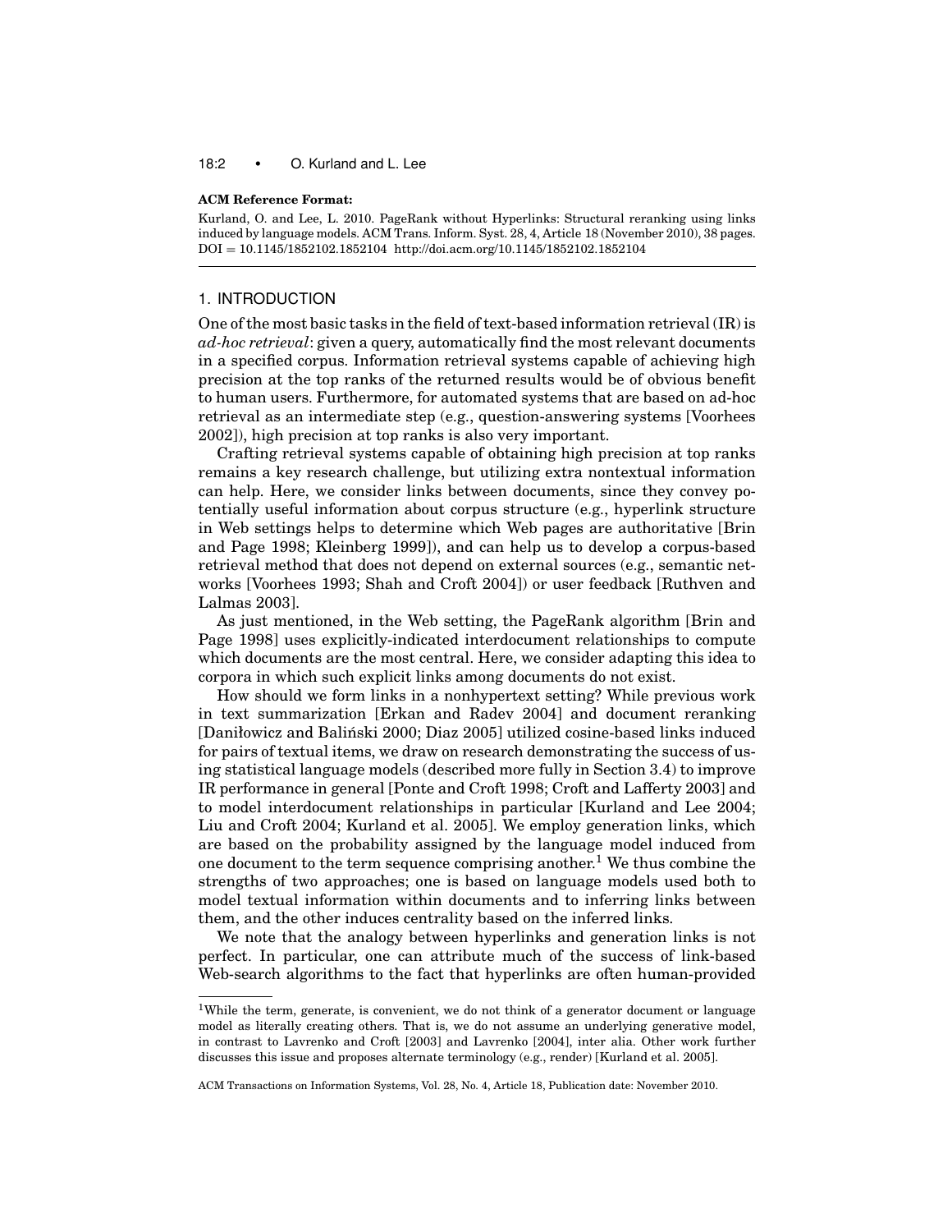**ACM Reference Format:**

Kurland, O. and Lee, L. 2010. PageRank without Hyperlinks: Structural reranking using links induced by language models. ACM Trans. Inform. Syst. 28, 4, Article 18 (November 2010), 38 pages. DOI = 10.1145/1852102.1852104 http://doi.acm.org/10.1145/1852102.1852104

## 1. INTRODUCTION

One of the most basic tasks in the field of text-based information retrieval (IR) is *ad-hoc retrieval*: given a query, automatically find the most relevant documents in a specified corpus. Information retrieval systems capable of achieving high precision at the top ranks of the returned results would be of obvious benefit to human users. Furthermore, for automated systems that are based on ad-hoc retrieval as an intermediate step (e.g., question-answering systems [Voorhees 2002]), high precision at top ranks is also very important.

Crafting retrieval systems capable of obtaining high precision at top ranks remains a key research challenge, but utilizing extra nontextual information can help. Here, we consider links between documents, since they convey potentially useful information about corpus structure (e.g., hyperlink structure in Web settings helps to determine which Web pages are authoritative [Brin and Page 1998; Kleinberg 1999]), and can help us to develop a corpus-based retrieval method that does not depend on external sources (e.g., semantic networks [Voorhees 1993; Shah and Croft 2004]) or user feedback [Ruthven and Lalmas 2003].

As just mentioned, in the Web setting, the PageRank algorithm [Brin and Page 1998] uses explicitly-indicated interdocument relationships to compute which documents are the most central. Here, we consider adapting this idea to corpora in which such explicit links among documents do not exist.

How should we form links in a nonhypertext setting? While previous work in text summarization [Erkan and Radev 2004] and document reranking [Daniłowicz and Baliński 2000; Diaz 2005] utilized cosine-based links induced for pairs of textual items, we draw on research demonstrating the success of using statistical language models (described more fully in Section 3.4) to improve IR performance in general [Ponte and Croft 1998; Croft and Lafferty 2003] and to model interdocument relationships in particular [Kurland and Lee 2004; Liu and Croft 2004; Kurland et al. 2005]. We employ generation links, which are based on the probability assigned by the language model induced from one document to the term sequence comprising another.[1] We thus combine the strengths of two approaches; one is based on language models used both to model textual information within documents and to inferring links between them, and the other induces centrality based on the inferred links.

We note that the analogy between hyperlinks and generation links is not perfect. In particular, one can attribute much of the success of link-based Web-search algorithms to the fact that hyperlinks are often human-provided

[1]While the term, generate, is convenient, we do not think of a generator document or language model as literally creating others. That is, we do not assume an underlying generative model, in contrast to Lavrenko and Croft [2003] and Lavrenko [2004], inter alia. Other work further discusses this issue and proposes alternate terminology (e.g., render) [Kurland et al. 2005].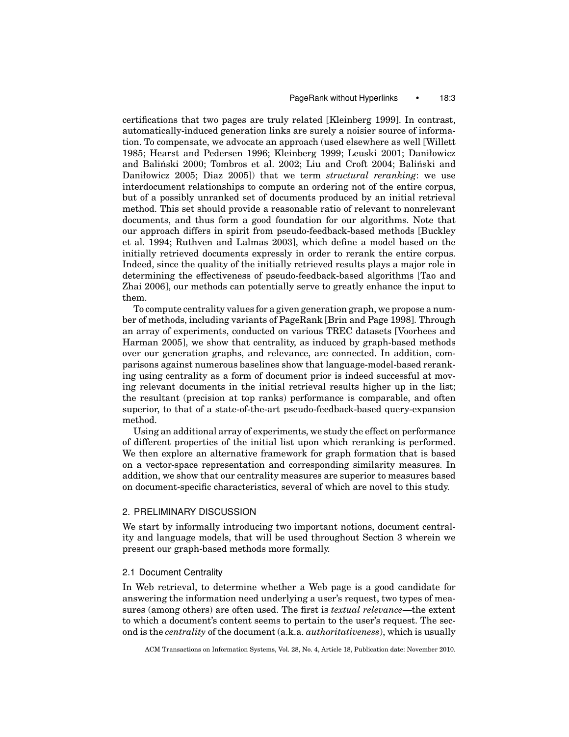certifications that two pages are truly related [Kleinberg 1999]. In contrast, automatically-induced generation links are surely a noisier source of information. To compensate, we advocate an approach (used elsewhere as well [Willett 1985; Hearst and Pedersen 1996; Kleinberg 1999; Leuski 2001; Daniłowicz and Baliński 2000; Tombros et al. 2002; Liu and Croft 2004; Baliński and Daniłowicz 2005; Diaz 2005]) that we term *structural reranking*: we use interdocument relationships to compute an ordering not of the entire corpus, but of a possibly unranked set of documents produced by an initial retrieval method. This set should provide a reasonable ratio of relevant to nonrelevant documents, and thus form a good foundation for our algorithms. Note that our approach differs in spirit from pseudo-feedback-based methods [Buckley et al. 1994; Ruthven and Lalmas 2003], which define a model based on the initially retrieved documents expressly in order to rerank the entire corpus. Indeed, since the quality of the initially retrieved results plays a major role in determining the effectiveness of pseudo-feedback-based algorithms [Tao and Zhai 2006], our methods can potentially serve to greatly enhance the input to them.

To compute centrality values for a given generation graph, we propose a number of methods, including variants of PageRank [Brin and Page 1998]. Through an array of experiments, conducted on various TREC datasets [Voorhees and Harman 2005], we show that centrality, as induced by graph-based methods over our generation graphs, and relevance, are connected. In addition, comparisons against numerous baselines show that language-model-based reranking using centrality as a form of document prior is indeed successful at moving relevant documents in the initial retrieval results higher up in the list; the resultant (precision at top ranks) performance is comparable, and often superior, to that of a state-of-the-art pseudo-feedback-based query-expansion method.

Using an additional array of experiments, we study the effect on performance of different properties of the initial list upon which reranking is performed. We then explore an alternative framework for graph formation that is based on a vector-space representation and corresponding similarity measures. In addition, we show that our centrality measures are superior to measures based on document-specific characteristics, several of which are novel to this study.

## 2. PRELIMINARY DISCUSSION

We start by informally introducing two important notions, document centrality and language models, that will be used throughout Section 3 wherein we present our graph-based methods more formally.

### 2.1 Document Centrality

In Web retrieval, to determine whether a Web page is a good candidate for answering the information need underlying a user's request, two types of measures (among others) are often used. The first is *textual relevance*—the extent to which a document's content seems to pertain to the user's request. The second is the *centrality* of the document (a.k.a. *authoritativeness*), which is usually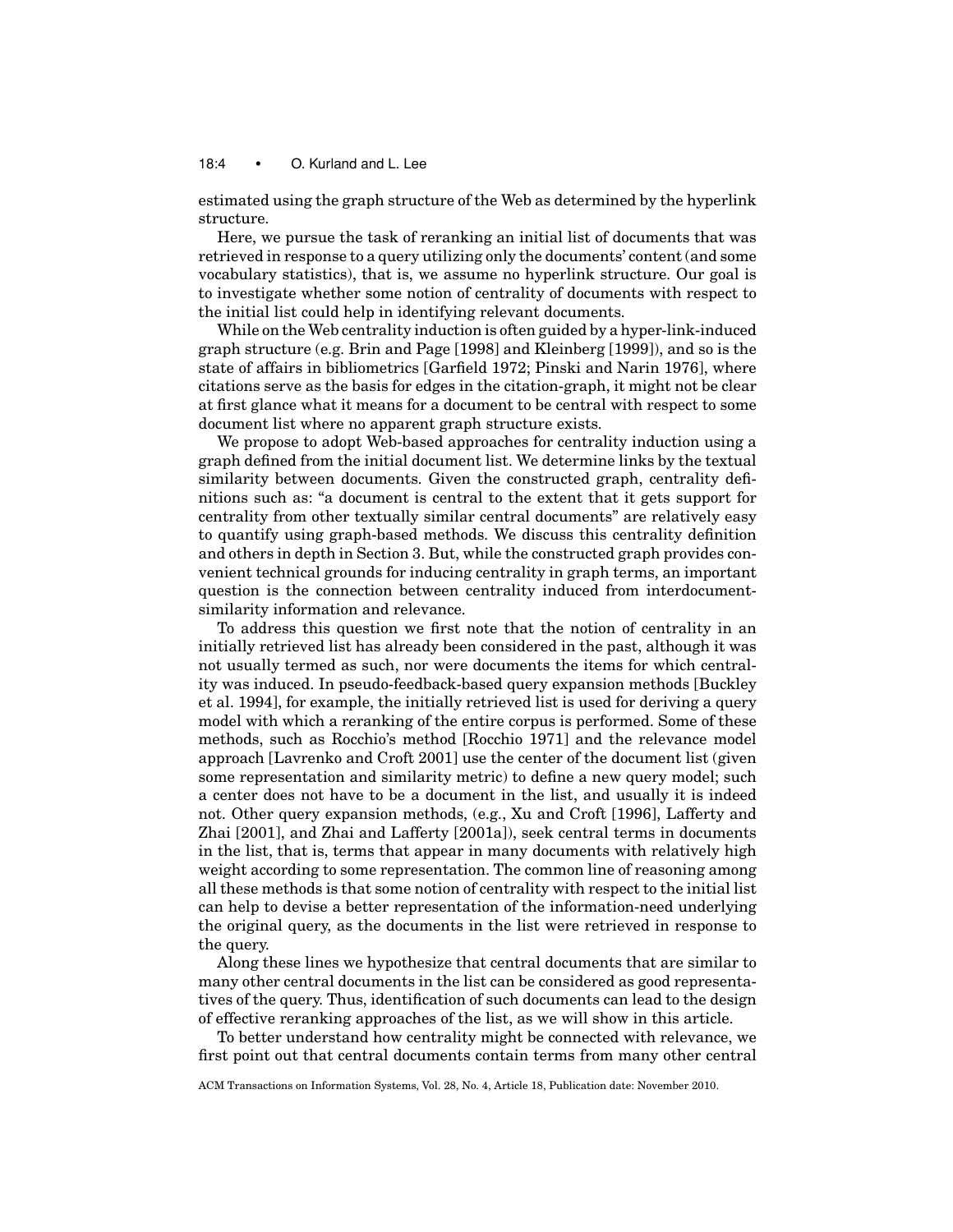estimated using the graph structure of the Web as determined by the hyperlink structure.

Here, we pursue the task of reranking an initial list of documents that was retrieved in response to a query utilizing only the documents' content (and some vocabulary statistics), that is, we assume no hyperlink structure. Our goal is to investigate whether some notion of centrality of documents with respect to the initial list could help in identifying relevant documents.

While on the Web centrality induction is often guided by a hyper-link-induced graph structure (e.g. Brin and Page [1998] and Kleinberg [1999]), and so is the state of affairs in bibliometrics [Garfield 1972; Pinski and Narin 1976], where citations serve as the basis for edges in the citation-graph, it might not be clear at first glance what it means for a document to be central with respect to some document list where no apparent graph structure exists.

We propose to adopt Web-based approaches for centrality induction using a graph defined from the initial document list. We determine links by the textual similarity between documents. Given the constructed graph, centrality definitions such as: "a document is central to the extent that it gets support for centrality from other textually similar central documents" are relatively easy to quantify using graph-based methods. We discuss this centrality definition and others in depth in Section 3. But, while the constructed graph provides convenient technical grounds for inducing centrality in graph terms, an important question is the connection between centrality induced from interdocument-similarity information and relevance.

To address this question we first note that the notion of centrality in an initially retrieved list has already been considered in the past, although it was not usually termed as such, nor were documents the items for which centrality was induced. In pseudo-feedback-based query expansion methods [Buckley et al. 1994], for example, the initially retrieved list is used for deriving a query model with which a reranking of the entire corpus is performed. Some of these methods, such as Rocchio's method [Rocchio 1971] and the relevance model approach [Lavrenko and Croft 2001] use the center of the document list (given some representation and similarity metric) to define a new query model; such a center does not have to be a document in the list, and usually it is indeed not. Other query expansion methods, (e.g., Xu and Croft [1996], Lafferty and Zhai [2001], and Zhai and Lafferty [2001a]), seek central terms in documents in the list, that is, terms that appear in many documents with relatively high weight according to some representation. The common line of reasoning among all these methods is that some notion of centrality with respect to the initial list can help to devise a better representation of the information-need underlying the original query, as the documents in the list were retrieved in response to the query.

Along these lines we hypothesize that central documents that are similar to many other central documents in the list can be considered as good representatives of the query. Thus, identification of such documents can lead to the design of effective reranking approaches of the list, as we will show in this article.

To better understand how centrality might be connected with relevance, we first point out that central documents contain terms from many other central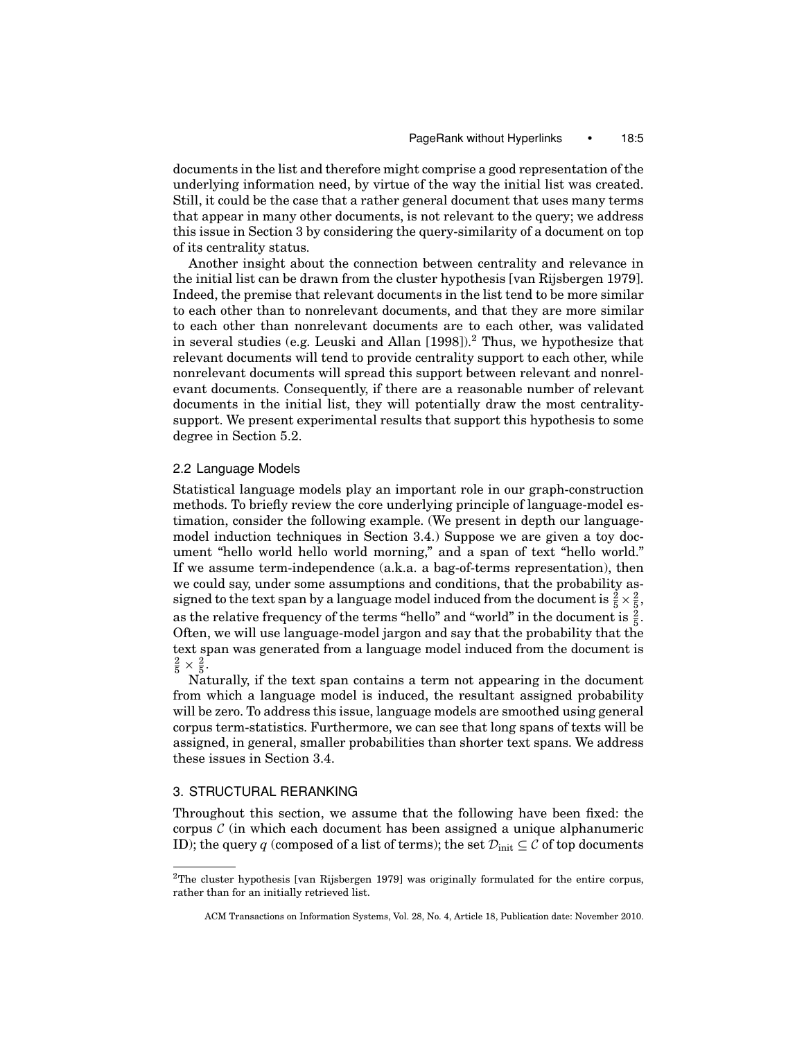documents in the list and therefore might comprise a good representation of the underlying information need, by virtue of the way the initial list was created. Still, it could be the case that a rather general document that uses many terms that appear in many other documents, is not relevant to the query; we address this issue in Section 3 by considering the query-similarity of a document on top of its centrality status.

Another insight about the connection between centrality and relevance in the initial list can be drawn from the cluster hypothesis [van Rijsbergen 1979]. Indeed, the premise that relevant documents in the list tend to be more similar to each other than to nonrelevant documents, and that they are more similar to each other than nonrelevant documents are to each other, was validated in several studies (e.g. Leuski and Allan [1998]).[2] Thus, we hypothesize that relevant documents will tend to provide centrality support to each other, while nonrelevant documents will spread this support between relevant and nonrelevant documents. Consequently, if there are a reasonable number of relevant documents in the initial list, they will potentially draw the most centrality-support. We present experimental results that support this hypothesis to some degree in Section 5.2.

### 2.2 Language Models

Statistical language models play an important role in our graph-construction methods. To briefly review the core underlying principle of language-model estimation, consider the following example. (We present in depth our language-model induction techniques in Section 3.4.) Suppose we are given a toy document "hello world hello world morning," and a span of text "hello world." If we assume term-independence (a.k.a. a bag-of-terms representation), then we could say, under some assumptions and conditions, that the probability assigned to the text span by a language model induced from the document is $\frac{2}{5} \times \frac{2}{5}$, as the relative frequency of the terms "hello" and "world" in the document is $\frac{2}{5}$. Often, we will use language-model jargon and say that the probability that the text span was generated from a language model induced from the document is $\frac{2}{5} \times \frac{2}{5}$.

Naturally, if the text span contains a term not appearing in the document from which a language model is induced, the resultant assigned probability will be zero. To address this issue, language models are smoothed using general corpus term-statistics. Furthermore, we can see that long spans of texts will be assigned, in general, smaller probabilities than shorter text spans. We address these issues in Section 3.4.

## 3. STRUCTURAL RERANKING

Throughout this section, we assume that the following have been fixed: the corpus $\mathcal{C}$ (in which each document has been assigned a unique alphanumeric ID); the query $q$ (composed of a list of terms); the set $\mathcal{D}_{\text{init}} \subseteq \mathcal{C}$ of top documents

---

[2] The cluster hypothesis [van Rijsbergen 1979] was originally formulated for the entire corpus, rather than for an initially retrieved list.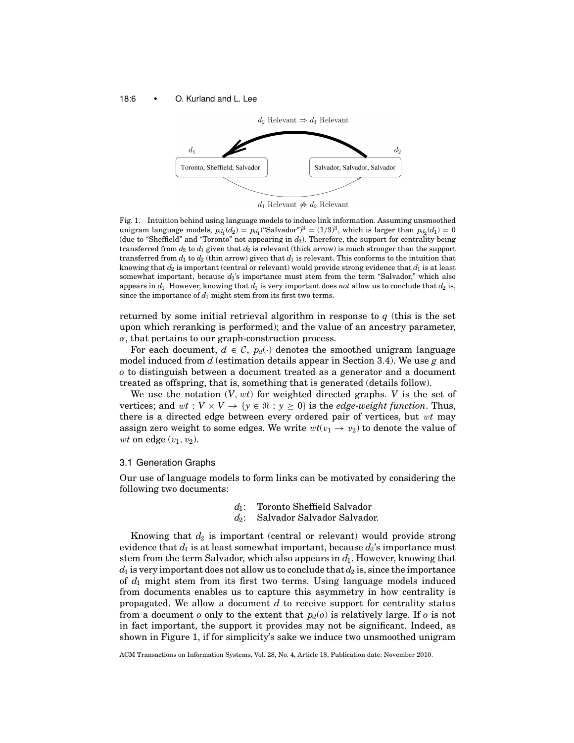$d_2$ Relevant $\Rightarrow$ $d_1$ Relevant

$d_1$ — Toronto, Sheffield, Salvador

$d_2$ — Salvador, Salvador, Salvador

$d_1$ Relevant $\not\Rightarrow$ $d_2$ Relevant

Fig. 1. Intuition behind using language models to induce link information. Assuming unsmoothed unigram language models, $p_{d_1}(d_2) = p_{d_1}(\text{"Salvador"})^3 = (1/3)^3$, which is larger than $p_{d_2}(d_1) = 0$ (due to "Sheffield" and "Toronto" not appearing in $d_2$). Therefore, the support for centrality being transferred from $d_2$ to $d_1$ given that $d_2$ is relevant (thick arrow) is much stronger than the support transferred from $d_1$ to $d_2$ (thin arrow) given that $d_1$ is relevant. This conforms to the intuition that knowing that $d_2$ is important (central or relevant) would provide strong evidence that $d_1$ is at least somewhat important, because $d_2$'s importance must stem from the term "Salvador," which also appears in $d_1$. However, knowing that $d_1$ is very important does *not* allow us to conclude that $d_2$ is, since the importance of $d_1$ might stem from its first two terms.

returned by some initial retrieval algorithm in response to $q$ (this is the set upon which reranking is performed); and the value of an ancestry parameter, $\alpha$, that pertains to our graph-construction process.

For each document, $d \in \mathcal{C}$, $p_d(\cdot)$ denotes the smoothed unigram language model induced from $d$ (estimation details appear in Section 3.4). We use $g$ and $o$ to distinguish between a document treated as a generator and a document treated as offspring, that is, something that is generated (details follow).

We use the notation $(V, wt)$ for weighted directed graphs. $V$ is the set of vertices; and $wt : V \times V \rightarrow \{y \in \Re : y \geq 0\}$ is the *edge-weight function*. Thus, there is a directed edge between every ordered pair of vertices, but $wt$ may assign zero weight to some edges. We write $wt(v_1 \rightarrow v_2)$ to denote the value of $wt$ on edge $(v_1, v_2)$.

### 3.1 Generation Graphs

Our use of language models to form links can be motivated by considering the following two documents:

$d_1$: Toronto Sheffield Salvador
$d_2$: Salvador Salvador Salvador.

Knowing that $d_2$ is important (central or relevant) would provide strong evidence that $d_1$ is at least somewhat important, because $d_2$'s importance must stem from the term Salvador, which also appears in $d_1$. However, knowing that $d_1$ is very important does not allow us to conclude that $d_2$ is, since the importance of $d_1$ might stem from its first two terms. Using language models induced from documents enables us to capture this asymmetry in how centrality is propagated. We allow a document $d$ to receive support for centrality status from a document $o$ only to the extent that $p_d(o)$ is relatively large. If $o$ is not in fact important, the support it provides may not be significant. Indeed, as shown in Figure 1, if for simplicity's sake we induce two unsmoothed unigram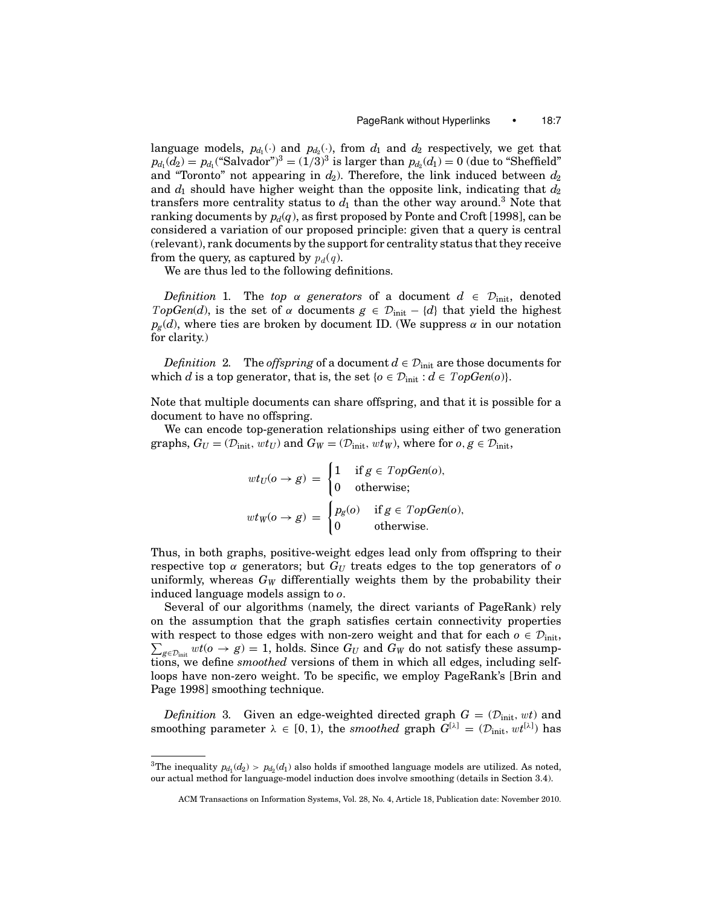language models, $p_{d_1}(\cdot)$ and $p_{d_2}(\cdot)$, from $d_1$ and $d_2$ respectively, we get that $p_{d_1}(d_2) = p_{d_1}(\text{"Salvador"})^3 = (1/3)^3$ is larger than $p_{d_2}(d_1) = 0$ (due to "Sheffield" and "Toronto" not appearing in $d_2$). Therefore, the link induced between $d_2$ and $d_1$ should have higher weight than the opposite link, indicating that $d_2$ transfers more centrality status to $d_1$ than the other way around.[3] Note that ranking documents by $p_d(q)$, as first proposed by Ponte and Croft [1998], can be considered a variation of our proposed principle: given that a query is central (relevant), rank documents by the support for centrality status that they receive from the query, as captured by $p_d(q)$.

We are thus led to the following definitions.

*Definition* 1. The *top $\alpha$ generators* of a document $d \in \mathcal{D}_{\text{init}}$, denoted $TopGen(d)$, is the set of $\alpha$ documents $g \in \mathcal{D}_{\text{init}} - \{d\}$ that yield the highest $p_g(d)$, where ties are broken by document ID. (We suppress $\alpha$ in our notation for clarity.)

*Definition* 2. The *offspring* of a document $d \in \mathcal{D}_{\text{init}}$ are those documents for which $d$ is a top generator, that is, the set $\{o \in \mathcal{D}_{\text{init}} : d \in TopGen(o)\}$.

Note that multiple documents can share offspring, and that it is possible for a document to have no offspring.

We can encode top-generation relationships using either of two generation graphs, $G_U = (\mathcal{D}_{\text{init}}, wt_U)$ and $G_W = (\mathcal{D}_{\text{init}}, wt_W)$, where for $o, g \in \mathcal{D}_{\text{init}}$,

$$wt_U(o \to g) = \begin{cases} 1 & \text{if } g \in TopGen(o), \\ 0 & \text{otherwise;} \end{cases}$$

$$wt_W(o \to g) = \begin{cases} p_g(o) & \text{if } g \in TopGen(o), \\ 0 & \text{otherwise.} \end{cases}$$

Thus, in both graphs, positive-weight edges lead only from offspring to their respective top $\alpha$ generators; but $G_U$ treats edges to the top generators of $o$ uniformly, whereas $G_W$ differentially weights them by the probability their induced language models assign to $o$.

Several of our algorithms (namely, the direct variants of PageRank) rely on the assumption that the graph satisfies certain connectivity properties with respect to those edges with non-zero weight and that for each $o \in \mathcal{D}_{\text{init}}$, $\sum_{g \in \mathcal{D}_{\text{init}}} wt(o \to g) = 1$, holds. Since $G_U$ and $G_W$ do not satisfy these assumptions, we define *smoothed* versions of them in which all edges, including self-loops have non-zero weight. To be specific, we employ PageRank's [Brin and Page 1998] smoothing technique.

*Definition* 3. Given an edge-weighted directed graph $G = (\mathcal{D}_{\text{init}}, wt)$ and smoothing parameter $\lambda \in [0, 1)$, the *smoothed* graph $G^{[\lambda]} = (\mathcal{D}_{\text{init}}, wt^{[\lambda]})$ has

[3] The inequality $p_{d_1}(d_2) > p_{d_2}(d_1)$ also holds if smoothed language models are utilized. As noted, our actual method for language-model induction does involve smoothing (details in Section 3.4).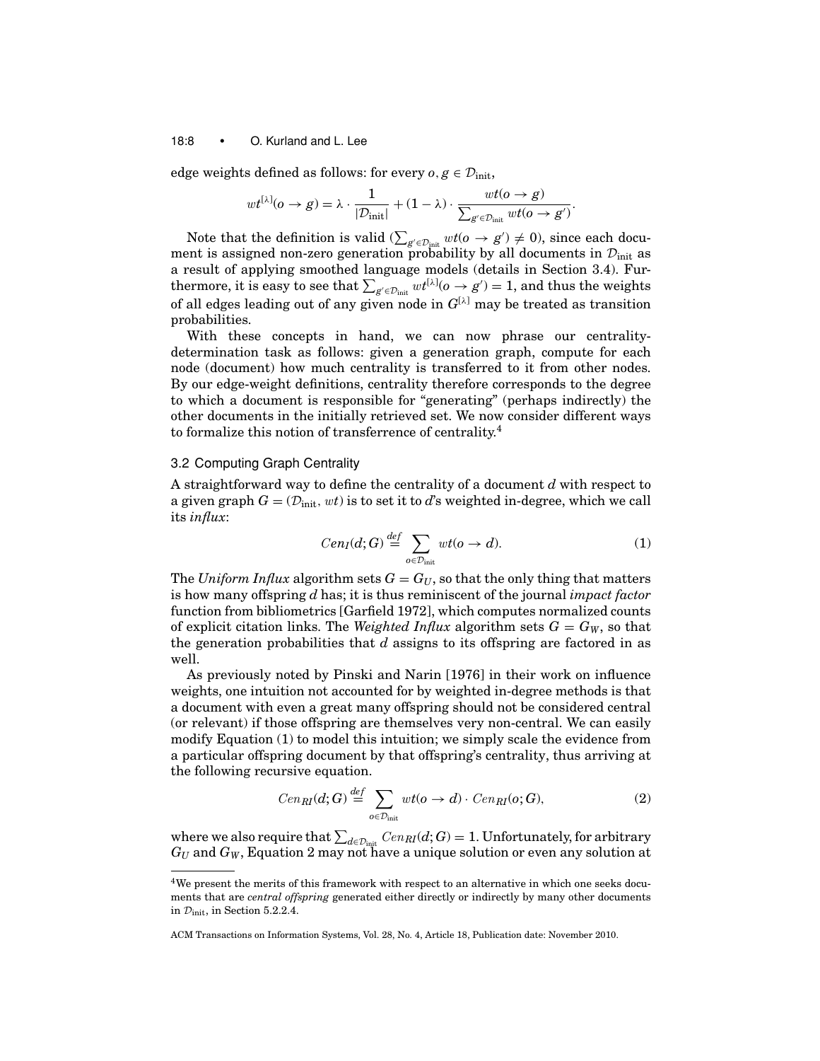edge weights defined as follows: for every $o, g \in \mathcal{D}_{\text{init}}$,

$$wt^{[\lambda]}(o \to g) = \lambda \cdot \frac{1}{|\mathcal{D}_{\text{init}}|} + (1 - \lambda) \cdot \frac{wt(o \to g)}{\sum_{g' \in \mathcal{D}_{\text{init}}} wt(o \to g')}.$$

Note that the definition is valid ($\sum_{g' \in \mathcal{D}_{\text{init}}} wt(o \to g') \neq 0$), since each document is assigned non-zero generation probability by all documents in $\mathcal{D}_{\text{init}}$ as a result of applying smoothed language models (details in Section 3.4). Furthermore, it is easy to see that $\sum_{g' \in \mathcal{D}_{\text{init}}} wt^{[\lambda]}(o \to g') = 1$, and thus the weights of all edges leading out of any given node in $G^{[\lambda]}$ may be treated as transition probabilities.

With these concepts in hand, we can now phrase our centrality-determination task as follows: given a generation graph, compute for each node (document) how much centrality is transferred to it from other nodes. By our edge-weight definitions, centrality therefore corresponds to the degree to which a document is responsible for "generating" (perhaps indirectly) the other documents in the initially retrieved set. We now consider different ways to formalize this notion of transferrence of centrality.[4]

## 3.2 Computing Graph Centrality

A straightforward way to define the centrality of a document $d$ with respect to a given graph $G = (\mathcal{D}_{\text{init}}, wt)$ is to set it to $d$'s weighted in-degree, which we call its *influx*:

$$Cen_I(d; G) \stackrel{def}{=} \sum_{o \in \mathcal{D}_{\text{init}}} wt(o \to d). \tag{1}$$

The *Uniform Influx* algorithm sets $G = G_U$, so that the only thing that matters is how many offspring $d$ has; it is thus reminiscent of the journal *impact factor* function from bibliometrics [Garfield 1972], which computes normalized counts of explicit citation links. The *Weighted Influx* algorithm sets $G = G_W$, so that the generation probabilities that $d$ assigns to its offspring are factored in as well.

As previously noted by Pinski and Narin [1976] in their work on influence weights, one intuition not accounted for by weighted in-degree methods is that a document with even a great many offspring should not be considered central (or relevant) if those offspring are themselves very non-central. We can easily modify Equation (1) to model this intuition; we simply scale the evidence from a particular offspring document by that offspring's centrality, thus arriving at the following recursive equation.

$$Cen_{RI}(d; G) \stackrel{def}{=} \sum_{o \in \mathcal{D}_{\text{init}}} wt(o \to d) \cdot Cen_{RI}(o; G), \tag{2}$$

where we also require that $\sum_{d \in \mathcal{D}_{\text{init}}} Cen_{RI}(d; G) = 1$. Unfortunately, for arbitrary $G_U$ and $G_W$, Equation 2 may not have a unique solution or even any solution at

[4] We present the merits of this framework with respect to an alternative in which one seeks documents that are *central offspring* generated either directly or indirectly by many other documents in $\mathcal{D}_{\text{init}}$, in Section 5.2.2.4.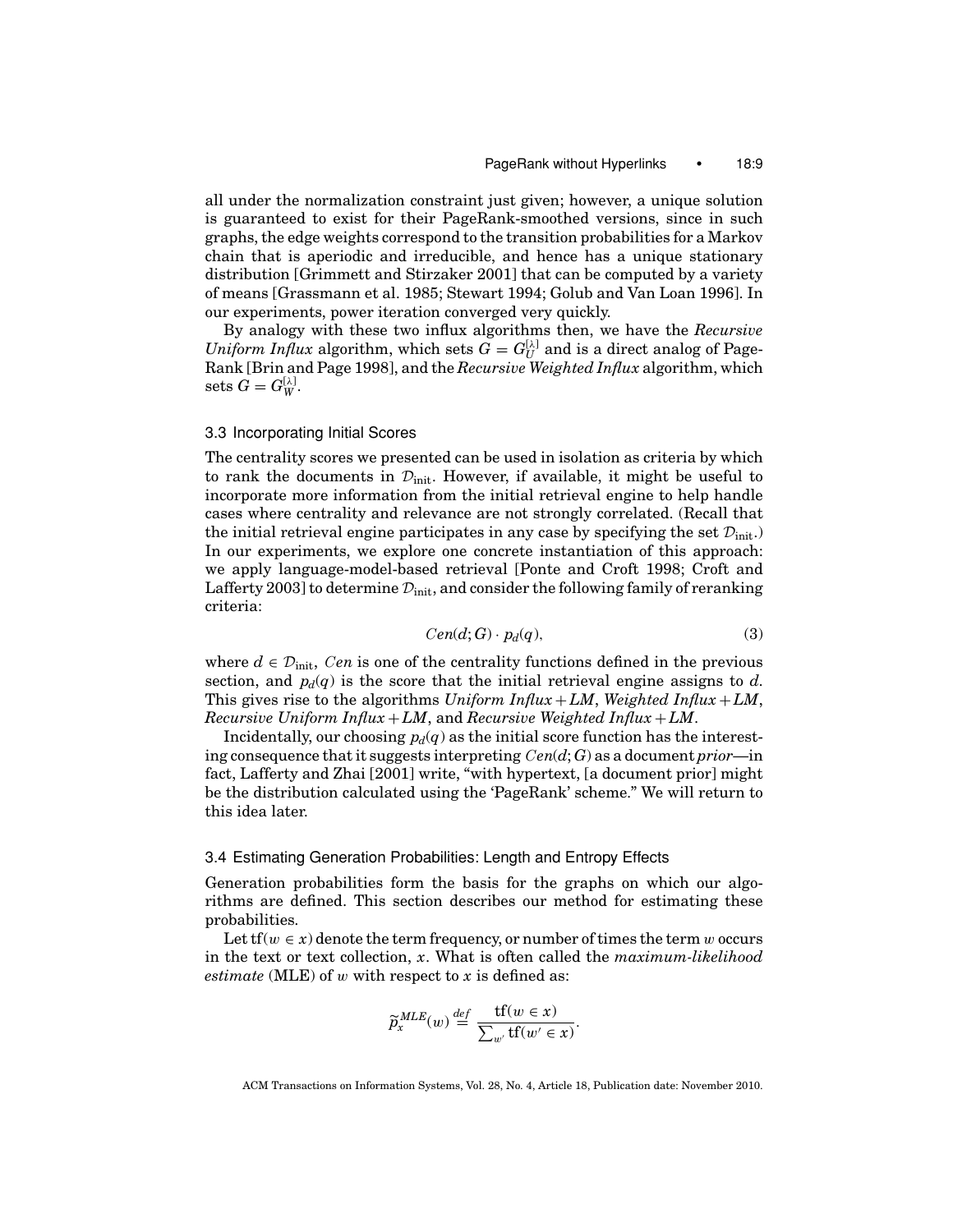all under the normalization constraint just given; however, a unique solution is guaranteed to exist for their PageRank-smoothed versions, since in such graphs, the edge weights correspond to the transition probabilities for a Markov chain that is aperiodic and irreducible, and hence has a unique stationary distribution [Grimmett and Stirzaker 2001] that can be computed by a variety of means [Grassmann et al. 1985; Stewart 1994; Golub and Van Loan 1996]. In our experiments, power iteration converged very quickly.

By analogy with these two influx algorithms then, we have the *Recursive Uniform Influx* algorithm, which sets $G = G_U^{[\lambda]}$ and is a direct analog of PageRank [Brin and Page 1998], and the *Recursive Weighted Influx* algorithm, which sets $G = G_W^{[\lambda]}$.

### 3.3 Incorporating Initial Scores

The centrality scores we presented can be used in isolation as criteria by which to rank the documents in $\mathcal{D}_{\text{init}}$. However, if available, it might be useful to incorporate more information from the initial retrieval engine to help handle cases where centrality and relevance are not strongly correlated. (Recall that the initial retrieval engine participates in any case by specifying the set $\mathcal{D}_{\text{init}}$.) In our experiments, we explore one concrete instantiation of this approach: we apply language-model-based retrieval [Ponte and Croft 1998; Croft and Lafferty 2003] to determine $\mathcal{D}_{\text{init}}$, and consider the following family of reranking criteria:

$$Cen(d; G) \cdot p_d(q), \tag{3}$$

where $d \in \mathcal{D}_{\text{init}}$, $Cen$ is one of the centrality functions defined in the previous section, and $p_d(q)$ is the score that the initial retrieval engine assigns to $d$. This gives rise to the algorithms *Uniform Influx + LM*, *Weighted Influx + LM*, *Recursive Uniform Influx + LM*, and *Recursive Weighted Influx + LM*.

Incidentally, our choosing $p_d(q)$ as the initial score function has the interesting consequence that it suggests interpreting $Cen(d; G)$ as a document *prior*—in fact, Lafferty and Zhai [2001] write, "with hypertext, [a document prior] might be the distribution calculated using the 'PageRank' scheme." We will return to this idea later.

### 3.4 Estimating Generation Probabilities: Length and Entropy Effects

Generation probabilities form the basis for the graphs on which our algorithms are defined. This section describes our method for estimating these probabilities.

Let $\text{tf}(w \in x)$ denote the term frequency, or number of times the term $w$ occurs in the text or text collection, $x$. What is often called the *maximum-likelihood estimate* (MLE) of $w$ with respect to $x$ is defined as:

$$\widetilde{p}_x^{MLE}(w) \stackrel{def}{=} \frac{\text{tf}(w \in x)}{\sum_{w'} \text{tf}(w' \in x)}.$$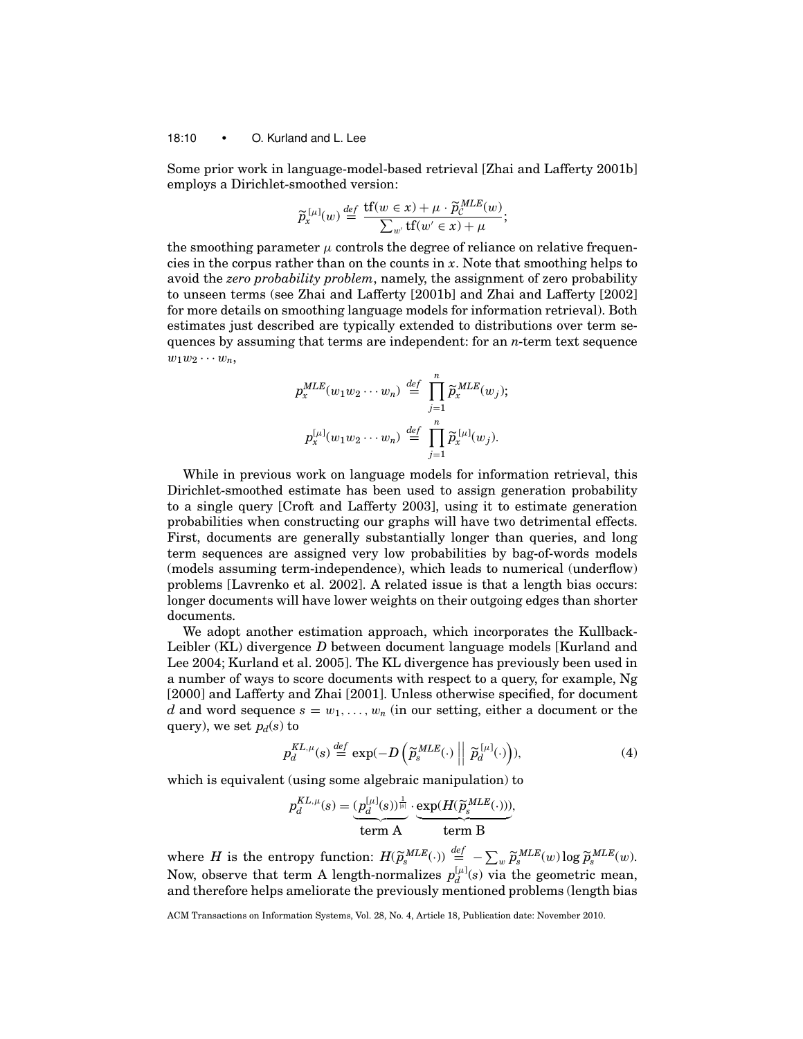Some prior work in language-model-based retrieval [Zhai and Lafferty 2001b] employs a Dirichlet-smoothed version:

$$\widetilde{p}_x^{[\mu]}(w) \stackrel{def}{=} \frac{\text{tf}(w \in x) + \mu \cdot \widetilde{p}_C^{MLE}(w)}{\sum_{w'} \text{tf}(w' \in x) + \mu};$$

the smoothing parameter $\mu$ controls the degree of reliance on relative frequencies in the corpus rather than on the counts in $x$. Note that smoothing helps to avoid the *zero probability problem*, namely, the assignment of zero probability to unseen terms (see Zhai and Lafferty [2001b] and Zhai and Lafferty [2002] for more details on smoothing language models for information retrieval). Both estimates just described are typically extended to distributions over term sequences by assuming that terms are independent: for an $n$-term text sequence $w_1 w_2 \cdots w_n$,

$$p_x^{MLE}(w_1 w_2 \cdots w_n) \stackrel{def}{=} \prod_{j=1}^{n} \widetilde{p}_x^{MLE}(w_j);$$

$$p_x^{[\mu]}(w_1 w_2 \cdots w_n) \stackrel{def}{=} \prod_{j=1}^{n} \widetilde{p}_x^{[\mu]}(w_j).$$

While in previous work on language models for information retrieval, this Dirichlet-smoothed estimate has been used to assign generation probability to a single query [Croft and Lafferty 2003], using it to estimate generation probabilities when constructing our graphs will have two detrimental effects. First, documents are generally substantially longer than queries, and long term sequences are assigned very low probabilities by bag-of-words models (models assuming term-independence), which leads to numerical (underflow) problems [Lavrenko et al. 2002]. A related issue is that a length bias occurs: longer documents will have lower weights on their outgoing edges than shorter documents.

We adopt another estimation approach, which incorporates the Kullback-Leibler (KL) divergence $D$ between document language models [Kurland and Lee 2004; Kurland et al. 2005]. The KL divergence has previously been used in a number of ways to score documents with respect to a query, for example, Ng [2000] and Lafferty and Zhai [2001]. Unless otherwise specified, for document $d$ and word sequence $s = w_1, \ldots, w_n$ (in our setting, either a document or the query), we set $p_d(s)$ to

$$p_d^{KL,\mu}(s) \stackrel{def}{=} \exp\left(-D\left(\widetilde{p}_s^{MLE}(\cdot) \;\middle\|\; \widetilde{p}_d^{[\mu]}(\cdot)\right)\right), \tag{4}$$

which is equivalent (using some algebraic manipulation) to

$$p_d^{KL,\mu}(s) = \underbrace{(p_d^{[\mu]}(s))^{\frac{1}{|s|}}}_{\text{term A}} \cdot \underbrace{\exp(H(\widetilde{p}_s^{MLE}(\cdot)))}_{\text{term B}},$$

where $H$ is the entropy function: $H(\widetilde{p}_s^{MLE}(\cdot)) \stackrel{def}{=} -\sum_w \widetilde{p}_s^{MLE}(w) \log \widetilde{p}_s^{MLE}(w)$. Now, observe that term A length-normalizes $p_d^{[\mu]}(s)$ via the geometric mean, and therefore helps ameliorate the previously mentioned problems (length bias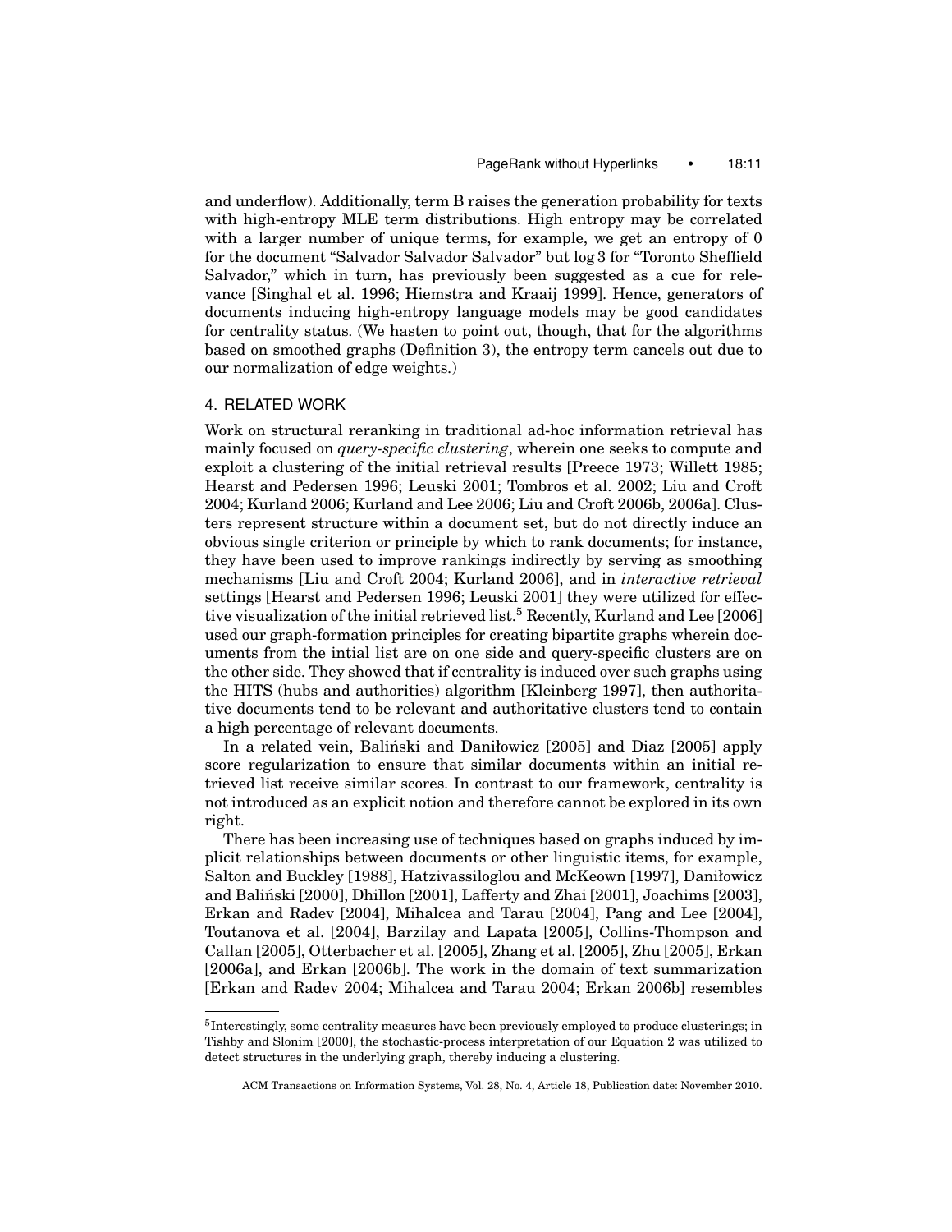and underflow). Additionally, term B raises the generation probability for texts with high-entropy MLE term distributions. High entropy may be correlated with a larger number of unique terms, for example, we get an entropy of 0 for the document "Salvador Salvador Salvador" but log 3 for "Toronto Sheffield Salvador," which in turn, has previously been suggested as a cue for relevance [Singhal et al. 1996; Hiemstra and Kraaij 1999]. Hence, generators of documents inducing high-entropy language models may be good candidates for centrality status. (We hasten to point out, though, that for the algorithms based on smoothed graphs (Definition 3), the entropy term cancels out due to our normalization of edge weights.)

## 4. RELATED WORK

Work on structural reranking in traditional ad-hoc information retrieval has mainly focused on *query-specific clustering*, wherein one seeks to compute and exploit a clustering of the initial retrieval results [Preece 1973; Willett 1985; Hearst and Pedersen 1996; Leuski 2001; Tombros et al. 2002; Liu and Croft 2004; Kurland 2006; Kurland and Lee 2006; Liu and Croft 2006b, 2006a]. Clusters represent structure within a document set, but do not directly induce an obvious single criterion or principle by which to rank documents; for instance, they have been used to improve rankings indirectly by serving as smoothing mechanisms [Liu and Croft 2004; Kurland 2006], and in *interactive retrieval* settings [Hearst and Pedersen 1996; Leuski 2001] they were utilized for effective visualization of the initial retrieved list.[5] Recently, Kurland and Lee [2006] used our graph-formation principles for creating bipartite graphs wherein documents from the intial list are on one side and query-specific clusters are on the other side. They showed that if centrality is induced over such graphs using the HITS (hubs and authorities) algorithm [Kleinberg 1997], then authoritative documents tend to be relevant and authoritative clusters tend to contain a high percentage of relevant documents.

In a related vein, Baliński and Daniłowicz [2005] and Diaz [2005] apply score regularization to ensure that similar documents within an initial retrieved list receive similar scores. In contrast to our framework, centrality is not introduced as an explicit notion and therefore cannot be explored in its own right.

There has been increasing use of techniques based on graphs induced by implicit relationships between documents or other linguistic items, for example, Salton and Buckley [1988], Hatzivassiloglou and McKeown [1997], Daniłowicz and Baliński [2000], Dhillon [2001], Lafferty and Zhai [2001], Joachims [2003], Erkan and Radev [2004], Mihalcea and Tarau [2004], Pang and Lee [2004], Toutanova et al. [2004], Barzilay and Lapata [2005], Collins-Thompson and Callan [2005], Otterbacher et al. [2005], Zhang et al. [2005], Zhu [2005], Erkan [2006a], and Erkan [2006b]. The work in the domain of text summarization [Erkan and Radev 2004; Mihalcea and Tarau 2004; Erkan 2006b] resembles

[5]Interestingly, some centrality measures have been previously employed to produce clusterings; in Tishby and Slonim [2000], the stochastic-process interpretation of our Equation 2 was utilized to detect structures in the underlying graph, thereby inducing a clustering.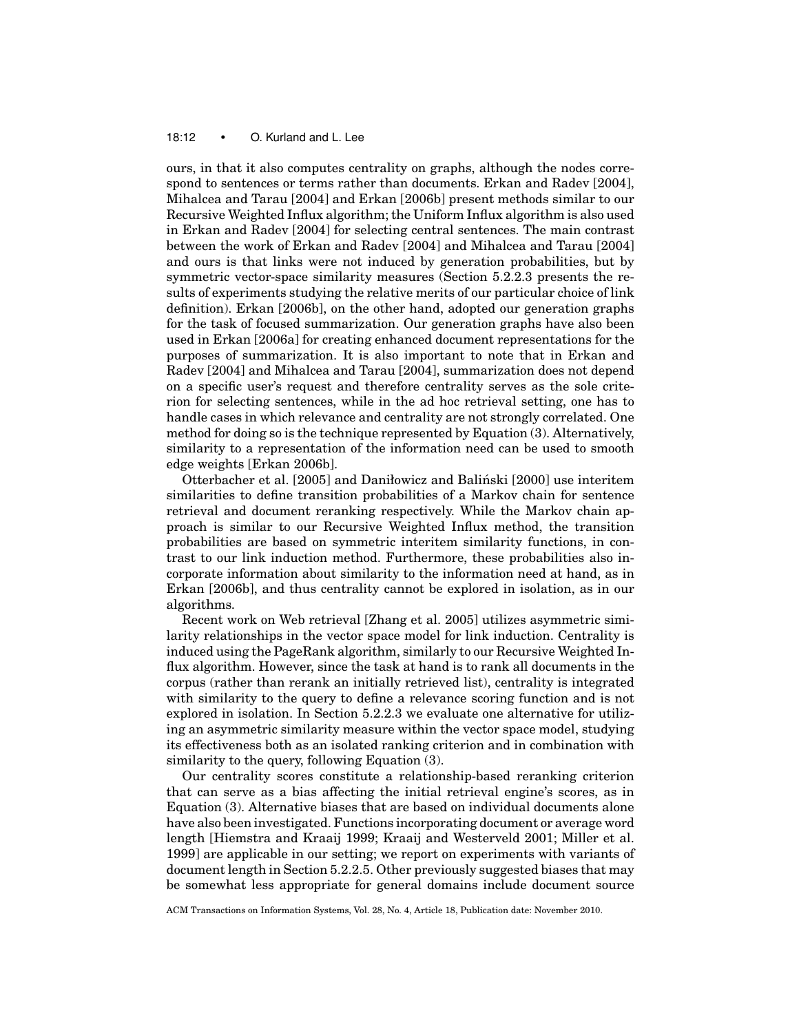ours, in that it also computes centrality on graphs, although the nodes correspond to sentences or terms rather than documents. Erkan and Radev [2004], Mihalcea and Tarau [2004] and Erkan [2006b] present methods similar to our Recursive Weighted Influx algorithm; the Uniform Influx algorithm is also used in Erkan and Radev [2004] for selecting central sentences. The main contrast between the work of Erkan and Radev [2004] and Mihalcea and Tarau [2004] and ours is that links were not induced by generation probabilities, but by symmetric vector-space similarity measures (Section 5.2.2.3 presents the results of experiments studying the relative merits of our particular choice of link definition). Erkan [2006b], on the other hand, adopted our generation graphs for the task of focused summarization. Our generation graphs have also been used in Erkan [2006a] for creating enhanced document representations for the purposes of summarization. It is also important to note that in Erkan and Radev [2004] and Mihalcea and Tarau [2004], summarization does not depend on a specific user's request and therefore centrality serves as the sole criterion for selecting sentences, while in the ad hoc retrieval setting, one has to handle cases in which relevance and centrality are not strongly correlated. One method for doing so is the technique represented by Equation (3). Alternatively, similarity to a representation of the information need can be used to smooth edge weights [Erkan 2006b].

Otterbacher et al. [2005] and Daniłowicz and Baliński [2000] use interitem similarities to define transition probabilities of a Markov chain for sentence retrieval and document reranking respectively. While the Markov chain approach is similar to our Recursive Weighted Influx method, the transition probabilities are based on symmetric interitem similarity functions, in contrast to our link induction method. Furthermore, these probabilities also incorporate information about similarity to the information need at hand, as in Erkan [2006b], and thus centrality cannot be explored in isolation, as in our algorithms.

Recent work on Web retrieval [Zhang et al. 2005] utilizes asymmetric similarity relationships in the vector space model for link induction. Centrality is induced using the PageRank algorithm, similarly to our Recursive Weighted Influx algorithm. However, since the task at hand is to rank all documents in the corpus (rather than rerank an initially retrieved list), centrality is integrated with similarity to the query to define a relevance scoring function and is not explored in isolation. In Section 5.2.2.3 we evaluate one alternative for utilizing an asymmetric similarity measure within the vector space model, studying its effectiveness both as an isolated ranking criterion and in combination with similarity to the query, following Equation (3).

Our centrality scores constitute a relationship-based reranking criterion that can serve as a bias affecting the initial retrieval engine's scores, as in Equation (3). Alternative biases that are based on individual documents alone have also been investigated. Functions incorporating document or average word length [Hiemstra and Kraaij 1999; Kraaij and Westerveld 2001; Miller et al. 1999] are applicable in our setting; we report on experiments with variants of document length in Section 5.2.2.5. Other previously suggested biases that may be somewhat less appropriate for general domains include document source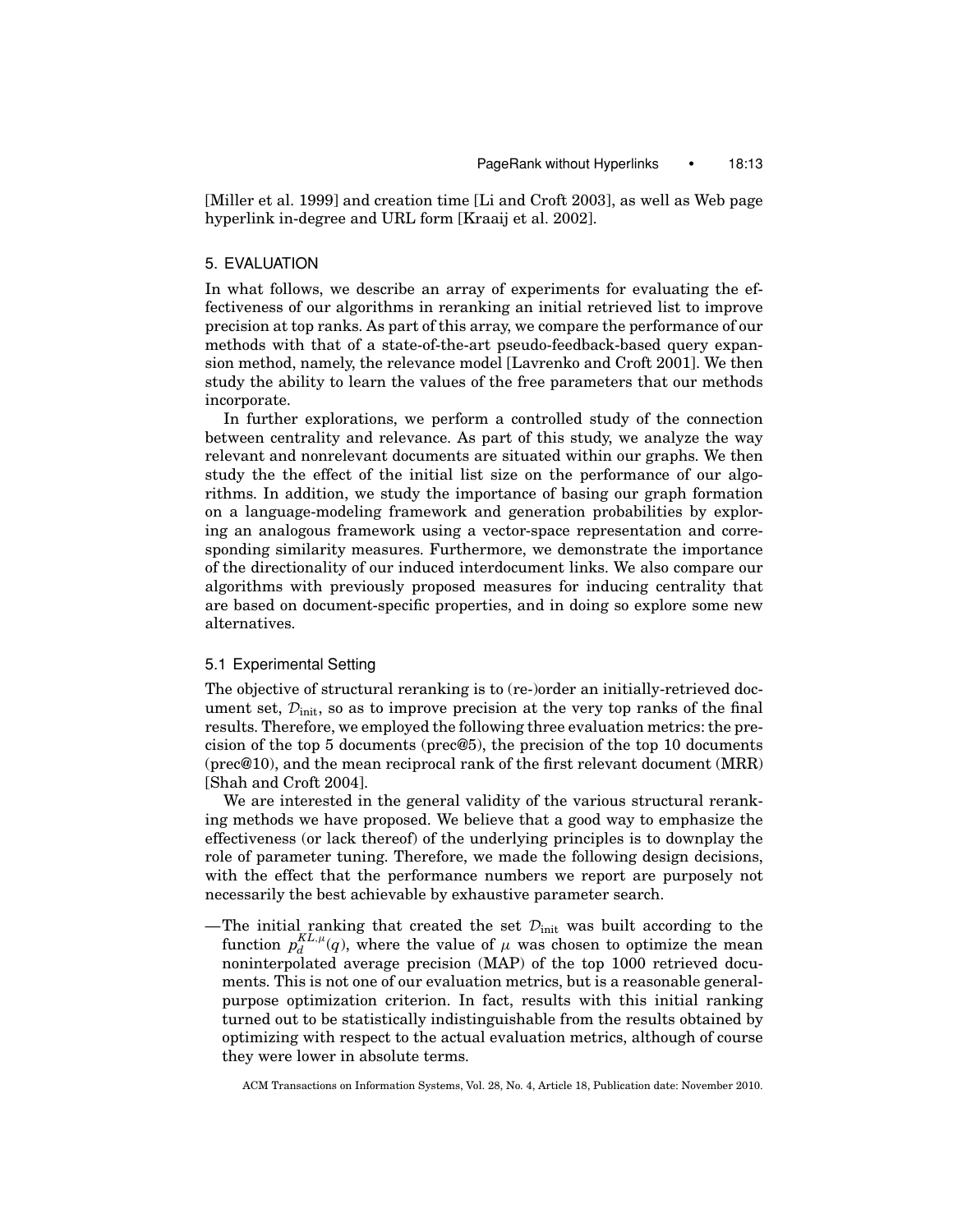[Miller et al. 1999] and creation time [Li and Croft 2003], as well as Web page hyperlink in-degree and URL form [Kraaij et al. 2002].

## 5. EVALUATION

In what follows, we describe an array of experiments for evaluating the effectiveness of our algorithms in reranking an initial retrieved list to improve precision at top ranks. As part of this array, we compare the performance of our methods with that of a state-of-the-art pseudo-feedback-based query expansion method, namely, the relevance model [Lavrenko and Croft 2001]. We then study the ability to learn the values of the free parameters that our methods incorporate.

In further explorations, we perform a controlled study of the connection between centrality and relevance. As part of this study, we analyze the way relevant and nonrelevant documents are situated within our graphs. We then study the the effect of the initial list size on the performance of our algorithms. In addition, we study the importance of basing our graph formation on a language-modeling framework and generation probabilities by exploring an analogous framework using a vector-space representation and corresponding similarity measures. Furthermore, we demonstrate the importance of the directionality of our induced interdocument links. We also compare our algorithms with previously proposed measures for inducing centrality that are based on document-specific properties, and in doing so explore some new alternatives.

### 5.1 Experimental Setting

The objective of structural reranking is to (re-)order an initially-retrieved document set, $\mathcal{D}_{\text{init}}$, so as to improve precision at the very top ranks of the final results. Therefore, we employed the following three evaluation metrics: the precision of the top 5 documents (prec@5), the precision of the top 10 documents (prec@10), and the mean reciprocal rank of the first relevant document (MRR) [Shah and Croft 2004].

We are interested in the general validity of the various structural reranking methods we have proposed. We believe that a good way to emphasize the effectiveness (or lack thereof) of the underlying principles is to downplay the role of parameter tuning. Therefore, we made the following design decisions, with the effect that the performance numbers we report are purposely not necessarily the best achievable by exhaustive parameter search.

— The initial ranking that created the set $\mathcal{D}_{\text{init}}$ was built according to the function $p_d^{KL,\mu}(q)$, where the value of $\mu$ was chosen to optimize the mean noninterpolated average precision (MAP) of the top 1000 retrieved documents. This is not one of our evaluation metrics, but is a reasonable general-purpose optimization criterion. In fact, results with this initial ranking turned out to be statistically indistinguishable from the results obtained by optimizing with respect to the actual evaluation metrics, although of course they were lower in absolute terms.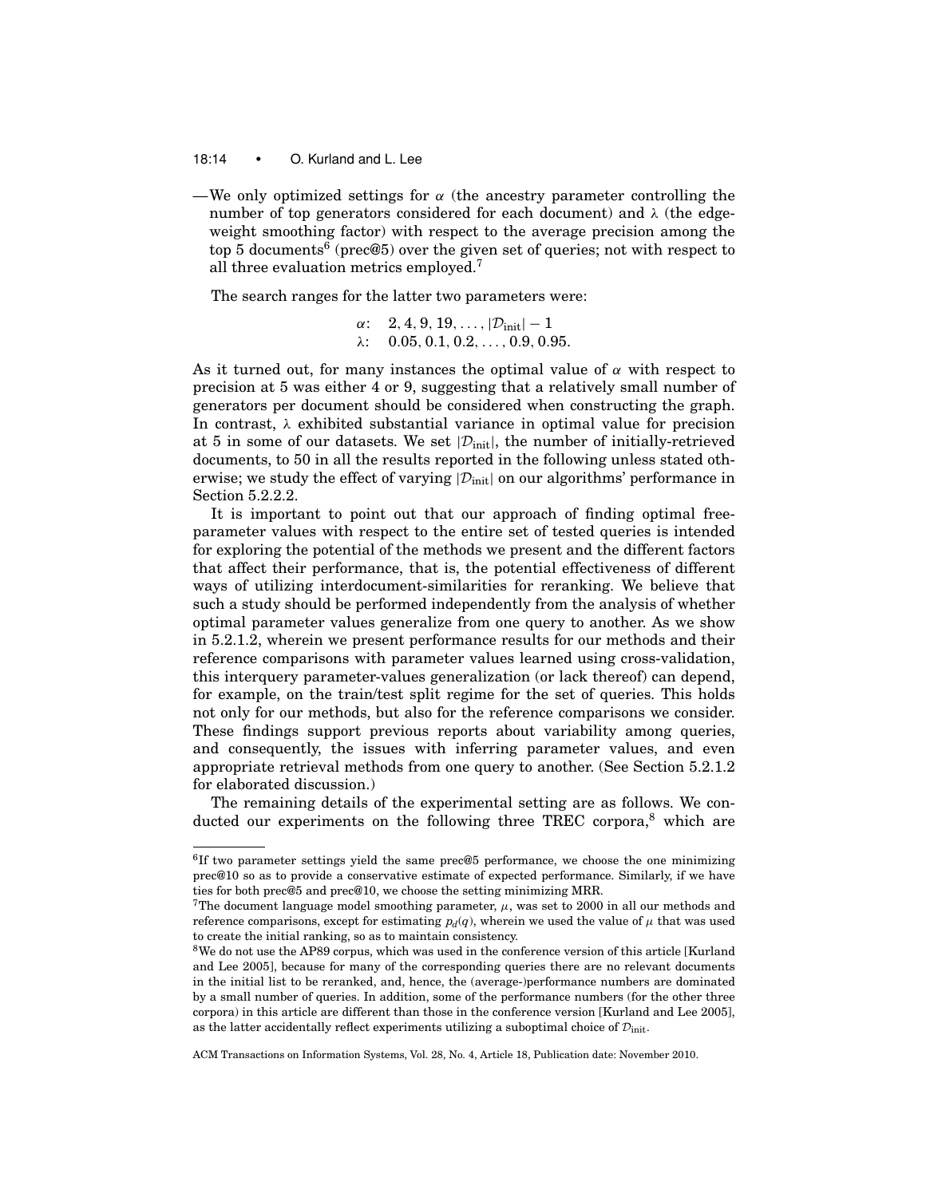—We only optimized settings for $\alpha$ (the ancestry parameter controlling the number of top generators considered for each document) and $\lambda$ (the edge-weight smoothing factor) with respect to the average precision among the top 5 documents[6] (prec@5) over the given set of queries; not with respect to all three evaluation metrics employed.[7]

The search ranges for the latter two parameters were:

$$\alpha: \quad 2, 4, 9, 19, \ldots, |\mathcal{D}_{\text{init}}| - 1$$
$$\lambda: \quad 0.05, 0.1, 0.2, \ldots, 0.9, 0.95.$$

As it turned out, for many instances the optimal value of $\alpha$ with respect to precision at 5 was either 4 or 9, suggesting that a relatively small number of generators per document should be considered when constructing the graph. In contrast, $\lambda$ exhibited substantial variance in optimal value for precision at 5 in some of our datasets. We set $|\mathcal{D}_{\text{init}}|$, the number of initially-retrieved documents, to 50 in all the results reported in the following unless stated otherwise; we study the effect of varying $|\mathcal{D}_{\text{init}}|$ on our algorithms' performance in Section 5.2.2.2.

It is important to point out that our approach of finding optimal free-parameter values with respect to the entire set of tested queries is intended for exploring the potential of the methods we present and the different factors that affect their performance, that is, the potential effectiveness of different ways of utilizing interdocument-similarities for reranking. We believe that such a study should be performed independently from the analysis of whether optimal parameter values generalize from one query to another. As we show in 5.2.1.2, wherein we present performance results for our methods and their reference comparisons with parameter values learned using cross-validation, this interquery parameter-values generalization (or lack thereof) can depend, for example, on the train/test split regime for the set of queries. This holds not only for our methods, but also for the reference comparisons we consider. These findings support previous reports about variability among queries, and consequently, the issues with inferring parameter values, and even appropriate retrieval methods from one query to another. (See Section 5.2.1.2 for elaborated discussion.)

The remaining details of the experimental setting are as follows. We conducted our experiments on the following three TREC corpora,[8] which are

---

[6] If two parameter settings yield the same prec@5 performance, we choose the one minimizing prec@10 so as to provide a conservative estimate of expected performance. Similarly, if we have ties for both prec@5 and prec@10, we choose the setting minimizing MRR.

[7] The document language model smoothing parameter, $\mu$, was set to 2000 in all our methods and reference comparisons, except for estimating $p_d(q)$, wherein we used the value of $\mu$ that was used to create the initial ranking, so as to maintain consistency.

[8] We do not use the AP89 corpus, which was used in the conference version of this article [Kurland and Lee 2005], because for many of the corresponding queries there are no relevant documents in the initial list to be reranked, and, hence, the (average-)performance numbers are dominated by a small number of queries. In addition, some of the performance numbers (for the other three corpora) in this article are different than those in the conference version [Kurland and Lee 2005], as the latter accidentally reflect experiments utilizing a suboptimal choice of $\mathcal{D}_{\text{init}}$.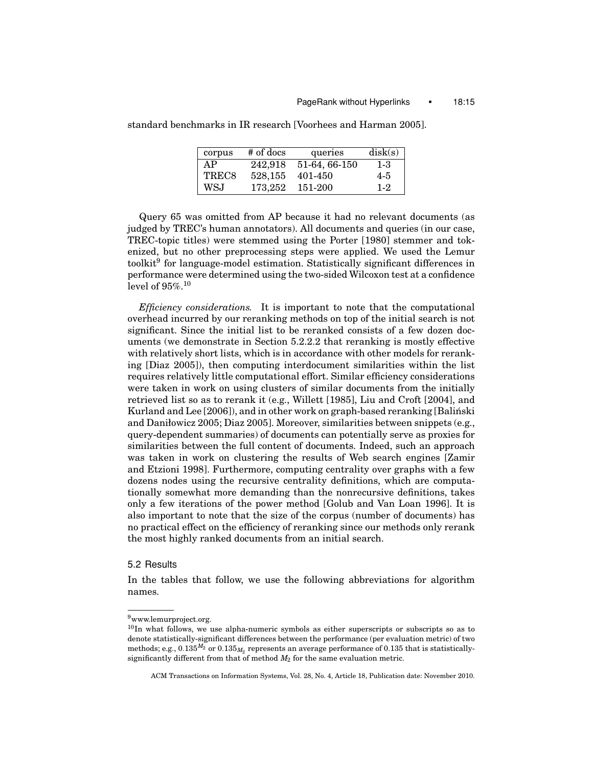standard benchmarks in IR research [Voorhees and Harman 2005].

| corpus | # of docs | queries | disk(s) |
|---|---|---|---|
| AP | 242,918 | 51-64, 66-150 | 1-3 |
| TREC8 | 528,155 | 401-450 | 4-5 |
| WSJ | 173,252 | 151-200 | 1-2 |

Query 65 was omitted from AP because it had no relevant documents (as judged by TREC's human annotators). All documents and queries (in our case, TREC-topic titles) were stemmed using the Porter [1980] stemmer and tokenized, but no other preprocessing steps were applied. We used the Lemur toolkit[9] for language-model estimation. Statistically significant differences in performance were determined using the two-sided Wilcoxon test at a confidence level of 95%.[10]

*Efficiency considerations.* It is important to note that the computational overhead incurred by our reranking methods on top of the initial search is not significant. Since the initial list to be reranked consists of a few dozen documents (we demonstrate in Section 5.2.2.2 that reranking is mostly effective with relatively short lists, which is in accordance with other models for reranking [Diaz 2005]), then computing interdocument similarities within the list requires relatively little computational effort. Similar efficiency considerations were taken in work on using clusters of similar documents from the initially retrieved list so as to rerank it (e.g., Willett [1985], Liu and Croft [2004], and Kurland and Lee [2006]), and in other work on graph-based reranking [Baliński and Daniłowicz 2005; Diaz 2005]. Moreover, similarities between snippets (e.g., query-dependent summaries) of documents can potentially serve as proxies for similarities between the full content of documents. Indeed, such an approach was taken in work on clustering the results of Web search engines [Zamir and Etzioni 1998]. Furthermore, computing centrality over graphs with a few dozens nodes using the recursive centrality definitions, which are computationally somewhat more demanding than the nonrecursive definitions, takes only a few iterations of the power method [Golub and Van Loan 1996]. It is also important to note that the size of the corpus (number of documents) has no practical effect on the efficiency of reranking since our methods only rerank the most highly ranked documents from an initial search.

## 5.2 Results

In the tables that follow, we use the following abbreviations for algorithm names.

---

[9] www.lemurproject.org.

[10] In what follows, we use alpha-numeric symbols as either superscripts or subscripts so as to denote statistically-significant differences between the performance (per evaluation metric) of two methods; e.g., $0.135^{M_2}$ or $0.135_{M_2}$ represents an average performance of 0.135 that is statistically-significantly different from that of method $M_2$ for the same evaluation metric.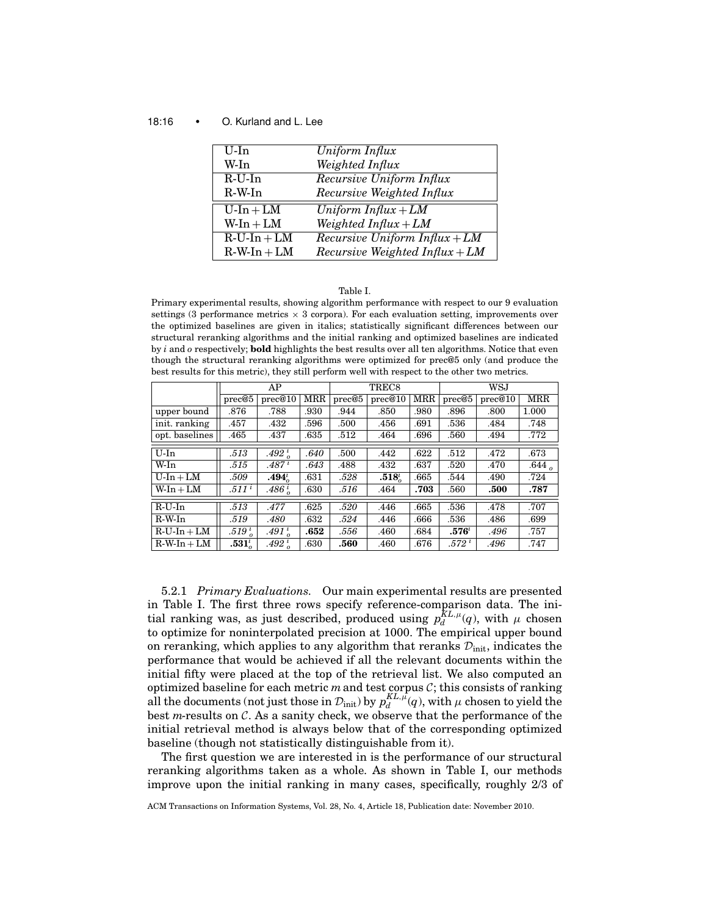| | |
|---|---|
| U-In | *Uniform Influx* |
| W-In | *Weighted Influx* |
| R-U-In | *Recursive Uniform Influx* |
| R-W-In | *Recursive Weighted Influx* |
| U-In + LM | *Uniform Influx + LM* |
| W-In + LM | *Weighted Influx + LM* |
| R-U-In + LM | *Recursive Uniform Influx + LM* |
| R-W-In + LM | *Recursive Weighted Influx + LM* |

Table I.

Primary experimental results, showing algorithm performance with respect to our 9 evaluation settings (3 performance metrics × 3 corpora). For each evaluation setting, improvements over the optimized baselines are given in italics; statistically significant differences between our structural reranking algorithms and the initial ranking and optimized baselines are indicated by *i* and *o* respectively; **bold** highlights the best results over all ten algorithms. Notice that even though the structural reranking algorithms were optimized for prec@5 only (and produce the best results for this metric), they still perform well with respect to the other two metrics.

| | AP | | | TREC8 | | | WSJ | | |
|---|---|---|---|---|---|---|---|---|---|
| | prec@5 | prec@10 | MRR | prec@5 | prec@10 | MRR | prec@5 | prec@10 | MRR |
| upper bound | .876 | .788 | .930 | .944 | .850 | .980 | .896 | .800 | 1.000 |
| init. ranking | .457 | .432 | .596 | .500 | .456 | .691 | .536 | .484 | .748 |
| opt. baselines | .465 | .437 | .635 | .512 | .464 | .696 | .560 | .494 | .772 |
| U-In | *.513* | *.492* $^{i}_{o}$ | *.640* | .500 | .442 | .622 | .512 | .472 | .673 |
| W-In | *.515* | *.487* $^{i}$ | *.643* | .488 | .432 | .637 | .520 | .470 | .644 $_{o}$ |
| U-In + LM | *.509* | ***.494*** $^{i}_{o}$ | .631 | *.528* | ***.518*** $^{i}_{o}$ | .665 | .544 | .490 | .724 |
| W-In + LM | *.511* $^{i}$ | *.486* $^{i}_{o}$ | .630 | *.516* | .464 | **.703** | .560 | **.500** | **.787** |
| R-U-In | *.513* | *.477* | .625 | *.520* | .446 | .665 | .536 | .478 | .707 |
| R-W-In | *.519* | *.480* | .632 | *.524* | .446 | .666 | .536 | .486 | .699 |
| R-U-In + LM | *.519* $^{i}_{o}$ | *.491* $^{i}_{o}$ | **.652** | *.556* | .460 | .684 | ***.576*** $^{i}$ | *.496* | .757 |
| R-W-In + LM | ***.531*** $^{i}_{o}$ | *.492* $^{i}_{o}$ | .630 | **.560** | .460 | .676 | *.572* $^{i}$ | *.496* | .747 |

5.2.1 *Primary Evaluations.* Our main experimental results are presented in Table I. The first three rows specify reference-comparison data. The initial ranking was, as just described, produced using $p_d^{KL,\mu}(q)$, with $\mu$ chosen to optimize for noninterpolated precision at 1000. The empirical upper bound on reranking, which applies to any algorithm that reranks $\mathcal{D}_{\text{init}}$, indicates the performance that would be achieved if all the relevant documents within the initial fifty were placed at the top of the retrieval list. We also computed an optimized baseline for each metric $m$ and test corpus $\mathcal{C}$; this consists of ranking all the documents (not just those in $\mathcal{D}_{\text{init}}$) by $p_d^{KL,\mu}(q)$, with $\mu$ chosen to yield the best $m$-results on $\mathcal{C}$. As a sanity check, we observe that the performance of the initial retrieval method is always below that of the corresponding optimized baseline (though not statistically distinguishable from it).

The first question we are interested in is the performance of our structural reranking algorithms taken as a whole. As shown in Table I, our methods improve upon the initial ranking in many cases, specifically, roughly 2/3 of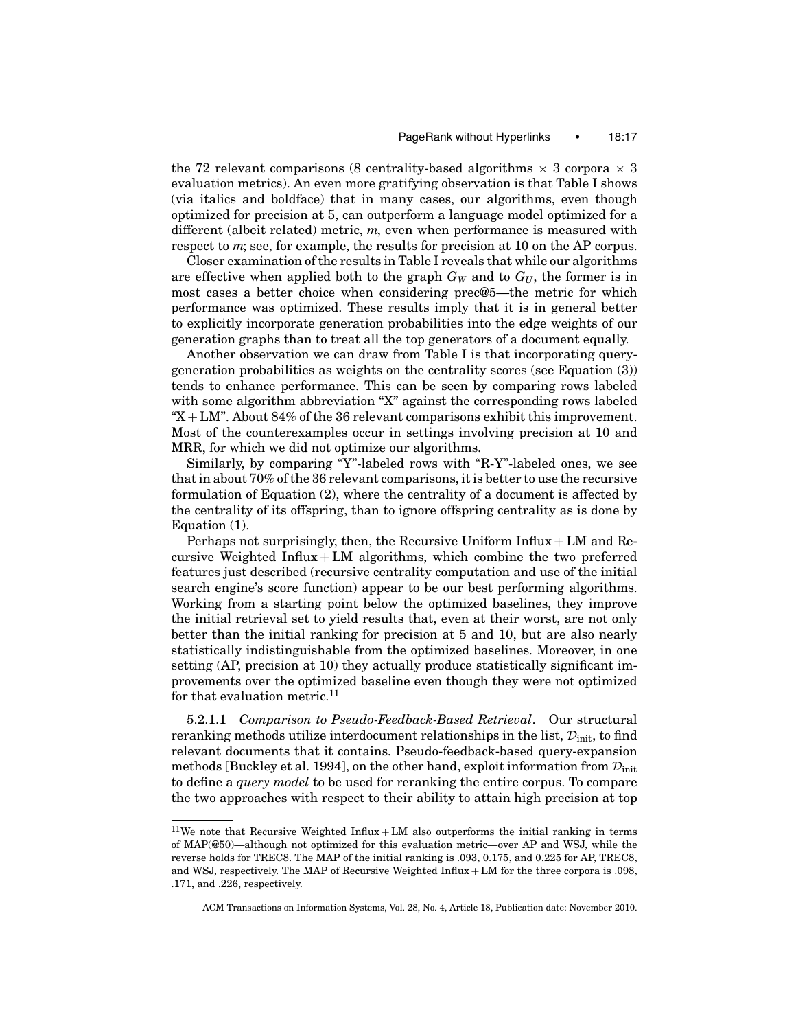the 72 relevant comparisons (8 centrality-based algorithms × 3 corpora × 3 evaluation metrics). An even more gratifying observation is that Table I shows (via italics and boldface) that in many cases, our algorithms, even though optimized for precision at 5, can outperform a language model optimized for a different (albeit related) metric, *m*, even when performance is measured with respect to *m*; see, for example, the results for precision at 10 on the AP corpus.

Closer examination of the results in Table I reveals that while our algorithms are effective when applied both to the graph $G_W$ and to $G_U$, the former is in most cases a better choice when considering prec@5—the metric for which performance was optimized. These results imply that it is in general better to explicitly incorporate generation probabilities into the edge weights of our generation graphs than to treat all the top generators of a document equally.

Another observation we can draw from Table I is that incorporating query-generation probabilities as weights on the centrality scores (see Equation (3)) tends to enhance performance. This can be seen by comparing rows labeled with some algorithm abbreviation "X" against the corresponding rows labeled "X + LM". About 84% of the 36 relevant comparisons exhibit this improvement. Most of the counterexamples occur in settings involving precision at 10 and MRR, for which we did not optimize our algorithms.

Similarly, by comparing "Y"-labeled rows with "R-Y"-labeled ones, we see that in about 70% of the 36 relevant comparisons, it is better to use the recursive formulation of Equation (2), where the centrality of a document is affected by the centrality of its offspring, than to ignore offspring centrality as is done by Equation (1).

Perhaps not surprisingly, then, the Recursive Uniform Influx + LM and Recursive Weighted Influx + LM algorithms, which combine the two preferred features just described (recursive centrality computation and use of the initial search engine's score function) appear to be our best performing algorithms. Working from a starting point below the optimized baselines, they improve the initial retrieval set to yield results that, even at their worst, are not only better than the initial ranking for precision at 5 and 10, but are also nearly statistically indistinguishable from the optimized baselines. Moreover, in one setting (AP, precision at 10) they actually produce statistically significant improvements over the optimized baseline even though they were not optimized for that evaluation metric.[11]

5.2.1.1 *Comparison to Pseudo-Feedback-Based Retrieval*. Our structural reranking methods utilize interdocument relationships in the list, $\mathcal{D}_{\text{init}}$, to find relevant documents that it contains. Pseudo-feedback-based query-expansion methods [Buckley et al. 1994], on the other hand, exploit information from $\mathcal{D}_{\text{init}}$ to define a *query model* to be used for reranking the entire corpus. To compare the two approaches with respect to their ability to attain high precision at top

[11] We note that Recursive Weighted Influx + LM also outperforms the initial ranking in terms of MAP(@50)—although not optimized for this evaluation metric—over AP and WSJ, while the reverse holds for TREC8. The MAP of the initial ranking is .093, 0.175, and 0.225 for AP, TREC8, and WSJ, respectively. The MAP of Recursive Weighted Influx + LM for the three corpora is .098, .171, and .226, respectively.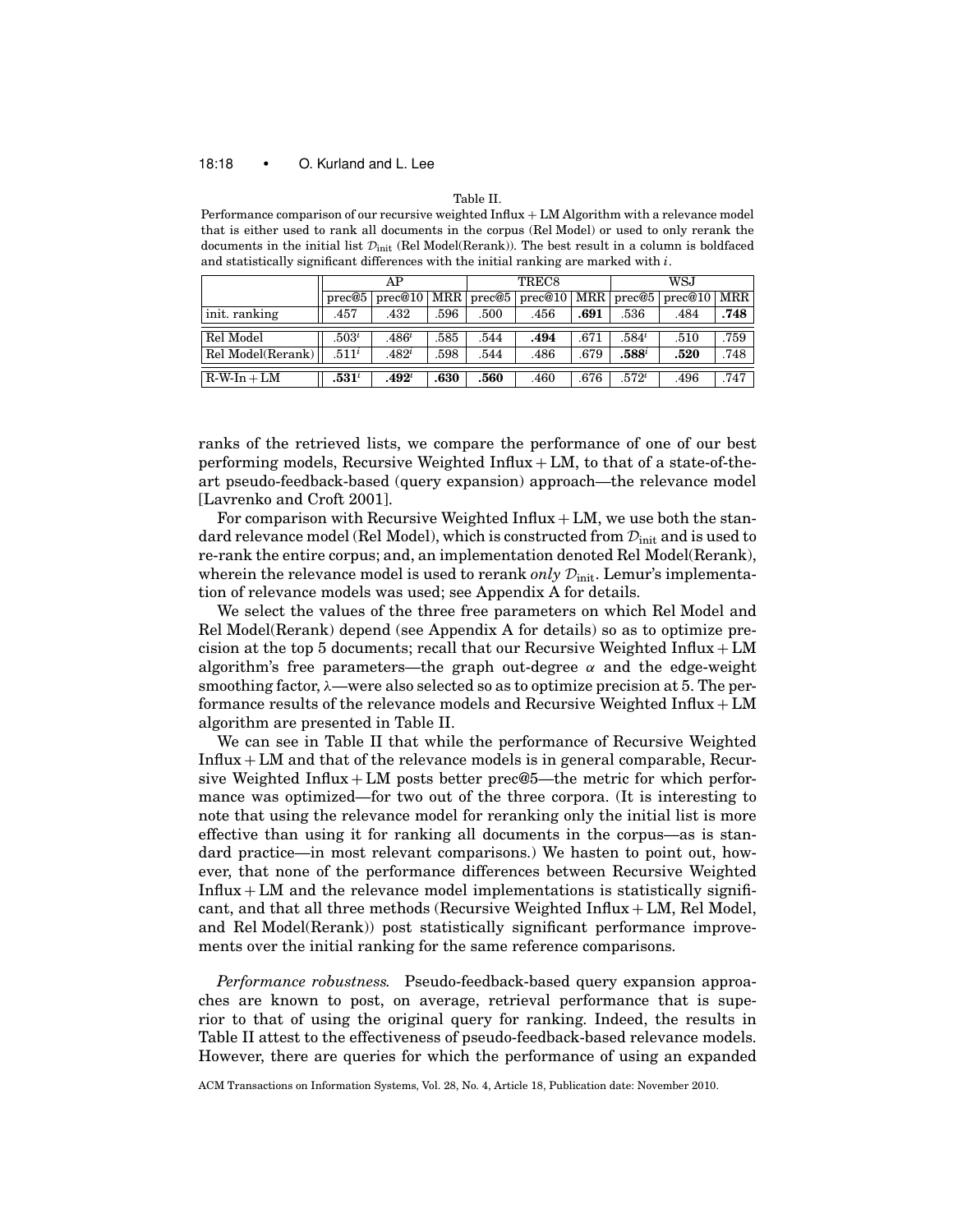Table II.
Performance comparison of our recursive weighted Influx + LM Algorithm with a relevance model that is either used to rank all documents in the corpus (Rel Model) or used to only rerank the documents in the initial list $\mathcal{D}_{\text{init}}$ (Rel Model(Rerank)). The best result in a column is boldfaced and statistically significant differences with the initial ranking are marked with $i$.

| | AP | | | TREC8 | | | WSJ | | |
|---|---|---|---|---|---|---|---|---|---|
| | prec@5 | prec@10 | MRR | prec@5 | prec@10 | MRR | prec@5 | prec@10 | MRR |
| init. ranking | .457 | .432 | .596 | .500 | .456 | **.691** | .536 | .484 | **.748** |
| Rel Model | $.503^{i}$ | $.486^{i}$ | .585 | .544 | **.494** | .671 | $.584^{i}$ | .510 | .759 |
| Rel Model(Rerank) | $.511^{i}$ | $.482^{i}$ | .598 | .544 | .486 | .679 | $\mathbf{.588}^{i}$ | **.520** | .748 |
| R-W-In + LM | $\mathbf{.531}^{i}$ | $\mathbf{.492}^{i}$ | **.630** | **.560** | .460 | .676 | $.572^{i}$ | .496 | .747 |

ranks of the retrieved lists, we compare the performance of one of our best performing models, Recursive Weighted Influx + LM, to that of a state-of-the-art pseudo-feedback-based (query expansion) approach—the relevance model [Lavrenko and Croft 2001].

For comparison with Recursive Weighted Influx + LM, we use both the standard relevance model (Rel Model), which is constructed from $\mathcal{D}_{\text{init}}$ and is used to re-rank the entire corpus; and, an implementation denoted Rel Model(Rerank), wherein the relevance model is used to rerank *only* $\mathcal{D}_{\text{init}}$. Lemur's implementation of relevance models was used; see Appendix A for details.

We select the values of the three free parameters on which Rel Model and Rel Model(Rerank) depend (see Appendix A for details) so as to optimize precision at the top 5 documents; recall that our Recursive Weighted Influx + LM algorithm's free parameters—the graph out-degree $\alpha$ and the edge-weight smoothing factor, $\lambda$—were also selected so as to optimize precision at 5. The performance results of the relevance models and Recursive Weighted Influx + LM algorithm are presented in Table II.

We can see in Table II that while the performance of Recursive Weighted Influx + LM and that of the relevance models is in general comparable, Recursive Weighted Influx + LM posts better prec@5—the metric for which performance was optimized—for two out of the three corpora. (It is interesting to note that using the relevance model for reranking only the initial list is more effective than using it for ranking all documents in the corpus—as is standard practice—in most relevant comparisons.) We hasten to point out, however, that none of the performance differences between Recursive Weighted Influx + LM and the relevance model implementations is statistically significant, and that all three methods (Recursive Weighted Influx + LM, Rel Model, and Rel Model(Rerank)) post statistically significant performance improvements over the initial ranking for the same reference comparisons.

*Performance robustness.* Pseudo-feedback-based query expansion approaches are known to post, on average, retrieval performance that is superior to that of using the original query for ranking. Indeed, the results in Table II attest to the effectiveness of pseudo-feedback-based relevance models. However, there are queries for which the performance of using an expanded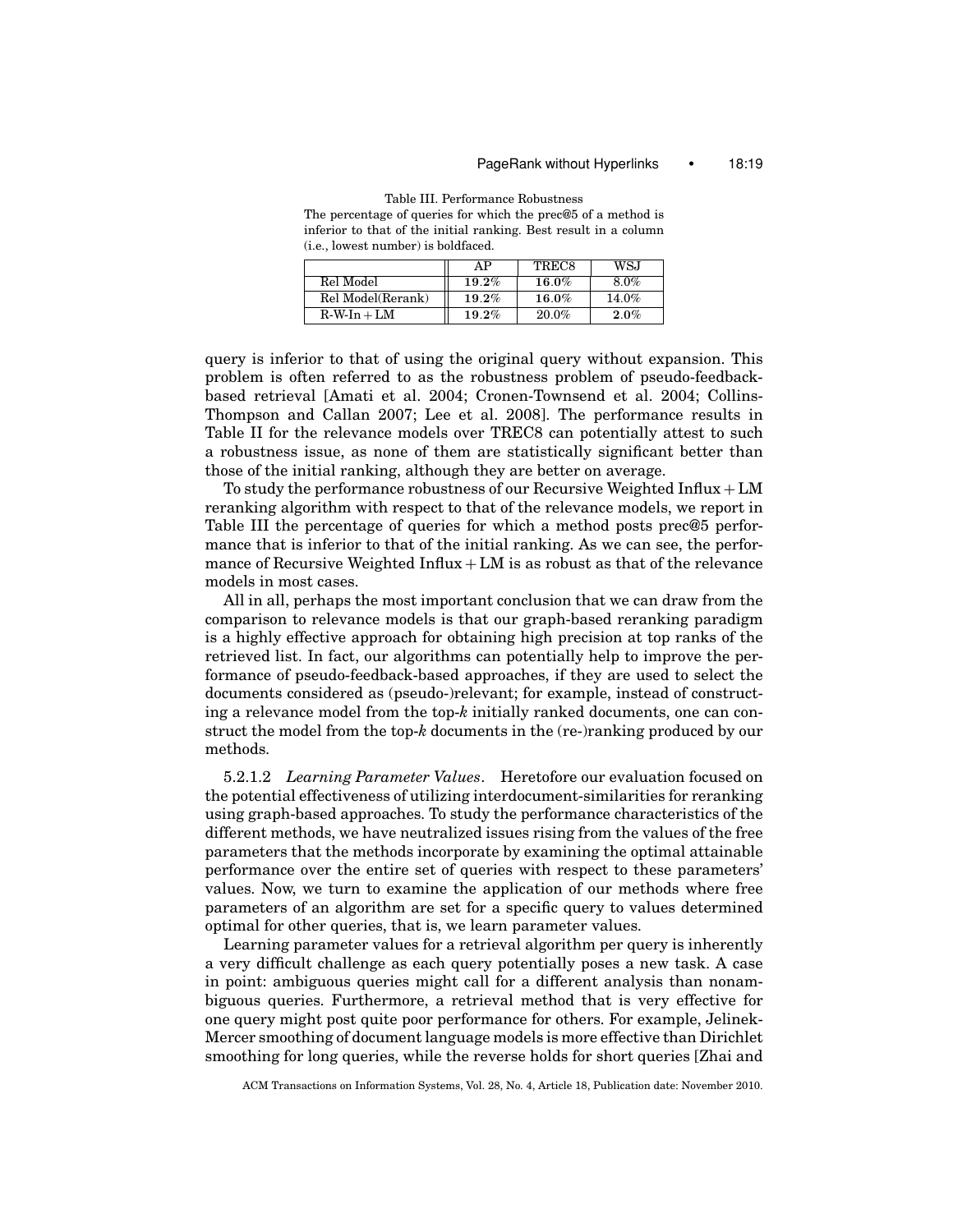Table III. Performance Robustness
The percentage of queries for which the prec@5 of a method is inferior to that of the initial ranking. Best result in a column (i.e., lowest number) is boldfaced.

| | AP | TREC8 | WSJ |
|---|---|---|---|
| Rel Model | **19.2%** | **16.0%** | 8.0% |
| Rel Model(Rerank) | **19.2%** | **16.0%** | 14.0% |
| R-W-In + LM | **19.2%** | 20.0% | **2.0%** |

query is inferior to that of using the original query without expansion. This problem is often referred to as the robustness problem of pseudo-feedback-based retrieval [Amati et al. 2004; Cronen-Townsend et al. 2004; Collins-Thompson and Callan 2007; Lee et al. 2008]. The performance results in Table II for the relevance models over TREC8 can potentially attest to such a robustness issue, as none of them are statistically significant better than those of the initial ranking, although they are better on average.

To study the performance robustness of our Recursive Weighted Influx + LM reranking algorithm with respect to that of the relevance models, we report in Table III the percentage of queries for which a method posts prec@5 performance that is inferior to that of the initial ranking. As we can see, the performance of Recursive Weighted Influx + LM is as robust as that of the relevance models in most cases.

All in all, perhaps the most important conclusion that we can draw from the comparison to relevance models is that our graph-based reranking paradigm is a highly effective approach for obtaining high precision at top ranks of the retrieved list. In fact, our algorithms can potentially help to improve the performance of pseudo-feedback-based approaches, if they are used to select the documents considered as (pseudo-)relevant; for example, instead of constructing a relevance model from the top-$k$ initially ranked documents, one can construct the model from the top-$k$ documents in the (re-)ranking produced by our methods.

5.2.1.2 *Learning Parameter Values*. Heretofore our evaluation focused on the potential effectiveness of utilizing interdocument-similarities for reranking using graph-based approaches. To study the performance characteristics of the different methods, we have neutralized issues rising from the values of the free parameters that the methods incorporate by examining the optimal attainable performance over the entire set of queries with respect to these parameters' values. Now, we turn to examine the application of our methods where free parameters of an algorithm are set for a specific query to values determined optimal for other queries, that is, we learn parameter values.

Learning parameter values for a retrieval algorithm per query is inherently a very difficult challenge as each query potentially poses a new task. A case in point: ambiguous queries might call for a different analysis than nonambiguous queries. Furthermore, a retrieval method that is very effective for one query might post quite poor performance for others. For example, Jelinek-Mercer smoothing of document language models is more effective than Dirichlet smoothing for long queries, while the reverse holds for short queries [Zhai and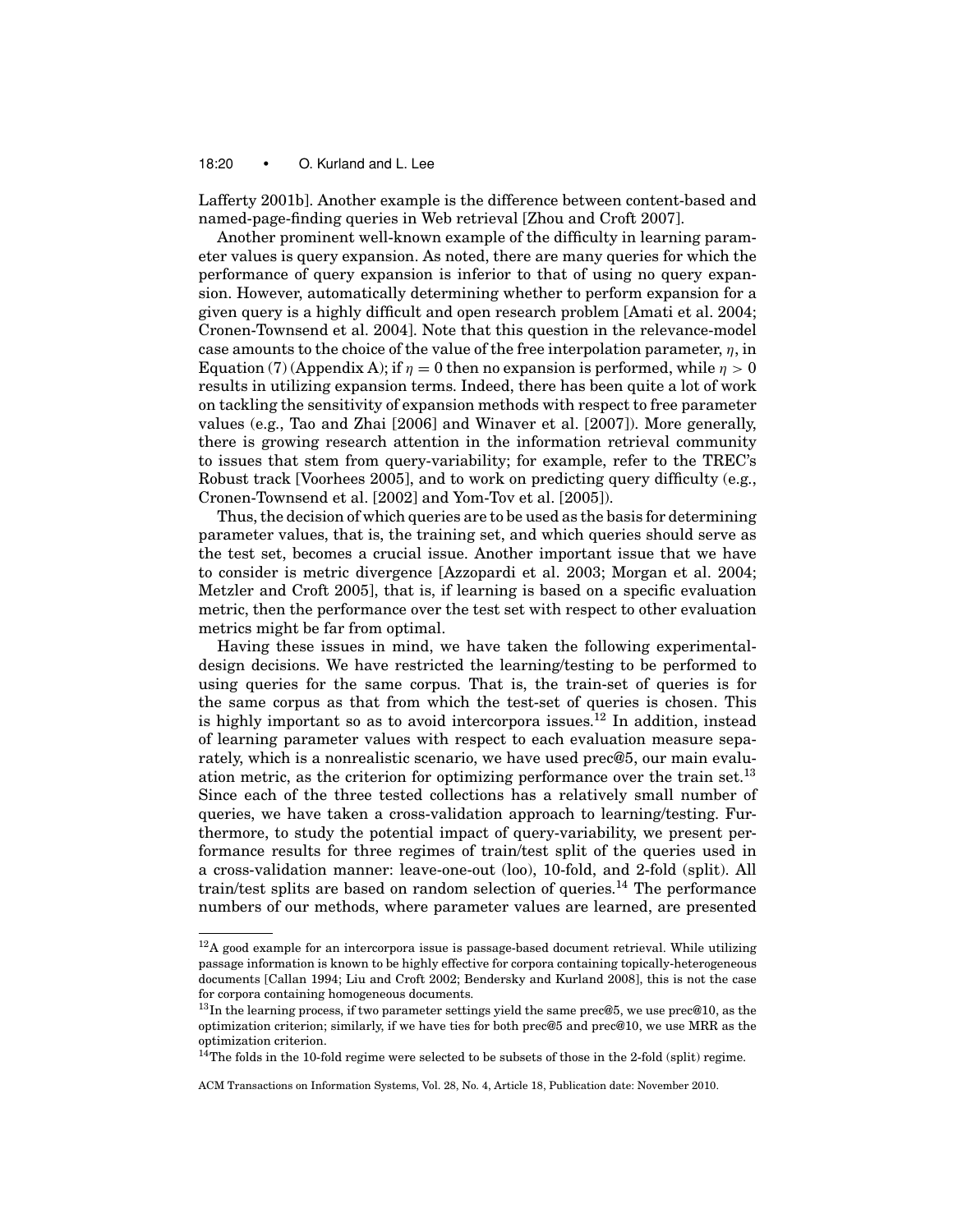Lafferty 2001b]. Another example is the difference between content-based and named-page-finding queries in Web retrieval [Zhou and Croft 2007].

Another prominent well-known example of the difficulty in learning parameter values is query expansion. As noted, there are many queries for which the performance of query expansion is inferior to that of using no query expansion. However, automatically determining whether to perform expansion for a given query is a highly difficult and open research problem [Amati et al. 2004; Cronen-Townsend et al. 2004]. Note that this question in the relevance-model case amounts to the choice of the value of the free interpolation parameter, $\eta$, in Equation (7) (Appendix A); if $\eta = 0$ then no expansion is performed, while $\eta > 0$ results in utilizing expansion terms. Indeed, there has been quite a lot of work on tackling the sensitivity of expansion methods with respect to free parameter values (e.g., Tao and Zhai [2006] and Winaver et al. [2007]). More generally, there is growing research attention in the information retrieval community to issues that stem from query-variability; for example, refer to the TREC's Robust track [Voorhees 2005], and to work on predicting query difficulty (e.g., Cronen-Townsend et al. [2002] and Yom-Tov et al. [2005]).

Thus, the decision of which queries are to be used as the basis for determining parameter values, that is, the training set, and which queries should serve as the test set, becomes a crucial issue. Another important issue that we have to consider is metric divergence [Azzopardi et al. 2003; Morgan et al. 2004; Metzler and Croft 2005], that is, if learning is based on a specific evaluation metric, then the performance over the test set with respect to other evaluation metrics might be far from optimal.

Having these issues in mind, we have taken the following experimental-design decisions. We have restricted the learning/testing to be performed to using queries for the same corpus. That is, the train-set of queries is for the same corpus as that from which the test-set of queries is chosen. This is highly important so as to avoid intercorpora issues.[12] In addition, instead of learning parameter values with respect to each evaluation measure separately, which is a nonrealistic scenario, we have used prec@5, our main evaluation metric, as the criterion for optimizing performance over the train set.[13] Since each of the three tested collections has a relatively small number of queries, we have taken a cross-validation approach to learning/testing. Furthermore, to study the potential impact of query-variability, we present performance results for three regimes of train/test split of the queries used in a cross-validation manner: leave-one-out (loo), 10-fold, and 2-fold (split). All train/test splits are based on random selection of queries.[14] The performance numbers of our methods, where parameter values are learned, are presented

[12] A good example for an intercorpora issue is passage-based document retrieval. While utilizing passage information is known to be highly effective for corpora containing topically-heterogeneous documents [Callan 1994; Liu and Croft 2002; Bendersky and Kurland 2008], this is not the case for corpora containing homogeneous documents.

[13] In the learning process, if two parameter settings yield the same prec@5, we use prec@10, as the optimization criterion; similarly, if we have ties for both prec@5 and prec@10, we use MRR as the optimization criterion.

[14] The folds in the 10-fold regime were selected to be subsets of those in the 2-fold (split) regime.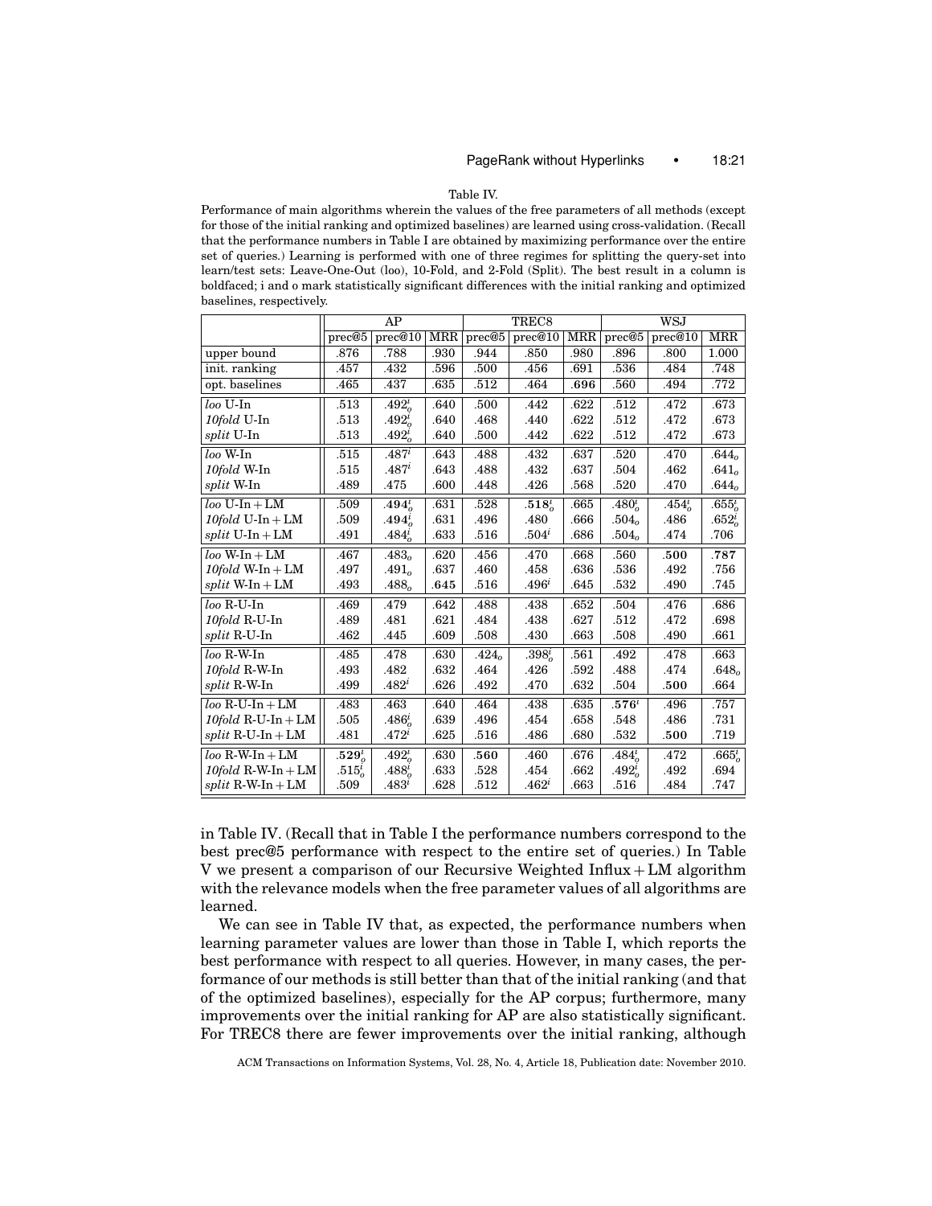Table IV.
Performance of main algorithms wherein the values of the free parameters of all methods (except for those of the initial ranking and optimized baselines) are learned using cross-validation. (Recall that the performance numbers in Table I are obtained by maximizing performance over the entire set of queries.) Learning is performed with one of three regimes for splitting the query-set into learn/test sets: Leave-One-Out (loo), 10-Fold, and 2-Fold (Split). The best result in a column is boldfaced; i and o mark statistically significant differences with the initial ranking and optimized baselines, respectively.

| | AP | | | TREC8 | | | WSJ | | |
|---|---|---|---|---|---|---|---|---|---|
| | prec@5 | prec@10 | MRR | prec@5 | prec@10 | MRR | prec@5 | prec@10 | MRR |
| upper bound | .876 | .788 | .930 | .944 | .850 | .980 | .896 | .800 | 1.000 |
| init. ranking | .457 | .432 | .596 | .500 | .456 | .691 | .536 | .484 | .748 |
| opt. baselines | .465 | .437 | .635 | .512 | .464 | **.696** | .560 | .494 | .772 |
| *loo* U-In | .513 | $.492^{i}_{o}$ | .640 | .500 | .442 | .622 | .512 | .472 | .673 |
| *10fold* U-In | .513 | $.492^{i}_{o}$ | .640 | .468 | .440 | .622 | .512 | .472 | .673 |
| *split* U-In | .513 | $.492^{i}_{o}$ | .640 | .500 | .442 | .622 | .512 | .472 | .673 |
| *loo* W-In | .515 | $.487^{i}$ | .643 | .488 | .432 | .637 | .520 | .470 | $.644_{o}$ |
| *10fold* W-In | .515 | $.487^{i}$ | .643 | .488 | .432 | .637 | .504 | .462 | $.641_{o}$ |
| *split* W-In | .489 | .475 | .600 | .448 | .426 | .568 | .520 | .470 | $.644_{o}$ |
| *loo* U-In + LM | .509 | $\mathbf{.494}^{i}_{o}$ | .631 | .528 | $\mathbf{.518}^{i}_{o}$ | .665 | $.480^{i}_{o}$ | $.454^{i}_{o}$ | $.655^{i}_{o}$ |
| *10fold* U-In + LM | .509 | $\mathbf{.494}^{i}_{o}$ | .631 | .496 | .480 | .666 | $.504_{o}$ | .486 | $.652^{i}_{o}$ |
| *split* U-In + LM | .491 | $.484^{i}_{o}$ | .633 | .516 | $.504^{i}$ | .686 | $.504_{o}$ | .474 | .706 |
| *loo* W-In + LM | .467 | $.483_{o}$ | .620 | .456 | .470 | .668 | .560 | **.500** | **.787** |
| *10fold* W-In + LM | .497 | $.491_{o}$ | .637 | .460 | .458 | .636 | .536 | .492 | .756 |
| *split* W-In + LM | .493 | $.488_{o}$ | **.645** | .516 | $.496^{i}$ | .645 | .532 | .490 | .745 |
| *loo* R-U-In | .469 | .479 | .642 | .488 | .438 | .652 | .504 | .476 | .686 |
| *10fold* R-U-In | .489 | .481 | .621 | .484 | .438 | .627 | .512 | .472 | .698 |
| *split* R-U-In | .462 | .445 | .609 | .508 | .430 | .663 | .508 | .490 | .661 |
| *loo* R-W-In | .485 | .478 | .630 | $.424_{o}$ | $.398^{i}_{o}$ | .561 | .492 | .478 | .663 |
| *10fold* R-W-In | .493 | .482 | .632 | .464 | .426 | .592 | .488 | .474 | $.648_{o}$ |
| *split* R-W-In | .499 | $.482^{i}$ | .626 | .492 | .470 | .632 | .504 | **.500** | .664 |
| *loo* R-U-In + LM | .483 | .463 | .640 | .464 | .438 | .635 | $\mathbf{.576}^{i}$ | .496 | .757 |
| *10fold* R-U-In + LM | .505 | $.486^{i}_{o}$ | .639 | .496 | .454 | .658 | .548 | .486 | .731 |
| *split* R-U-In + LM | .481 | $.472^{i}$ | .625 | .516 | .486 | .680 | .532 | **.500** | .719 |
| *loo* R-W-In + LM | $\mathbf{.529}^{i}_{o}$ | $.492^{i}_{o}$ | .630 | **.560** | .460 | .676 | $.484^{i}_{o}$ | .472 | $.665^{i}_{o}$ |
| *10fold* R-W-In + LM | $.515^{i}_{o}$ | $.488^{i}_{o}$ | .633 | .528 | .454 | .662 | $.492^{i}_{o}$ | .492 | .694 |
| *split* R-W-In + LM | .509 | $.483^{i}$ | .628 | .512 | $.462^{i}$ | .663 | .516 | .484 | .747 |

in Table IV. (Recall that in Table I the performance numbers correspond to the best prec@5 performance with respect to the entire set of queries.) In Table V we present a comparison of our Recursive Weighted Influx + LM algorithm with the relevance models when the free parameter values of all algorithms are learned.

We can see in Table IV that, as expected, the performance numbers when learning parameter values are lower than those in Table I, which reports the best performance with respect to all queries. However, in many cases, the performance of our methods is still better than that of the initial ranking (and that of the optimized baselines), especially for the AP corpus; furthermore, many improvements over the initial ranking for AP are also statistically significant. For TREC8 there are fewer improvements over the initial ranking, although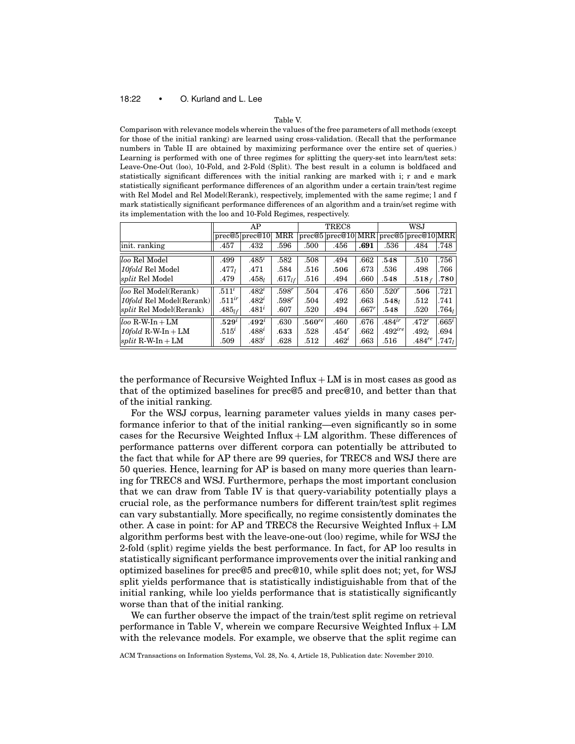Table V.

Comparison with relevance models wherein the values of the free parameters of all methods (except for those of the initial ranking) are learned using cross-validation. (Recall that the performance numbers in Table II are obtained by maximizing performance over the entire set of queries.) Learning is performed with one of three regimes for splitting the query-set into learn/test sets: Leave-One-Out (loo), 10-Fold, and 2-Fold (Split). The best result in a column is boldfaced and statistically significant differences with the initial ranking are marked with i; r and e mark statistically significant performance differences of an algorithm under a certain train/test regime with Rel Model and Rel Model(Rerank), respectively, implemented with the same regime; l and f mark statistically significant performance differences of an algorithm and a train/set regime with its implementation with the loo and 10-Fold Regimes, respectively.

| | AP | | | TREC8 | | | WSJ | | |
|---|---|---|---|---|---|---|---|---|---|
| | prec@5 | prec@10 | MRR | prec@5 | prec@10 | MRR | prec@5 | prec@10 | MRR |
| init. ranking | .457 | .432 | .596 | .500 | .456 | **.691** | .536 | .484 | .748 |
| *loo* Rel Model | .499 | $.485^{i}$ | .582 | .508 | .494 | .662 | **.548** | .510 | .756 |
| *10fold* Rel Model | $.477_{l}$ | .471 | .584 | .516 | **.506** | .673 | .536 | .498 | .766 |
| *split* Rel Model | .479 | $.458_{l}$ | $.617_{lf}$ | .516 | .494 | .660 | **.548** | $\mathbf{.518}_{f}$ | **.780** |
| *loo* Rel Model(Rerank) | $.511^{i}$ | $.482^{i}$ | $.598^{r}$ | .504 | .476 | .650 | $.520^{r}$ | .506 | .721 |
| *10fold* Rel Model(Rerank) | $.511^{ir}$ | $.482^{i}$ | $.598^{r}$ | .504 | .492 | .663 | $\mathbf{.548}_{l}$ | .512 | .741 |
| *split* Rel Model(Rerank) | $.485_{lf}$ | $.481^{i}$ | .607 | .520 | .494 | $.667^{r}$ | **.548** | .520 | $.764_{l}$ |
| *loo* R-W-In + LM | $\mathbf{.529}^{i}$ | $\mathbf{.492}^{i}$ | .630 | $\mathbf{.560}^{re}$ | .460 | .676 | $.484^{ir}$ | $.472^{r}$ | $.665^{i}$ |
| *10fold* R-W-In + LM | $.515^{i}$ | $.488^{i}$ | **.633** | .528 | $.454^{r}$ | .662 | $.492^{ire}$ | $.492_{l}$ | .694 |
| *split* R-W-In + LM | .509 | $.483^{i}$ | .628 | .512 | $.462^{i}$ | .663 | .516 | $.484^{re}$ | $.747_{l}$ |

the performance of Recursive Weighted Influx + LM is in most cases as good as that of the optimized baselines for prec@5 and prec@10, and better than that of the initial ranking.

For the WSJ corpus, learning parameter values yields in many cases performance inferior to that of the initial ranking—even significantly so in some cases for the Recursive Weighted Influx + LM algorithm. These differences of performance patterns over different corpora can potentially be attributed to the fact that while for AP there are 99 queries, for TREC8 and WSJ there are 50 queries. Hence, learning for AP is based on many more queries than learning for TREC8 and WSJ. Furthermore, perhaps the most important conclusion that we can draw from Table IV is that query-variability potentially plays a crucial role, as the performance numbers for different train/test split regimes can vary substantially. More specifically, no regime consistently dominates the other. A case in point: for AP and TREC8 the Recursive Weighted Influx + LM algorithm performs best with the leave-one-out (loo) regime, while for WSJ the 2-fold (split) regime yields the best performance. In fact, for AP loo results in statistically significant performance improvements over the initial ranking and optimized baselines for prec@5 and prec@10, while split does not; yet, for WSJ split yields performance that is statistically indistiguishable from that of the initial ranking, while loo yields performance that is statistically significantly worse than that of the initial ranking.

We can further observe the impact of the train/test split regime on retrieval performance in Table V, wherein we compare Recursive Weighted Influx + LM with the relevance models. For example, we observe that the split regime can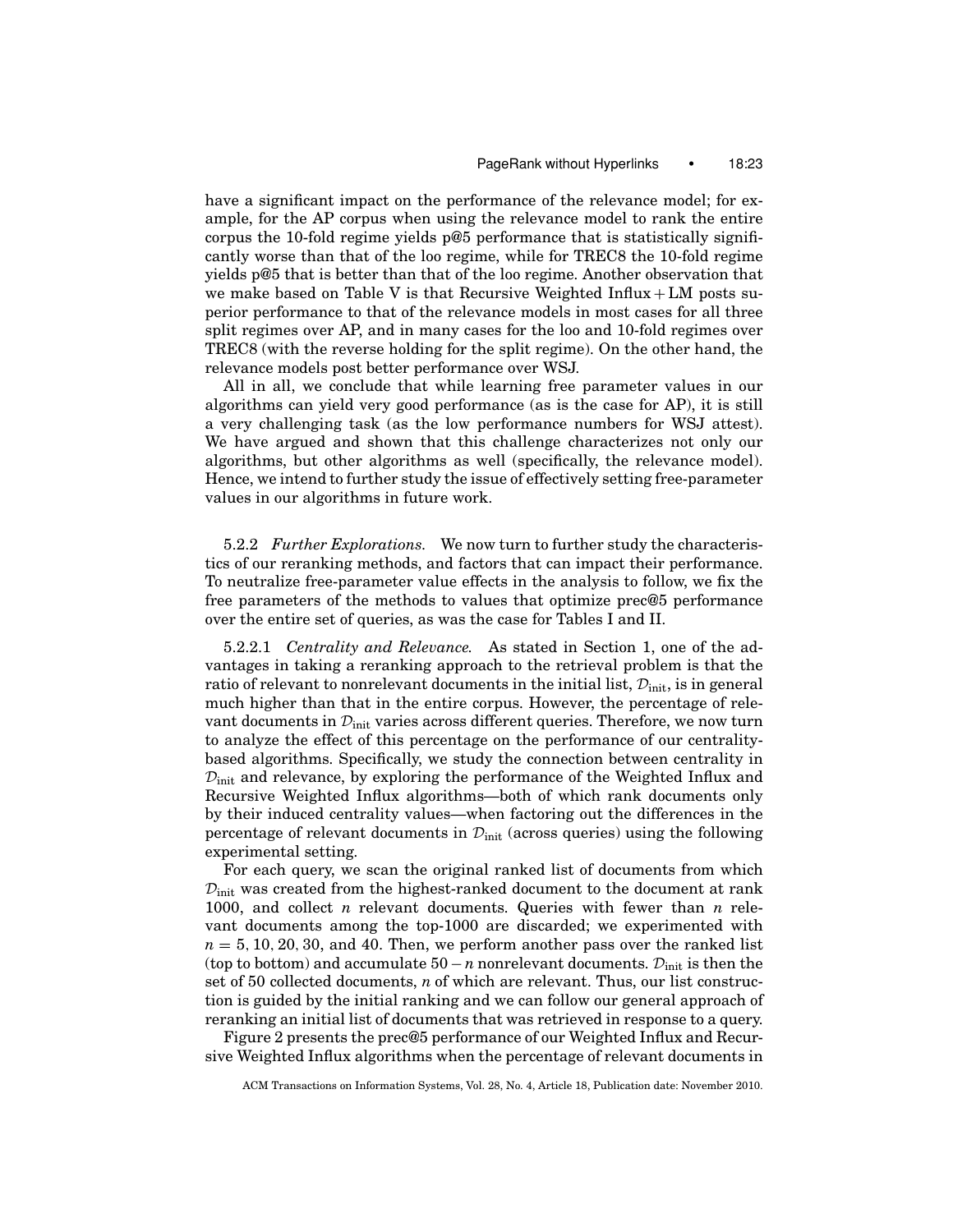have a significant impact on the performance of the relevance model; for example, for the AP corpus when using the relevance model to rank the entire corpus the 10-fold regime yields p@5 performance that is statistically significantly worse than that of the loo regime, while for TREC8 the 10-fold regime yields p@5 that is better than that of the loo regime. Another observation that we make based on Table V is that Recursive Weighted Influx + LM posts superior performance to that of the relevance models in most cases for all three split regimes over AP, and in many cases for the loo and 10-fold regimes over TREC8 (with the reverse holding for the split regime). On the other hand, the relevance models post better performance over WSJ.

All in all, we conclude that while learning free parameter values in our algorithms can yield very good performance (as is the case for AP), it is still a very challenging task (as the low performance numbers for WSJ attest). We have argued and shown that this challenge characterizes not only our algorithms, but other algorithms as well (specifically, the relevance model). Hence, we intend to further study the issue of effectively setting free-parameter values in our algorithms in future work.

5.2.2 *Further Explorations.* We now turn to further study the characteristics of our reranking methods, and factors that can impact their performance. To neutralize free-parameter value effects in the analysis to follow, we fix the free parameters of the methods to values that optimize prec@5 performance over the entire set of queries, as was the case for Tables I and II.

5.2.2.1 *Centrality and Relevance.* As stated in Section 1, one of the advantages in taking a reranking approach to the retrieval problem is that the ratio of relevant to nonrelevant documents in the initial list, $\mathcal{D}_{\text{init}}$, is in general much higher than that in the entire corpus. However, the percentage of relevant documents in $\mathcal{D}_{\text{init}}$ varies across different queries. Therefore, we now turn to analyze the effect of this percentage on the performance of our centrality-based algorithms. Specifically, we study the connection between centrality in $\mathcal{D}_{\text{init}}$ and relevance, by exploring the performance of the Weighted Influx and Recursive Weighted Influx algorithms—both of which rank documents only by their induced centrality values—when factoring out the differences in the percentage of relevant documents in $\mathcal{D}_{\text{init}}$ (across queries) using the following experimental setting.

For each query, we scan the original ranked list of documents from which $\mathcal{D}_{\text{init}}$ was created from the highest-ranked document to the document at rank 1000, and collect $n$ relevant documents. Queries with fewer than $n$ relevant documents among the top-1000 are discarded; we experimented with $n = 5, 10, 20, 30$, and $40$. Then, we perform another pass over the ranked list (top to bottom) and accumulate $50 - n$ nonrelevant documents. $\mathcal{D}_{\text{init}}$ is then the set of 50 collected documents, $n$ of which are relevant. Thus, our list construction is guided by the initial ranking and we can follow our general approach of reranking an initial list of documents that was retrieved in response to a query.

Figure 2 presents the prec@5 performance of our Weighted Influx and Recursive Weighted Influx algorithms when the percentage of relevant documents in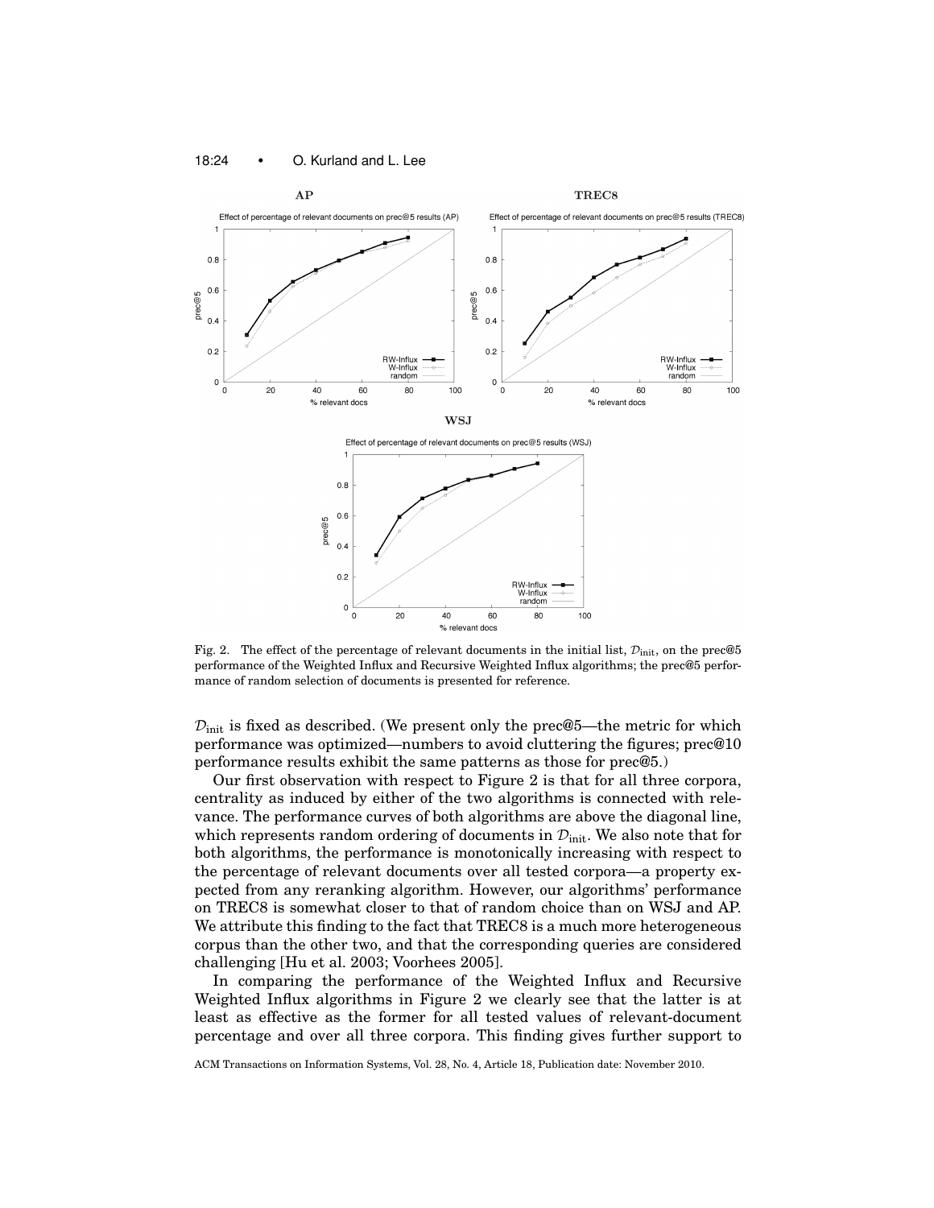Fig. 2. The effect of the percentage of relevant documents in the initial list, $\mathcal{D}_{\text{init}}$, on the prec@5 performance of the Weighted Influx and Recursive Weighted Influx algorithms; the prec@5 performance of random selection of documents is presented for reference.

$\mathcal{D}_{\text{init}}$ is fixed as described. (We present only the prec@5—the metric for which performance was optimized—numbers to avoid cluttering the figures; prec@10 performance results exhibit the same patterns as those for prec@5.)

Our first observation with respect to Figure 2 is that for all three corpora, centrality as induced by either of the two algorithms is connected with relevance. The performance curves of both algorithms are above the diagonal line, which represents random ordering of documents in $\mathcal{D}_{\text{init}}$. We also note that for both algorithms, the performance is monotonically increasing with respect to the percentage of relevant documents over all tested corpora—a property expected from any reranking algorithm. However, our algorithms' performance on TREC8 is somewhat closer to that of random choice than on WSJ and AP. We attribute this finding to the fact that TREC8 is a much more heterogeneous corpus than the other two, and that the corresponding queries are considered challenging [Hu et al. 2003; Voorhees 2005].

In comparing the performance of the Weighted Influx and Recursive Weighted Influx algorithms in Figure 2 we clearly see that the latter is at least as effective as the former for all tested values of relevant-document percentage and over all three corpora. This finding gives further support to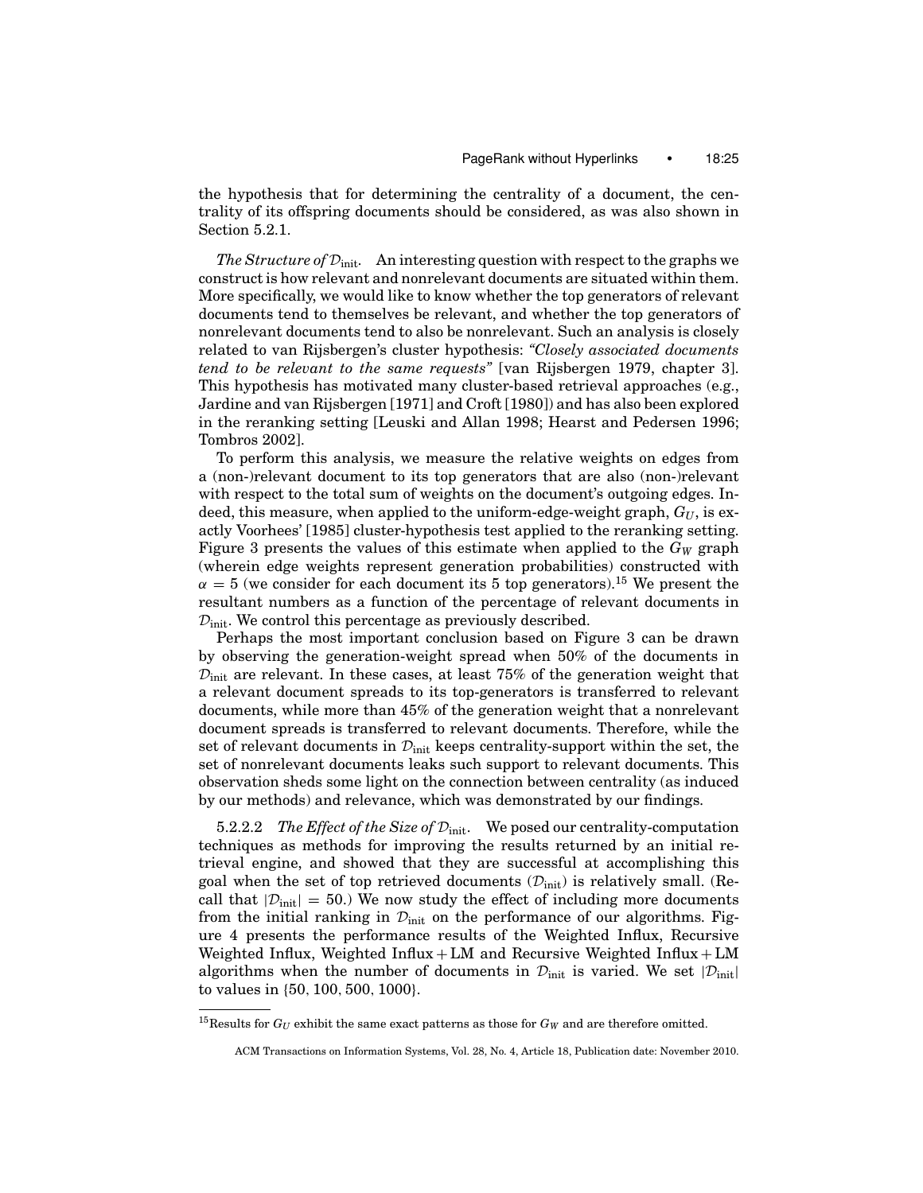the hypothesis that for determining the centrality of a document, the centrality of its offspring documents should be considered, as was also shown in Section 5.2.1.

*The Structure of $\mathcal{D}_{\text{init}}$.* An interesting question with respect to the graphs we construct is how relevant and nonrelevant documents are situated within them. More specifically, we would like to know whether the top generators of relevant documents tend to themselves be relevant, and whether the top generators of nonrelevant documents tend to also be nonrelevant. Such an analysis is closely related to van Rijsbergen's cluster hypothesis: *"Closely associated documents tend to be relevant to the same requests"* [van Rijsbergen 1979, chapter 3]. This hypothesis has motivated many cluster-based retrieval approaches (e.g., Jardine and van Rijsbergen [1971] and Croft [1980]) and has also been explored in the reranking setting [Leuski and Allan 1998; Hearst and Pedersen 1996; Tombros 2002].

To perform this analysis, we measure the relative weights on edges from a (non-)relevant document to its top generators that are also (non-)relevant with respect to the total sum of weights on the document's outgoing edges. Indeed, this measure, when applied to the uniform-edge-weight graph, $G_U$, is exactly Voorhees' [1985] cluster-hypothesis test applied to the reranking setting. Figure 3 presents the values of this estimate when applied to the $G_W$ graph (wherein edge weights represent generation probabilities) constructed with $\alpha = 5$ (we consider for each document its 5 top generators).[15] We present the resultant numbers as a function of the percentage of relevant documents in $\mathcal{D}_{\text{init}}$. We control this percentage as previously described.

Perhaps the most important conclusion based on Figure 3 can be drawn by observing the generation-weight spread when 50% of the documents in $\mathcal{D}_{\text{init}}$ are relevant. In these cases, at least 75% of the generation weight that a relevant document spreads to its top-generators is transferred to relevant documents, while more than 45% of the generation weight that a nonrelevant document spreads is transferred to relevant documents. Therefore, while the set of relevant documents in $\mathcal{D}_{\text{init}}$ keeps centrality-support within the set, the set of nonrelevant documents leaks such support to relevant documents. This observation sheds some light on the connection between centrality (as induced by our methods) and relevance, which was demonstrated by our findings.

5.2.2.2 *The Effect of the Size of $\mathcal{D}_{\text{init}}$.* We posed our centrality-computation techniques as methods for improving the results returned by an initial retrieval engine, and showed that they are successful at accomplishing this goal when the set of top retrieved documents ($\mathcal{D}_{\text{init}}$) is relatively small. (Recall that $|\mathcal{D}_{\text{init}}| = 50$.) We now study the effect of including more documents from the initial ranking in $\mathcal{D}_{\text{init}}$ on the performance of our algorithms. Figure 4 presents the performance results of the Weighted Influx, Recursive Weighted Influx, Weighted Influx + LM and Recursive Weighted Influx + LM algorithms when the number of documents in $\mathcal{D}_{\text{init}}$ is varied. We set $|\mathcal{D}_{\text{init}}|$ to values in $\{50, 100, 500, 1000\}$.

---

[15] Results for $G_U$ exhibit the same exact patterns as those for $G_W$ and are therefore omitted.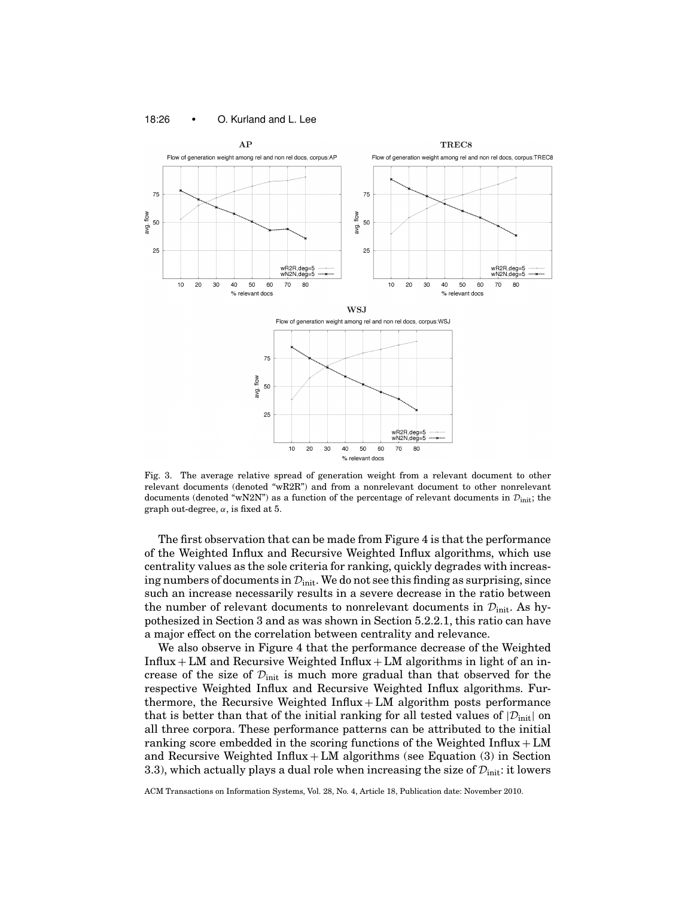Fig. 3. The average relative spread of generation weight from a relevant document to other relevant documents (denoted "wR2R") and from a nonrelevant document to other nonrelevant documents (denoted "wN2N") as a function of the percentage of relevant documents in $\mathcal{D}_{\text{init}}$; the graph out-degree, $\alpha$, is fixed at 5.

The first observation that can be made from Figure 4 is that the performance of the Weighted Influx and Recursive Weighted Influx algorithms, which use centrality values as the sole criteria for ranking, quickly degrades with increasing numbers of documents in $\mathcal{D}_{\text{init}}$. We do not see this finding as surprising, since such an increase necessarily results in a severe decrease in the ratio between the number of relevant documents to nonrelevant documents in $\mathcal{D}_{\text{init}}$. As hypothesized in Section 3 and as was shown in Section 5.2.2.1, this ratio can have a major effect on the correlation between centrality and relevance.

We also observe in Figure 4 that the performance decrease of the Weighted Influx + LM and Recursive Weighted Influx + LM algorithms in light of an increase of the size of $\mathcal{D}_{\text{init}}$ is much more gradual than that observed for the respective Weighted Influx and Recursive Weighted Influx algorithms. Furthermore, the Recursive Weighted Influx + LM algorithm posts performance that is better than that of the initial ranking for all tested values of $|\mathcal{D}_{\text{init}}|$ on all three corpora. These performance patterns can be attributed to the initial ranking score embedded in the scoring functions of the Weighted Influx + LM and Recursive Weighted Influx + LM algorithms (see Equation (3) in Section 3.3), which actually plays a dual role when increasing the size of $\mathcal{D}_{\text{init}}$: it lowers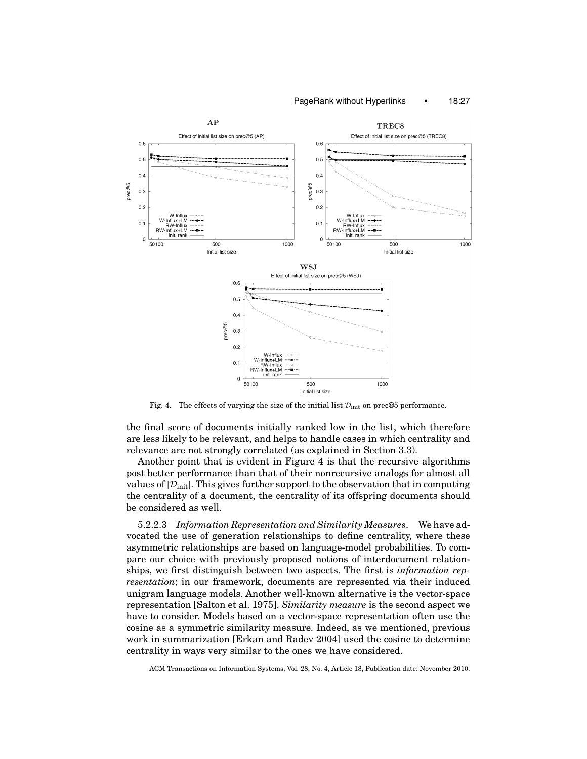Fig. 4. The effects of varying the size of the initial list $\mathcal{D}_{\text{init}}$ on prec@5 performance.

the final score of documents initially ranked low in the list, which therefore are less likely to be relevant, and helps to handle cases in which centrality and relevance are not strongly correlated (as explained in Section 3.3).

Another point that is evident in Figure 4 is that the recursive algorithms post better performance than that of their nonrecursive analogs for almost all values of $|\mathcal{D}_{\text{init}}|$. This gives further support to the observation that in computing the centrality of a document, the centrality of its offspring documents should be considered as well.

5.2.2.3 *Information Representation and Similarity Measures*. We have advocated the use of generation relationships to define centrality, where these asymmetric relationships are based on language-model probabilities. To compare our choice with previously proposed notions of interdocument relationships, we first distinguish between two aspects. The first is *information representation*; in our framework, documents are represented via their induced unigram language models. Another well-known alternative is the vector-space representation [Salton et al. 1975]. *Similarity measure* is the second aspect we have to consider. Models based on a vector-space representation often use the cosine as a symmetric similarity measure. Indeed, as we mentioned, previous work in summarization [Erkan and Radev 2004] used the cosine to determine centrality in ways very similar to the ones we have considered.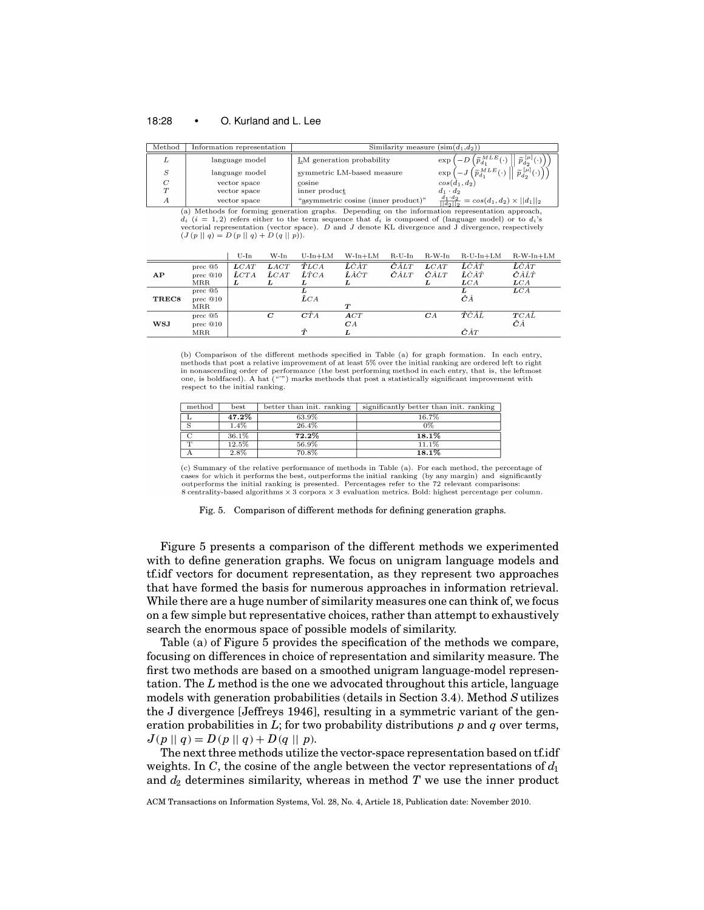| Method | Information representation | Similarity measure ($\text{sim}(d_1, d_2)$) | |
|---|---|---|---|
| $L$ | language model | LM generation probability | $\exp\left(-D\left(\widetilde{p}_{d_1}^{MLE}(\cdot) \,\middle\|\, \widetilde{p}_{d_2}^{[\mu]}(\cdot)\right)\right)$ |
| $S$ | language model | symmetric LM-based measure | $\exp\left(-J\left(\widetilde{p}_{d_1}^{MLE}(\cdot) \,\middle\|\, \widetilde{p}_{d_2}^{[\mu]}(\cdot)\right)\right)$ |
| $C$ | vector space | cosine | $\cos(d_1, d_2)$ |
| $T$ | vector space | inner product | $d_1 \cdot d_2$ |
| $A$ | vector space | "asymmetric cosine (inner product)" | $\frac{d_1 \cdot d_2}{\lVert d_2 \rVert_2} = \cos(d_1, d_2) \times \lVert d_1 \rVert_2$ |

(a) Methods for forming generation graphs. Depending on the information representation approach, $d_i$ ($i = 1, 2$) refers either to the term sequence that $d_i$ is composed of (language model) or to $d_i$'s vectorial representation (vector space). $D$ and $J$ denote KL divergence and J divergence, respectively ($J(p \,\|\, q) = D(p \,\|\, q) + D(q \,\|\, p)$).

| | | U-In | W-In | U-In+LM | W-In+LM | R-U-In | R-W-In | R-U-In+LM | R-W-In+LM |
|---|---|---|---|---|---|---|---|---|---|
| **AP** | prec @5 | $\mathbf{L}CAT$ | $\mathbf{L}ACT$ | $\mathbf{\hat{T}}LCA$ | $\mathbf{\hat{L}}\hat{C}\hat{A}T$ | $\mathbf{\hat{C}}\hat{A}LT$ | $\mathbf{L}CAT$ | $\mathbf{\hat{L}}\hat{C}\hat{A}\hat{T}$ | $\mathbf{\hat{L}}\hat{C}\hat{A}T$ |
| | prec @10 | $\mathbf{\hat{L}}CTA$ | $\mathbf{\hat{L}}CAT$ | $\mathbf{\hat{L}}\hat{T}CA$ | $\mathbf{\hat{L}}\hat{A}\hat{C}T$ | $\mathbf{\hat{C}}\hat{A}LT$ | $\mathbf{\hat{C}}\hat{A}LT$ | $\mathbf{\hat{L}}\hat{C}\hat{A}\hat{T}$ | $\mathbf{\hat{C}}\hat{A}\hat{L}\hat{T}$ |
| | MRR | $\mathbf{L}$ | $\mathbf{L}$ | $\mathbf{L}$ | $\mathbf{L}$ | | $\mathbf{L}$ | $\mathbf{L}CA$ | $\mathbf{L}CA$ |
| **TREC8** | prec @5 | | | $\mathbf{L}$ | | | | $\mathbf{L}$ | $\mathbf{L}CA$ |
| | prec @10 | | | $\mathbf{\hat{L}}CA$ | | | | $\mathbf{\hat{C}}\hat{A}$ | |
| | MRR | | | | $\mathbf{T}$ | | | | |
| **WSJ** | prec @5 | | $\mathbf{C}$ | $\mathbf{C}\hat{T}A$ | $\mathbf{A}CT$ | | $\mathbf{C}A$ | $\mathbf{\hat{T}}\hat{C}\hat{A}\hat{L}$ | $\mathbf{T}CA\hat{L}$ |
| | prec @10 | | | | $\mathbf{C}A$ | | | | $\mathbf{\hat{C}}\hat{A}$ |
| | MRR | | | $\mathbf{\hat{T}}$ | $\mathbf{L}$ | | | $\mathbf{\hat{C}}\hat{A}T$ | |

(b) Comparison of the different methods specified in Table (a) for graph formation. In each entry, methods that post a relative improvement of at least 5% over the initial ranking are ordered left to right in nonascending order of performance (the best performing method in each entry, that is, the leftmost one, is boldfaced). A hat ("ˆ") marks methods that post a statistically significant improvement with respect to the initial ranking.

| method | best | better than init. ranking | significantly better than init. ranking |
|---|---|---|---|
| L | **47.2%** | 63.9% | 16.7% |
| S | 1.4% | 26.4% | 0% |
| C | 36.1% | **72.2%** | **18.1%** |
| T | 12.5% | 56.9% | 11.1% |
| A | 2.8% | 70.8% | **18.1%** |

(c) Summary of the relative performance of methods in Table (a). For each method, the percentage of cases for which it performs the best, outperforms the initial ranking (by any margin) and significantly outperforms the initial ranking is presented. Percentages refer to the 72 relevant comparisons: 8 centrality-based algorithms × 3 corpora × 3 evaluation metrics. Bold: highest percentage per column.

Fig. 5. Comparison of different methods for defining generation graphs.

Figure 5 presents a comparison of the different methods we experimented with to define generation graphs. We focus on unigram language models and tf.idf vectors for document representation, as they represent two approaches that have formed the basis for numerous approaches in information retrieval. While there are a huge number of similarity measures one can think of, we focus on a few simple but representative choices, rather than attempt to exhaustively search the enormous space of possible models of similarity.

Table (a) of Figure 5 provides the specification of the methods we compare, focusing on differences in choice of representation and similarity measure. The first two methods are based on a smoothed unigram language-model representation. The $L$ method is the one we advocated throughout this article, language models with generation probabilities (details in Section 3.4). Method $S$ utilizes the J divergence [Jeffreys 1946], resulting in a symmetric variant of the generation probabilities in $L$; for two probability distributions $p$ and $q$ over terms, $J(p \,\|\, q) = D(p \,\|\, q) + D(q \,\|\, p)$.

The next three methods utilize the vector-space representation based on tf.idf weights. In $C$, the cosine of the angle between the vector representations of $d_1$ and $d_2$ determines similarity, whereas in method $T$ we use the inner product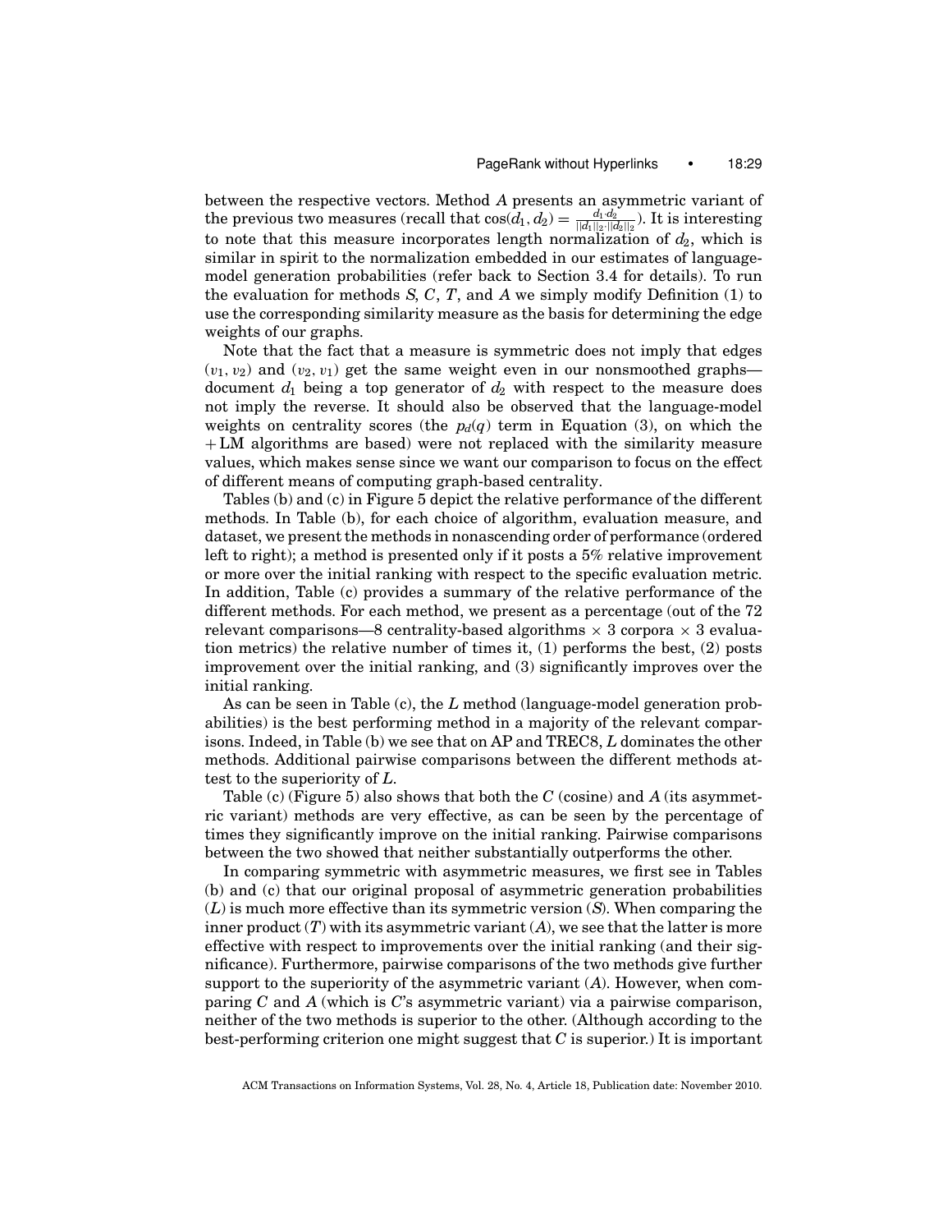between the respective vectors. Method $A$ presents an asymmetric variant of the previous two measures (recall that $\cos(d_1, d_2) = \frac{d_1 \cdot d_2}{||d_1||_2 \cdot ||d_2||_2}$). It is interesting to note that this measure incorporates length normalization of $d_2$, which is similar in spirit to the normalization embedded in our estimates of language-model generation probabilities (refer back to Section 3.4 for details). To run the evaluation for methods $S$, $C$, $T$, and $A$ we simply modify Definition (1) to use the corresponding similarity measure as the basis for determining the edge weights of our graphs.

Note that the fact that a measure is symmetric does not imply that edges $(v_1, v_2)$ and $(v_2, v_1)$ get the same weight even in our nonsmoothed graphs—document $d_1$ being a top generator of $d_2$ with respect to the measure does not imply the reverse. It should also be observed that the language-model weights on centrality scores (the $p_d(q)$ term in Equation (3), on which the $+$LM algorithms are based) were not replaced with the similarity measure values, which makes sense since we want our comparison to focus on the effect of different means of computing graph-based centrality.

Tables (b) and (c) in Figure 5 depict the relative performance of the different methods. In Table (b), for each choice of algorithm, evaluation measure, and dataset, we present the methods in nonascending order of performance (ordered left to right); a method is presented only if it posts a 5% relative improvement or more over the initial ranking with respect to the specific evaluation metric. In addition, Table (c) provides a summary of the relative performance of the different methods. For each method, we present as a percentage (out of the 72 relevant comparisons—8 centrality-based algorithms $\times$ 3 corpora $\times$ 3 evaluation metrics) the relative number of times it, (1) performs the best, (2) posts improvement over the initial ranking, and (3) significantly improves over the initial ranking.

As can be seen in Table (c), the $L$ method (language-model generation probabilities) is the best performing method in a majority of the relevant comparisons. Indeed, in Table (b) we see that on AP and TREC8, $L$ dominates the other methods. Additional pairwise comparisons between the different methods attest to the superiority of $L$.

Table (c) (Figure 5) also shows that both the $C$ (cosine) and $A$ (its asymmetric variant) methods are very effective, as can be seen by the percentage of times they significantly improve on the initial ranking. Pairwise comparisons between the two showed that neither substantially outperforms the other.

In comparing symmetric with asymmetric measures, we first see in Tables (b) and (c) that our original proposal of asymmetric generation probabilities ($L$) is much more effective than its symmetric version ($S$). When comparing the inner product ($T$) with its asymmetric variant ($A$), we see that the latter is more effective with respect to improvements over the initial ranking (and their significance). Furthermore, pairwise comparisons of the two methods give further support to the superiority of the asymmetric variant ($A$). However, when comparing $C$ and $A$ (which is $C$'s asymmetric variant) via a pairwise comparison, neither of the two methods is superior to the other. (Although according to the best-performing criterion one might suggest that $C$ is superior.) It is important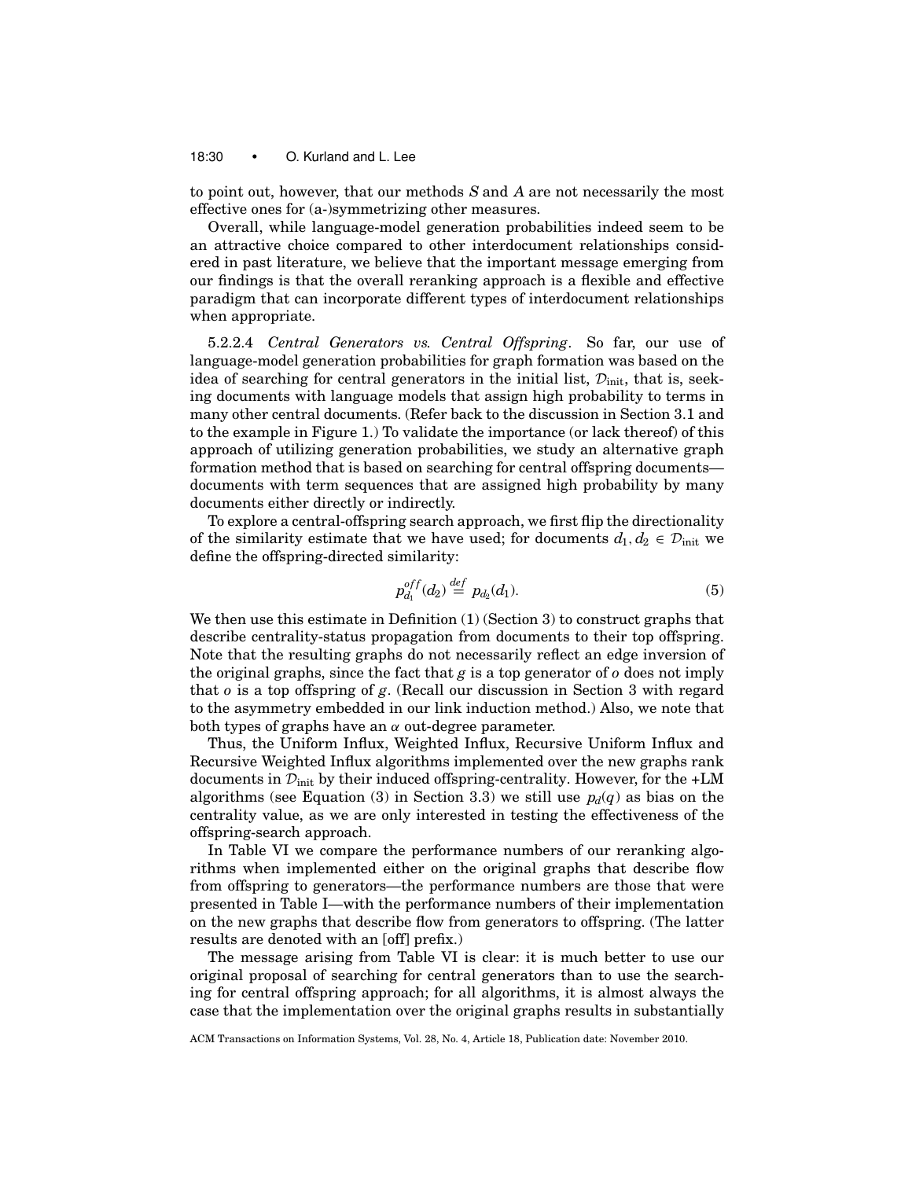to point out, however, that our methods $S$ and $A$ are not necessarily the most effective ones for (a-)symmetrizing other measures.

Overall, while language-model generation probabilities indeed seem to be an attractive choice compared to other interdocument relationships considered in past literature, we believe that the important message emerging from our findings is that the overall reranking approach is a flexible and effective paradigm that can incorporate different types of interdocument relationships when appropriate.

5.2.2.4 *Central Generators vs. Central Offspring*. So far, our use of language-model generation probabilities for graph formation was based on the idea of searching for central generators in the initial list, $\mathcal{D}_{\text{init}}$, that is, seeking documents with language models that assign high probability to terms in many other central documents. (Refer back to the discussion in Section 3.1 and to the example in Figure 1.) To validate the importance (or lack thereof) of this approach of utilizing generation probabilities, we study an alternative graph formation method that is based on searching for central offspring documents—documents with term sequences that are assigned high probability by many documents either directly or indirectly.

To explore a central-offspring search approach, we first flip the directionality of the similarity estimate that we have used; for documents $d_1, d_2 \in \mathcal{D}_{\text{init}}$ we define the offspring-directed similarity:

$$p_{d_1}^{off}(d_2) \stackrel{def}{=} p_{d_2}(d_1). \tag{5}$$

We then use this estimate in Definition (1) (Section 3) to construct graphs that describe centrality-status propagation from documents to their top offspring. Note that the resulting graphs do not necessarily reflect an edge inversion of the original graphs, since the fact that $g$ is a top generator of $o$ does not imply that $o$ is a top offspring of $g$. (Recall our discussion in Section 3 with regard to the asymmetry embedded in our link induction method.) Also, we note that both types of graphs have an $\alpha$ out-degree parameter.

Thus, the Uniform Influx, Weighted Influx, Recursive Uniform Influx and Recursive Weighted Influx algorithms implemented over the new graphs rank documents in $\mathcal{D}_{\text{init}}$ by their induced offspring-centrality. However, for the +LM algorithms (see Equation (3) in Section 3.3) we still use $p_d(q)$ as bias on the centrality value, as we are only interested in testing the effectiveness of the offspring-search approach.

In Table VI we compare the performance numbers of our reranking algorithms when implemented either on the original graphs that describe flow from offspring to generators—the performance numbers are those that were presented in Table I—with the performance numbers of their implementation on the new graphs that describe flow from generators to offspring. (The latter results are denoted with an [off] prefix.)

The message arising from Table VI is clear: it is much better to use our original proposal of searching for central generators than to use the searching for central offspring approach; for all algorithms, it is almost always the case that the implementation over the original graphs results in substantially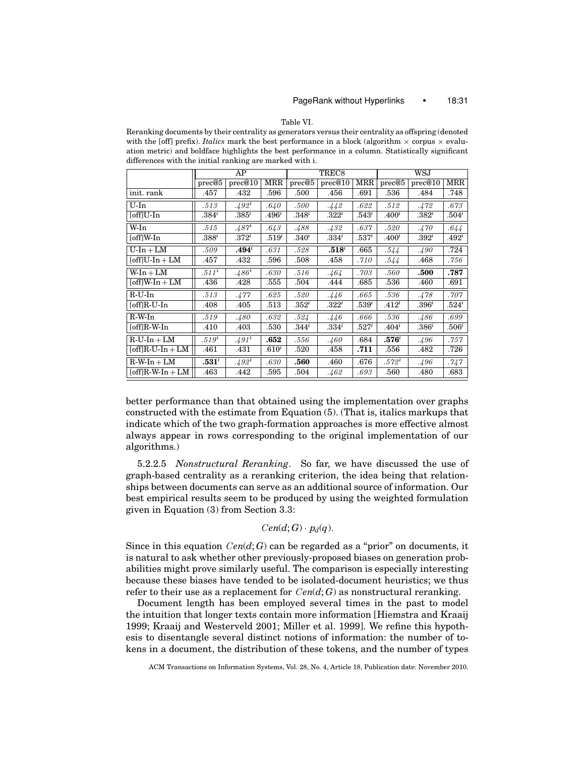Table VI.

Reranking documents by their centrality as generators versus their centrality as offspring (denoted with the [off] prefix). *Italics* mark the best performance in a block (algorithm × corpus × evaluation metric) and boldface highlights the best performance in a column. Statistically significant differences with the initial ranking are marked with i.

| | AP | | | TREC8 | | | WSJ | | |
|---|---|---|---|---|---|---|---|---|---|
| | prec@5 | prec@10 | MRR | prec@5 | prec@10 | MRR | prec@5 | prec@10 | MRR |
| init. rank | .457 | .432 | .596 | .500 | .456 | .691 | .536 | .484 | .748 |
| U-In | *.513* | *.492*$^i$ | *.640* | *.500* | *.442* | *.622* | *.512* | *.472* | *.673* |
| [off]U-In | .384$^i$ | .385$^i$ | .496$^i$ | .348$^i$ | .322$^i$ | .543$^i$ | .400$^i$ | .382$^i$ | .504$^i$ |
| W-In | *.515* | *.487*$^i$ | *.643* | *.488* | *.432* | *.637* | *.520* | *.470* | *.644* |
| [off]W-In | .388$^i$ | .372$^i$ | .519$^i$ | .340$^i$ | .334$^i$ | .537$^i$ | .400$^i$ | .392$^i$ | .492$^i$ |
| U-In + LM | *.509* | **.494**$^i$ | *.631* | *.528* | **.518**$^i$ | .665 | *.544* | *.490* | .724 |
| [off]U-In + LM | .457 | .432 | .596 | .508 | .458 | *.710* | *.544* | .468 | *.756* |
| W-In + LM | *.511*$^i$ | *.486*$^i$ | *.630* | *.516* | *.464* | *.703* | *.560* | **.500** | **.787** |
| [off]W-In + LM | .436 | .428 | .555 | .504 | .444 | .685 | .536 | .460 | .691 |
| R-U-In | *.513* | *.477* | *.625* | *.520* | *.446* | *.665* | *.536* | *.478* | *.707* |
| [off]R-U-In | .408 | .405 | .513 | .352$^i$ | .322$^i$ | .539$^i$ | .412$^i$ | .396$^i$ | .524$^i$ |
| R-W-In | *.519* | *.480* | *.632* | *.524* | *.446* | *.666* | *.536* | *.486* | *.699* |
| [off]R-W-In | .410 | .403 | .530 | .344$^i$ | .334$^i$ | .527$^i$ | .404$^i$ | .386$^i$ | .506$^i$ |
| R-U-In + LM | *.519*$^i$ | *.491*$^i$ | **.652** | *.556* | *.460* | .684 | **.576**$^i$ | *.496* | *.757* |
| [off]R-U-In + LM | .461 | .431 | .610$^i$ | .520 | .458 | **.711** | .556 | .482 | .726 |
| R-W-In + LM | **.531**$^i$ | *.492*$^i$ | *.630* | **.560** | .460 | .676 | *.572*$^i$ | *.496* | *.747* |
| [off]R-W-In + LM | .463 | .442 | .595 | .504 | *.462* | *.693* | .560 | .480 | .683 |

better performance than that obtained using the implementation over graphs constructed with the estimate from Equation (5). (That is, italics markups that indicate which of the two graph-formation approaches is more effective almost always appear in rows corresponding to the original implementation of our algorithms.)

5.2.2.5 *Nonstructural Reranking*. So far, we have discussed the use of graph-based centrality as a reranking criterion, the idea being that relationships between documents can serve as an additional source of information. Our best empirical results seem to be produced by using the weighted formulation given in Equation (3) from Section 3.3:

$$Cen(d; G) \cdot p_d(q).$$

Since in this equation $Cen(d; G)$ can be regarded as a "prior" on documents, it is natural to ask whether other previously-proposed biases on generation probabilities might prove similarly useful. The comparison is especially interesting because these biases have tended to be isolated-document heuristics; we thus refer to their use as a replacement for $Cen(d; G)$ as nonstructural reranking.

Document length has been employed several times in the past to model the intuition that longer texts contain more information [Hiemstra and Kraaij 1999; Kraaij and Westerveld 2001; Miller et al. 1999]. We refine this hypothesis to disentangle several distinct notions of information: the number of tokens in a document, the distribution of these tokens, and the number of types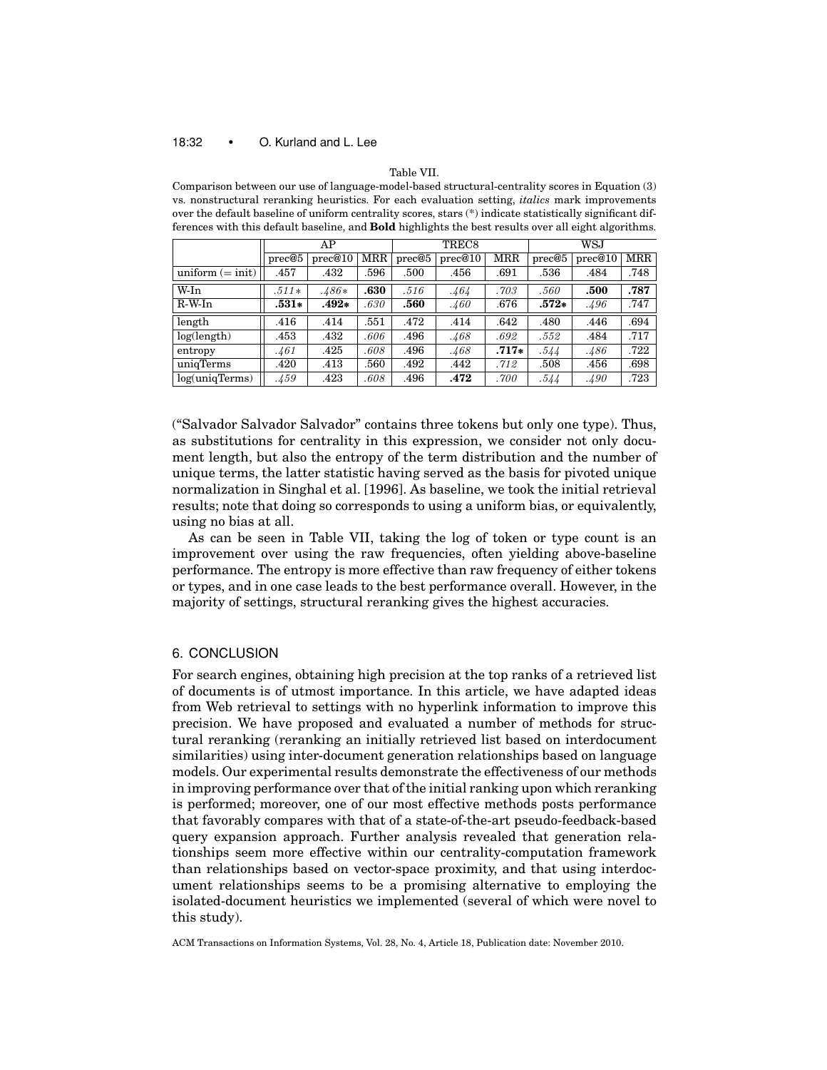Table VII.
Comparison between our use of language-model-based structural-centrality scores in Equation (3) vs. nonstructural reranking heuristics. For each evaluation setting, *italics* mark improvements over the default baseline of uniform centrality scores, stars (*) indicate statistically significant differences with this default baseline, and **Bold** highlights the best results over all eight algorithms.

| | AP | | | TREC8 | | | WSJ | | |
|---|---|---|---|---|---|---|---|---|---|
| | prec@5 | prec@10 | MRR | prec@5 | prec@10 | MRR | prec@5 | prec@10 | MRR |
| uniform (= init) | .457 | .432 | .596 | .500 | .456 | .691 | .536 | .484 | .748 |
| W-In | *.511** | *.486** | **.630** | *.516* | *.464* | *.703* | *.560* | **.500** | **.787** |
| R-W-In | **.531*** | **.492*** | *.630* | **.560** | *.460* | .676 | **.572*** | *.496* | .747 |
| length | .416 | .414 | .551 | .472 | .414 | .642 | .480 | .446 | .694 |
| log(length) | .453 | .432 | *.606* | .496 | *.468* | *.692* | *.552* | .484 | .717 |
| entropy | *.461* | .425 | *.608* | .496 | *.468* | **.717*** | *.544* | *.486* | .722 |
| uniqTerms | .420 | .413 | .560 | .492 | .442 | *.712* | .508 | .456 | .698 |
| log(uniqTerms) | *.459* | .423 | *.608* | .496 | **.472** | *.700* | *.544* | *.490* | .723 |

("Salvador Salvador Salvador" contains three tokens but only one type). Thus, as substitutions for centrality in this expression, we consider not only document length, but also the entropy of the term distribution and the number of unique terms, the latter statistic having served as the basis for pivoted unique normalization in Singhal et al. [1996]. As baseline, we took the initial retrieval results; note that doing so corresponds to using a uniform bias, or equivalently, using no bias at all.

As can be seen in Table VII, taking the log of token or type count is an improvement over using the raw frequencies, often yielding above-baseline performance. The entropy is more effective than raw frequency of either tokens or types, and in one case leads to the best performance overall. However, in the majority of settings, structural reranking gives the highest accuracies.

## 6. CONCLUSION

For search engines, obtaining high precision at the top ranks of a retrieved list of documents is of utmost importance. In this article, we have adapted ideas from Web retrieval to settings with no hyperlink information to improve this precision. We have proposed and evaluated a number of methods for structural reranking (reranking an initially retrieved list based on interdocument similarities) using inter-document generation relationships based on language models. Our experimental results demonstrate the effectiveness of our methods in improving performance over that of the initial ranking upon which reranking is performed; moreover, one of our most effective methods posts performance that favorably compares with that of a state-of-the-art pseudo-feedback-based query expansion approach. Further analysis revealed that generation relationships seem more effective within our centrality-computation framework than relationships based on vector-space proximity, and that using interdocument relationships seems to be a promising alternative to employing the isolated-document heuristics we implemented (several of which were novel to this study).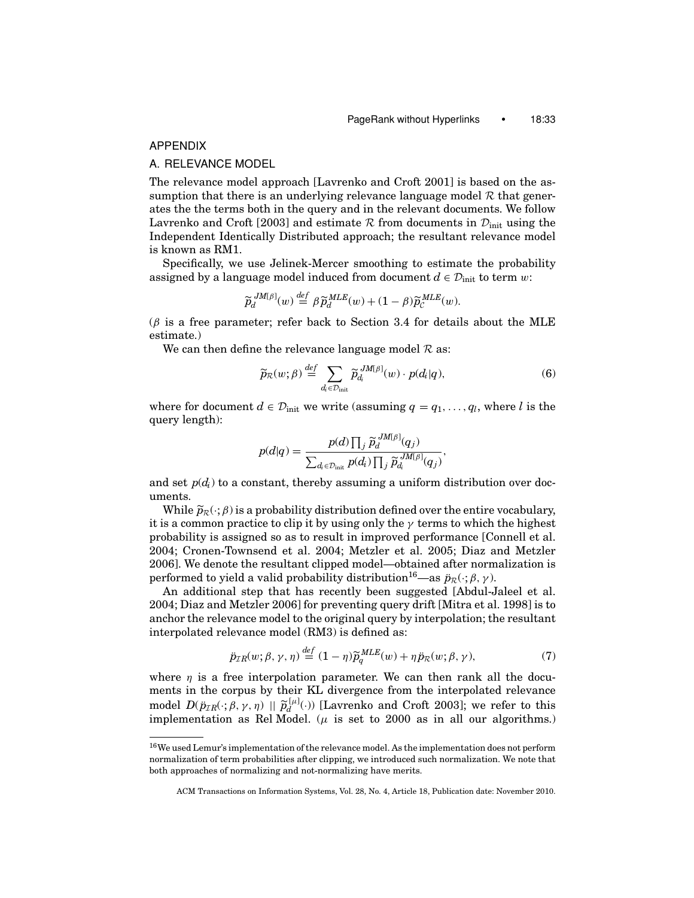## APPENDIX

### A. RELEVANCE MODEL

The relevance model approach [Lavrenko and Croft 2001] is based on the assumption that there is an underlying relevance language model $\mathcal{R}$ that generates the the terms both in the query and in the relevant documents. We follow Lavrenko and Croft [2003] and estimate $\mathcal{R}$ from documents in $\mathcal{D}_{\text{init}}$ using the Independent Identically Distributed approach; the resultant relevance model is known as RM1.

Specifically, we use Jelinek-Mercer smoothing to estimate the probability assigned by a language model induced from document $d \in \mathcal{D}_{\text{init}}$ to term $w$:

$$\widetilde{p}_d^{\,JM[\beta]}(w) \stackrel{def}{=} \beta \widetilde{p}_d^{MLE}(w) + (1-\beta)\widetilde{p}_{\mathcal{C}}^{MLE}(w).$$

($\beta$ is a free parameter; refer back to Section 3.4 for details about the MLE estimate.)

We can then define the relevance language model $\mathcal{R}$ as:

$$\widetilde{p}_{\mathcal{R}}(w;\beta) \stackrel{def}{=} \sum_{d_i \in \mathcal{D}_{\text{init}}} \widetilde{p}_{d_i}^{\,JM[\beta]}(w) \cdot p(d_i|q), \tag{6}$$

where for document $d \in \mathcal{D}_{\text{init}}$ we write (assuming $q = q_1, \ldots, q_l$, where $l$ is the query length):

$$p(d|q) = \frac{p(d)\prod_j \widetilde{p}_d^{\,JM[\beta]}(q_j)}{\sum_{d_i \in \mathcal{D}_{\text{init}}} p(d_i)\prod_j \widetilde{p}_{d_i}^{\,JM[\beta]}(q_j)},$$

and set $p(d_i)$ to a constant, thereby assuming a uniform distribution over documents.

While $\widetilde{p}_{\mathcal{R}}(\cdot;\beta)$ is a probability distribution defined over the entire vocabulary, it is a common practice to clip it by using only the $\gamma$ terms to which the highest probability is assigned so as to result in improved performance [Connell et al. 2004; Cronen-Townsend et al. 2004; Metzler et al. 2005; Diaz and Metzler 2006]. We denote the resultant clipped model—obtained after normalization is performed to yield a valid probability distribution[16]—as $\ddot{p}_{\mathcal{R}}(\cdot;\beta,\gamma)$.

An additional step that has recently been suggested [Abdul-Jaleel et al. 2004; Diaz and Metzler 2006] for preventing query drift [Mitra et al. 1998] is to anchor the relevance model to the original query by interpolation; the resultant interpolated relevance model (RM3) is defined as:

$$\ddot{p}_{\mathcal{IR}}(w;\beta,\gamma,\eta) \stackrel{def}{=} (1-\eta)\widetilde{p}_q^{MLE}(w) + \eta\,\ddot{p}_{\mathcal{R}}(w;\beta,\gamma), \tag{7}$$

where $\eta$ is a free interpolation parameter. We can then rank all the documents in the corpus by their KL divergence from the interpolated relevance model $D(\ddot{p}_{\mathcal{IR}}(\cdot;\beta,\gamma,\eta) \;||\; \widetilde{p}_d^{\,[\mu]}(\cdot))$ [Lavrenko and Croft 2003]; we refer to this implementation as Rel Model. ($\mu$ is set to 2000 as in all our algorithms.)

---

[16] We used Lemur's implementation of the relevance model. As the implementation does not perform normalization of term probabilities after clipping, we introduced such normalization. We note that both approaches of normalizing and not-normalizing have merits.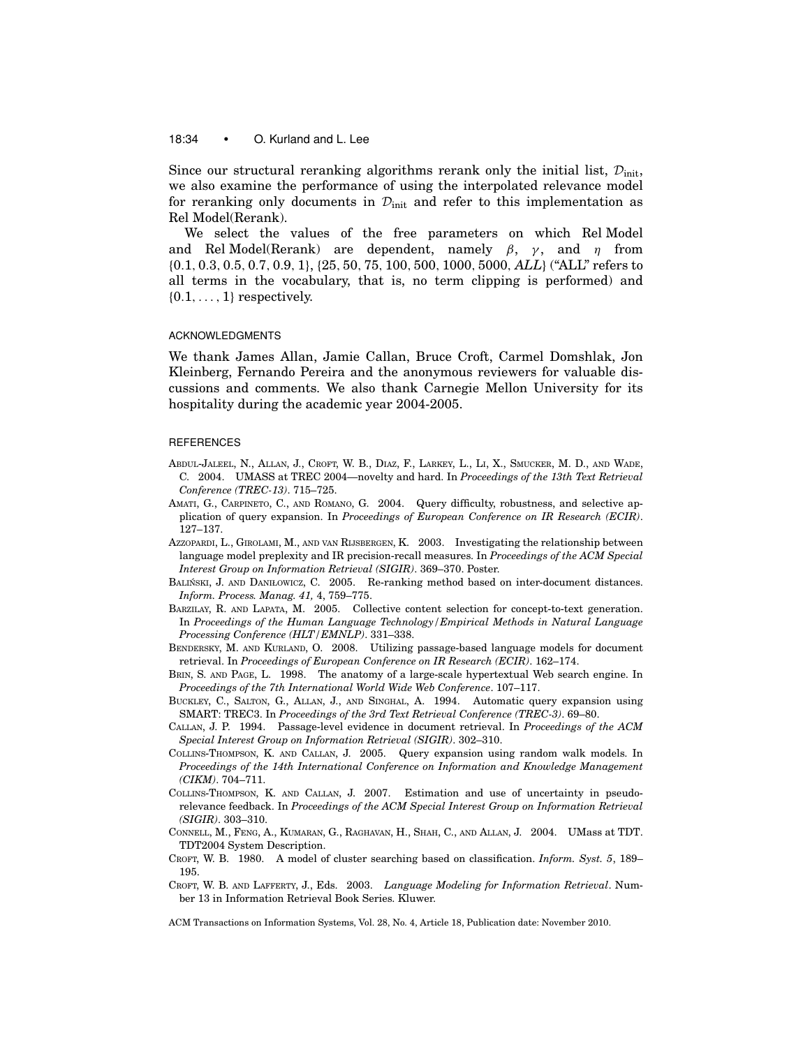Since our structural reranking algorithms rerank only the initial list, $\mathcal{D}_{\text{init}}$, we also examine the performance of using the interpolated relevance model for reranking only documents in $\mathcal{D}_{\text{init}}$ and refer to this implementation as Rel Model(Rerank).

We select the values of the free parameters on which Rel Model and Rel Model(Rerank) are dependent, namely $\beta$, $\gamma$, and $\eta$ from $\{0.1, 0.3, 0.5, 0.7, 0.9, 1\}$, $\{25, 50, 75, 100, 500, 1000, 5000, ALL\}$ ("ALL" refers to all terms in the vocabulary, that is, no term clipping is performed) and $\{0.1, \ldots, 1\}$ respectively.

## ACKNOWLEDGMENTS

We thank James Allan, Jamie Callan, Bruce Croft, Carmel Domshlak, Jon Kleinberg, Fernando Pereira and the anonymous reviewers for valuable discussions and comments. We also thank Carnegie Mellon University for its hospitality during the academic year 2004-2005.

## REFERENCES

ABDUL-JALEEL, N., ALLAN, J., CROFT, W. B., DIAZ, F., LARKEY, L., LI, X., SMUCKER, M. D., AND WADE, C. 2004. UMASS at TREC 2004—novelty and hard. In *Proceedings of the 13th Text Retrieval Conference (TREC-13)*. 715–725.

AMATI, G., CARPINETO, C., AND ROMANO, G. 2004. Query difficulty, robustness, and selective application of query expansion. In *Proceedings of European Conference on IR Research (ECIR)*. 127–137.

AZZOPARDI, L., GIROLAMI, M., AND VAN RIJSBERGEN, K. 2003. Investigating the relationship between language model preplexity and IR precision-recall measures. In *Proceedings of the ACM Special Interest Group on Information Retrieval (SIGIR)*. 369–370. Poster.

BALIŃSKI, J. AND DANIŁOWICZ, C. 2005. Re-ranking method based on inter-document distances. *Inform. Process. Manag. 41,* 4, 759–775.

BARZILAY, R. AND LAPATA, M. 2005. Collective content selection for concept-to-text generation. In *Proceedings of the Human Language Technology/Empirical Methods in Natural Language Processing Conference (HLT/EMNLP)*. 331–338.

BENDERSKY, M. AND KURLAND, O. 2008. Utilizing passage-based language models for document retrieval. In *Proceedings of European Conference on IR Research (ECIR)*. 162–174.

BRIN, S. AND PAGE, L. 1998. The anatomy of a large-scale hypertextual Web search engine. In *Proceedings of the 7th International World Wide Web Conference*. 107–117.

BUCKLEY, C., SALTON, G., ALLAN, J., AND SINGHAL, A. 1994. Automatic query expansion using SMART: TREC3. In *Proceedings of the 3rd Text Retrieval Conference (TREC-3)*. 69–80.

CALLAN, J. P. 1994. Passage-level evidence in document retrieval. In *Proceedings of the ACM Special Interest Group on Information Retrieval (SIGIR)*. 302–310.

COLLINS-THOMPSON, K. AND CALLAN, J. 2005. Query expansion using random walk models. In *Proceedings of the 14th International Conference on Information and Knowledge Management (CIKM)*. 704–711.

COLLINS-THOMPSON, K. AND CALLAN, J. 2007. Estimation and use of uncertainty in pseudo-relevance feedback. In *Proceedings of the ACM Special Interest Group on Information Retrieval (SIGIR)*. 303–310.

CONNELL, M., FENG, A., KUMARAN, G., RAGHAVAN, H., SHAH, C., AND ALLAN, J. 2004. UMass at TDT. TDT2004 System Description.

CROFT, W. B. 1980. A model of cluster searching based on classification. *Inform. Syst. 5*, 189–195.

CROFT, W. B. AND LAFFERTY, J., Eds. 2003. *Language Modeling for Information Retrieval*. Number 13 in Information Retrieval Book Series. Kluwer.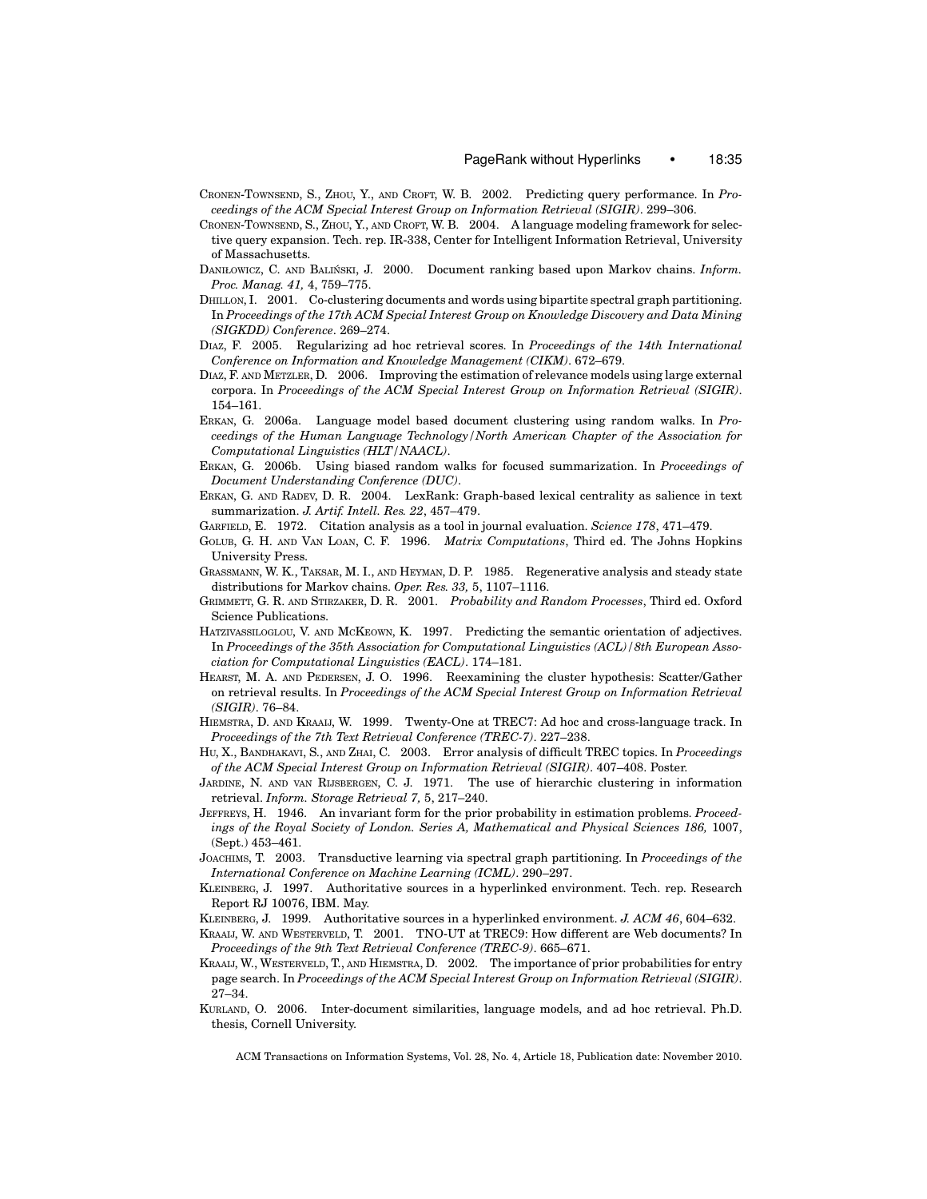CRONEN-TOWNSEND, S., ZHOU, Y., AND CROFT, W. B. 2002. Predicting query performance. In *Proceedings of the ACM Special Interest Group on Information Retrieval (SIGIR)*. 299–306.

CRONEN-TOWNSEND, S., ZHOU, Y., AND CROFT, W. B. 2004. A language modeling framework for selective query expansion. Tech. rep. IR-338, Center for Intelligent Information Retrieval, University of Massachusetts.

DANIŁOWICZ, C. AND BALIŃSKI, J. 2000. Document ranking based upon Markov chains. *Inform. Proc. Manag. 41,* 4, 759–775.

DHILLON, I. 2001. Co-clustering documents and words using bipartite spectral graph partitioning. In *Proceedings of the 17th ACM Special Interest Group on Knowledge Discovery and Data Mining (SIGKDD) Conference*. 269–274.

DIAZ, F. 2005. Regularizing ad hoc retrieval scores. In *Proceedings of the 14th International Conference on Information and Knowledge Management (CIKM)*. 672–679.

DIAZ, F. AND METZLER, D. 2006. Improving the estimation of relevance models using large external corpora. In *Proceedings of the ACM Special Interest Group on Information Retrieval (SIGIR)*. 154–161.

ERKAN, G. 2006a. Language model based document clustering using random walks. In *Proceedings of the Human Language Technology/North American Chapter of the Association for Computational Linguistics (HLT/NAACL)*.

ERKAN, G. 2006b. Using biased random walks for focused summarization. In *Proceedings of Document Understanding Conference (DUC)*.

ERKAN, G. AND RADEV, D. R. 2004. LexRank: Graph-based lexical centrality as salience in text summarization. *J. Artif. Intell. Res. 22*, 457–479.

GARFIELD, E. 1972. Citation analysis as a tool in journal evaluation. *Science 178*, 471–479.

GOLUB, G. H. AND VAN LOAN, C. F. 1996. *Matrix Computations*, Third ed. The Johns Hopkins University Press.

GRASSMANN, W. K., TAKSAR, M. I., AND HEYMAN, D. P. 1985. Regenerative analysis and steady state distributions for Markov chains. *Oper. Res. 33,* 5, 1107–1116.

GRIMMETT, G. R. AND STIRZAKER, D. R. 2001. *Probability and Random Processes*, Third ed. Oxford Science Publications.

HATZIVASSILOGLOU, V. AND MCKEOWN, K. 1997. Predicting the semantic orientation of adjectives. In *Proceedings of the 35th Association for Computational Linguistics (ACL)/8th European Association for Computational Linguistics (EACL)*. 174–181.

HEARST, M. A. AND PEDERSEN, J. O. 1996. Reexamining the cluster hypothesis: Scatter/Gather on retrieval results. In *Proceedings of the ACM Special Interest Group on Information Retrieval (SIGIR)*. 76–84.

HIEMSTRA, D. AND KRAAIJ, W. 1999. Twenty-One at TREC7: Ad hoc and cross-language track. In *Proceedings of the 7th Text Retrieval Conference (TREC-7)*. 227–238.

HU, X., BANDHAKAVI, S., AND ZHAI, C. 2003. Error analysis of difficult TREC topics. In *Proceedings of the ACM Special Interest Group on Information Retrieval (SIGIR)*. 407–408. Poster.

JARDINE, N. AND VAN RIJSBERGEN, C. J. 1971. The use of hierarchic clustering in information retrieval. *Inform. Storage Retrieval 7,* 5, 217–240.

JEFFREYS, H. 1946. An invariant form for the prior probability in estimation problems. *Proceedings of the Royal Society of London. Series A, Mathematical and Physical Sciences 186,* 1007, (Sept.) 453–461.

JOACHIMS, T. 2003. Transductive learning via spectral graph partitioning. In *Proceedings of the International Conference on Machine Learning (ICML)*. 290–297.

KLEINBERG, J. 1997. Authoritative sources in a hyperlinked environment. Tech. rep. Research Report RJ 10076, IBM. May.

KLEINBERG, J. 1999. Authoritative sources in a hyperlinked environment. *J. ACM 46*, 604–632.

KRAAIJ, W. AND WESTERVELD, T. 2001. TNO-UT at TREC9: How different are Web documents? In *Proceedings of the 9th Text Retrieval Conference (TREC-9)*. 665–671.

KRAAIJ, W., WESTERVELD, T., AND HIEMSTRA, D. 2002. The importance of prior probabilities for entry page search. In *Proceedings of the ACM Special Interest Group on Information Retrieval (SIGIR)*. 27–34.

KURLAND, O. 2006. Inter-document similarities, language models, and ad hoc retrieval. Ph.D. thesis, Cornell University.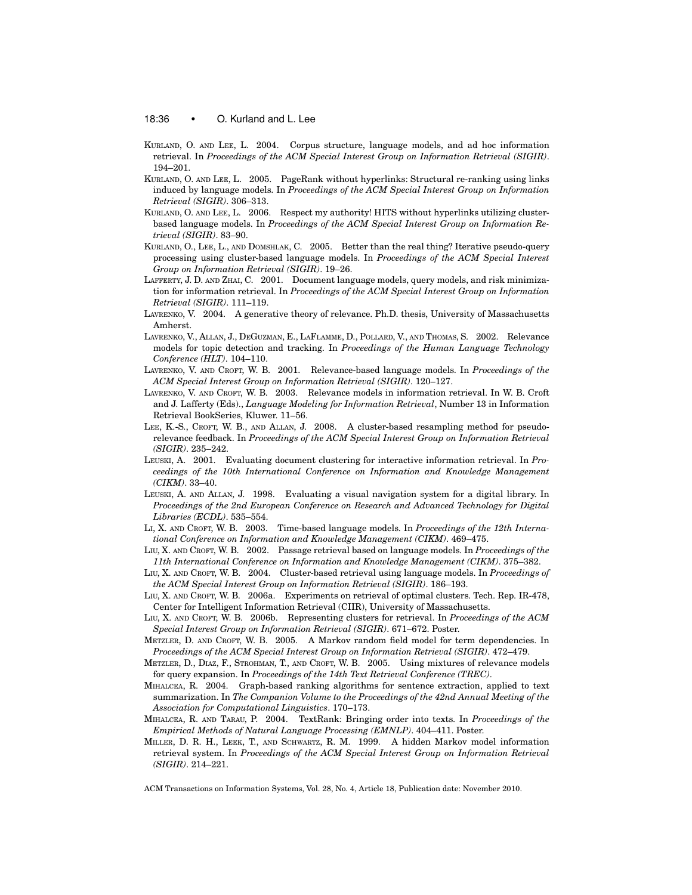KURLAND, O. AND LEE, L. 2004. Corpus structure, language models, and ad hoc information retrieval. In *Proceedings of the ACM Special Interest Group on Information Retrieval (SIGIR)*. 194–201.

KURLAND, O. AND LEE, L. 2005. PageRank without hyperlinks: Structural re-ranking using links induced by language models. In *Proceedings of the ACM Special Interest Group on Information Retrieval (SIGIR)*. 306–313.

KURLAND, O. AND LEE, L. 2006. Respect my authority! HITS without hyperlinks utilizing cluster-based language models. In *Proceedings of the ACM Special Interest Group on Information Retrieval (SIGIR)*. 83–90.

KURLAND, O., LEE, L., AND DOMSHLAK, C. 2005. Better than the real thing? Iterative pseudo-query processing using cluster-based language models. In *Proceedings of the ACM Special Interest Group on Information Retrieval (SIGIR)*. 19–26.

LAFFERTY, J. D. AND ZHAI, C. 2001. Document language models, query models, and risk minimization for information retrieval. In *Proceedings of the ACM Special Interest Group on Information Retrieval (SIGIR)*. 111–119.

LAVRENKO, V. 2004. A generative theory of relevance. Ph.D. thesis, University of Massachusetts Amherst.

LAVRENKO, V., ALLAN, J., DEGUZMAN, E., LAFLAMME, D., POLLARD, V., AND THOMAS, S. 2002. Relevance models for topic detection and tracking. In *Proceedings of the Human Language Technology Conference (HLT)*. 104–110.

LAVRENKO, V. AND CROFT, W. B. 2001. Relevance-based language models. In *Proceedings of the ACM Special Interest Group on Information Retrieval (SIGIR)*. 120–127.

LAVRENKO, V. AND CROFT, W. B. 2003. Relevance models in information retrieval. In W. B. Croft and J. Lafferty (Eds)., *Language Modeling for Information Retrieval*, Number 13 in Information Retrieval BookSeries, Kluwer. 11–56.

LEE, K.-S., CROFT, W. B., AND ALLAN, J. 2008. A cluster-based resampling method for pseudo-relevance feedback. In *Proceedings of the ACM Special Interest Group on Information Retrieval (SIGIR)*. 235–242.

LEUSKI, A. 2001. Evaluating document clustering for interactive information retrieval. In *Proceedings of the 10th International Conference on Information and Knowledge Management (CIKM)*. 33–40.

LEUSKI, A. AND ALLAN, J. 1998. Evaluating a visual navigation system for a digital library. In *Proceedings of the 2nd European Conference on Research and Advanced Technology for Digital Libraries (ECDL)*. 535–554.

LI, X. AND CROFT, W. B. 2003. Time-based language models. In *Proceedings of the 12th International Conference on Information and Knowledge Management (CIKM)*. 469–475.

LIU, X. AND CROFT, W. B. 2002. Passage retrieval based on language models. In *Proceedings of the 11th International Conference on Information and Knowledge Management (CIKM)*. 375–382.

LIU, X. AND CROFT, W. B. 2004. Cluster-based retrieval using language models. In *Proceedings of the ACM Special Interest Group on Information Retrieval (SIGIR)*. 186–193.

LIU, X. AND CROFT, W. B. 2006a. Experiments on retrieval of optimal clusters. Tech. Rep. IR-478, Center for Intelligent Information Retrieval (CIIR), University of Massachusetts.

LIU, X. AND CROFT, W. B. 2006b. Representing clusters for retrieval. In *Proceedings of the ACM Special Interest Group on Information Retrieval (SIGIR)*. 671–672. Poster.

METZLER, D. AND CROFT, W. B. 2005. A Markov random field model for term dependencies. In *Proceedings of the ACM Special Interest Group on Information Retrieval (SIGIR)*. 472–479.

METZLER, D., DIAZ, F., STROHMAN, T., AND CROFT, W. B. 2005. Using mixtures of relevance models for query expansion. In *Proceedings of the 14th Text Retrieval Conference (TREC)*.

MIHALCEA, R. 2004. Graph-based ranking algorithms for sentence extraction, applied to text summarization. In *The Companion Volume to the Proceedings of the 42nd Annual Meeting of the Association for Computational Linguistics*. 170–173.

MIHALCEA, R. AND TARAU, P. 2004. TextRank: Bringing order into texts. In *Proceedings of the Empirical Methods of Natural Language Processing (EMNLP)*. 404–411. Poster.

MILLER, D. R. H., LEEK, T., AND SCHWARTZ, R. M. 1999. A hidden Markov model information retrieval system. In *Proceedings of the ACM Special Interest Group on Information Retrieval (SIGIR)*. 214–221.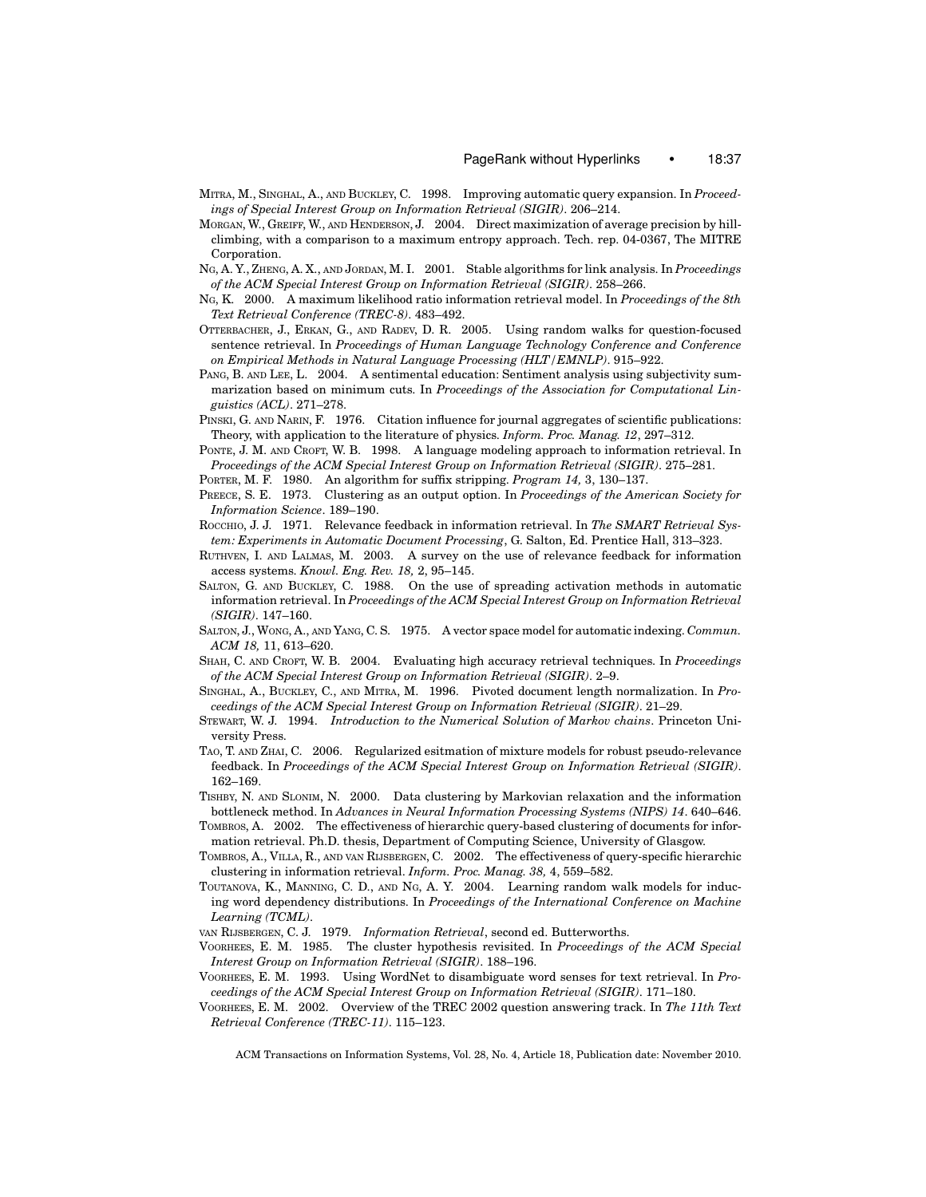MITRA, M., SINGHAL, A., AND BUCKLEY, C. 1998. Improving automatic query expansion. In *Proceedings of Special Interest Group on Information Retrieval (SIGIR)*. 206–214.

MORGAN, W., GREIFF, W., AND HENDERSON, J. 2004. Direct maximization of average precision by hill-climbing, with a comparison to a maximum entropy approach. Tech. rep. 04-0367, The MITRE Corporation.

NG, A. Y., ZHENG, A. X., AND JORDAN, M. I. 2001. Stable algorithms for link analysis. In *Proceedings of the ACM Special Interest Group on Information Retrieval (SIGIR)*. 258–266.

NG, K. 2000. A maximum likelihood ratio information retrieval model. In *Proceedings of the 8th Text Retrieval Conference (TREC-8)*. 483–492.

OTTERBACHER, J., ERKAN, G., AND RADEV, D. R. 2005. Using random walks for question-focused sentence retrieval. In *Proceedings of Human Language Technology Conference and Conference on Empirical Methods in Natural Language Processing (HLT/EMNLP)*. 915–922.

PANG, B. AND LEE, L. 2004. A sentimental education: Sentiment analysis using subjectivity summarization based on minimum cuts. In *Proceedings of the Association for Computational Linguistics (ACL)*. 271–278.

PINSKI, G. AND NARIN, F. 1976. Citation influence for journal aggregates of scientific publications: Theory, with application to the literature of physics. *Inform. Proc. Manag. 12*, 297–312.

PONTE, J. M. AND CROFT, W. B. 1998. A language modeling approach to information retrieval. In *Proceedings of the ACM Special Interest Group on Information Retrieval (SIGIR)*. 275–281.

PORTER, M. F. 1980. An algorithm for suffix stripping. *Program 14,* 3, 130–137.

PREECE, S. E. 1973. Clustering as an output option. In *Proceedings of the American Society for Information Science*. 189–190.

ROCCHIO, J. J. 1971. Relevance feedback in information retrieval. In *The SMART Retrieval System: Experiments in Automatic Document Processing*, G. Salton, Ed. Prentice Hall, 313–323.

RUTHVEN, I. AND LALMAS, M. 2003. A survey on the use of relevance feedback for information access systems. *Knowl. Eng. Rev. 18,* 2, 95–145.

SALTON, G. AND BUCKLEY, C. 1988. On the use of spreading activation methods in automatic information retrieval. In *Proceedings of the ACM Special Interest Group on Information Retrieval (SIGIR)*. 147–160.

SALTON, J., WONG, A., AND YANG, C. S. 1975. A vector space model for automatic indexing. *Commun. ACM 18,* 11, 613–620.

SHAH, C. AND CROFT, W. B. 2004. Evaluating high accuracy retrieval techniques. In *Proceedings of the ACM Special Interest Group on Information Retrieval (SIGIR)*. 2–9.

SINGHAL, A., BUCKLEY, C., AND MITRA, M. 1996. Pivoted document length normalization. In *Proceedings of the ACM Special Interest Group on Information Retrieval (SIGIR)*. 21–29.

STEWART, W. J. 1994. *Introduction to the Numerical Solution of Markov chains*. Princeton University Press.

TAO, T. AND ZHAI, C. 2006. Regularized esitmation of mixture models for robust pseudo-relevance feedback. In *Proceedings of the ACM Special Interest Group on Information Retrieval (SIGIR)*. 162–169.

TISHBY, N. AND SLONIM, N. 2000. Data clustering by Markovian relaxation and the information bottleneck method. In *Advances in Neural Information Processing Systems (NIPS) 14*. 640–646.

TOMBROS, A. 2002. The effectiveness of hierarchic query-based clustering of documents for information retrieval. Ph.D. thesis, Department of Computing Science, University of Glasgow.

TOMBROS, A., VILLA, R., AND VAN RIJSBERGEN, C. 2002. The effectiveness of query-specific hierarchic clustering in information retrieval. *Inform. Proc. Manag. 38,* 4, 559–582.

TOUTANOVA, K., MANNING, C. D., AND NG, A. Y. 2004. Learning random walk models for inducing word dependency distributions. In *Proceedings of the International Conference on Machine Learning (TCML)*.

VAN RIJSBERGEN, C. J. 1979. *Information Retrieval*, second ed. Butterworths.

VOORHEES, E. M. 1985. The cluster hypothesis revisited. In *Proceedings of the ACM Special Interest Group on Information Retrieval (SIGIR)*. 188–196.

VOORHEES, E. M. 1993. Using WordNet to disambiguate word senses for text retrieval. In *Proceedings of the ACM Special Interest Group on Information Retrieval (SIGIR)*. 171–180.

VOORHEES, E. M. 2002. Overview of the TREC 2002 question answering track. In *The 11th Text Retrieval Conference (TREC-11)*. 115–123.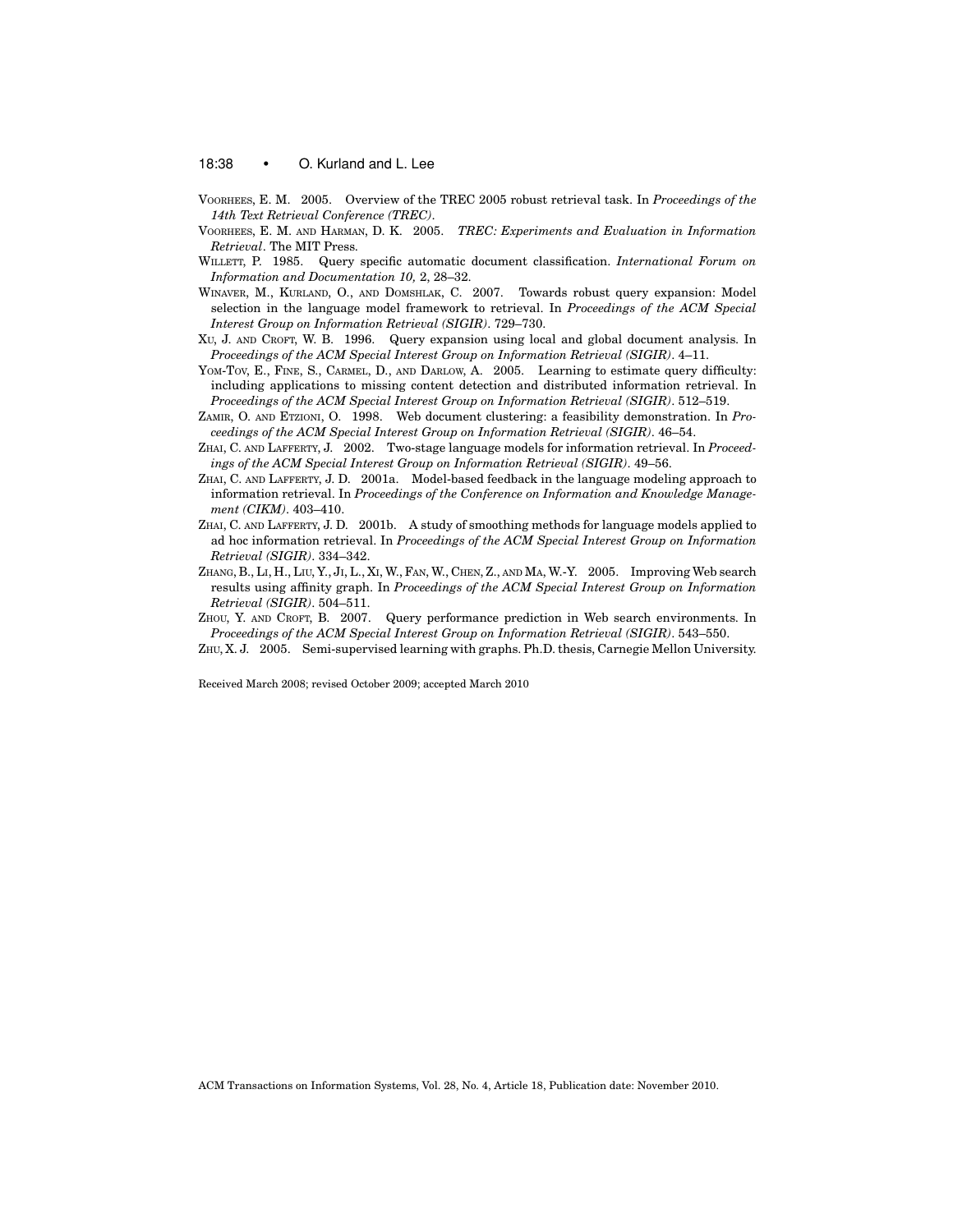VOORHEES, E. M. 2005. Overview of the TREC 2005 robust retrieval task. In *Proceedings of the 14th Text Retrieval Conference (TREC)*.

VOORHEES, E. M. AND HARMAN, D. K. 2005. *TREC: Experiments and Evaluation in Information Retrieval*. The MIT Press.

WILLETT, P. 1985. Query specific automatic document classification. *International Forum on Information and Documentation 10,* 2, 28–32.

WINAVER, M., KURLAND, O., AND DOMSHLAK, C. 2007. Towards robust query expansion: Model selection in the language model framework to retrieval. In *Proceedings of the ACM Special Interest Group on Information Retrieval (SIGIR)*. 729–730.

XU, J. AND CROFT, W. B. 1996. Query expansion using local and global document analysis. In *Proceedings of the ACM Special Interest Group on Information Retrieval (SIGIR)*. 4–11.

YOM-TOV, E., FINE, S., CARMEL, D., AND DARLOW, A. 2005. Learning to estimate query difficulty: including applications to missing content detection and distributed information retrieval. In *Proceedings of the ACM Special Interest Group on Information Retrieval (SIGIR)*. 512–519.

ZAMIR, O. AND ETZIONI, O. 1998. Web document clustering: a feasibility demonstration. In *Proceedings of the ACM Special Interest Group on Information Retrieval (SIGIR)*. 46–54.

ZHAI, C. AND LAFFERTY, J. 2002. Two-stage language models for information retrieval. In *Proceedings of the ACM Special Interest Group on Information Retrieval (SIGIR)*. 49–56.

ZHAI, C. AND LAFFERTY, J. D. 2001a. Model-based feedback in the language modeling approach to information retrieval. In *Proceedings of the Conference on Information and Knowledge Management (CIKM)*. 403–410.

ZHAI, C. AND LAFFERTY, J. D. 2001b. A study of smoothing methods for language models applied to ad hoc information retrieval. In *Proceedings of the ACM Special Interest Group on Information Retrieval (SIGIR)*. 334–342.

ZHANG, B., LI, H., LIU, Y., JI, L., XI, W., FAN, W., CHEN, Z., AND MA, W.-Y. 2005. Improving Web search results using affinity graph. In *Proceedings of the ACM Special Interest Group on Information Retrieval (SIGIR)*. 504–511.

ZHOU, Y. AND CROFT, B. 2007. Query performance prediction in Web search environments. In *Proceedings of the ACM Special Interest Group on Information Retrieval (SIGIR)*. 543–550.

ZHU, X. J. 2005. Semi-supervised learning with graphs. Ph.D. thesis, Carnegie Mellon University.

Received March 2008; revised October 2009; accepted March 2010